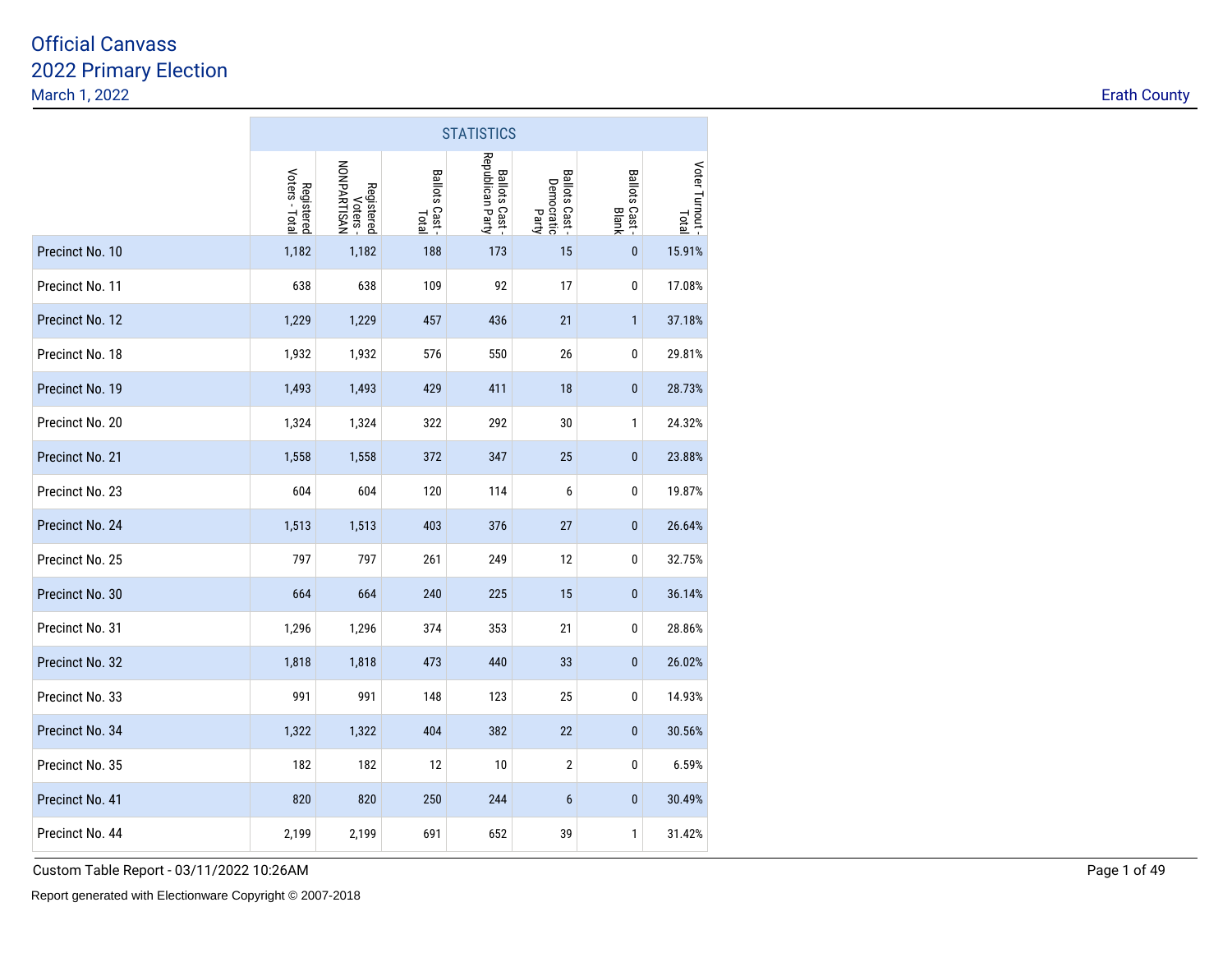# Official Canvass

## 2022 Primary Election

March 1, 2022

Erath County

| | STATISTICS | | | | | | |
|---|---|---|---|---|---|---|---|
| | Registered Voters - Total | Registered Voters - NONPARTISAN | Ballots Cast - Total | Ballots Cast - Republican Party | Ballots Cast - Democratic Party | Ballots Cast - Blank | Voter Turnout - Total |
| Precinct No. 10 | 1,182 | 1,182 | 188 | 173 | 15 | 0 | 15.91% |
| Precinct No. 11 | 638 | 638 | 109 | 92 | 17 | 0 | 17.08% |
| Precinct No. 12 | 1,229 | 1,229 | 457 | 436 | 21 | 1 | 37.18% |
| Precinct No. 18 | 1,932 | 1,932 | 576 | 550 | 26 | 0 | 29.81% |
| Precinct No. 19 | 1,493 | 1,493 | 429 | 411 | 18 | 0 | 28.73% |
| Precinct No. 20 | 1,324 | 1,324 | 322 | 292 | 30 | 1 | 24.32% |
| Precinct No. 21 | 1,558 | 1,558 | 372 | 347 | 25 | 0 | 23.88% |
| Precinct No. 23 | 604 | 604 | 120 | 114 | 6 | 0 | 19.87% |
| Precinct No. 24 | 1,513 | 1,513 | 403 | 376 | 27 | 0 | 26.64% |
| Precinct No. 25 | 797 | 797 | 261 | 249 | 12 | 0 | 32.75% |
| Precinct No. 30 | 664 | 664 | 240 | 225 | 15 | 0 | 36.14% |
| Precinct No. 31 | 1,296 | 1,296 | 374 | 353 | 21 | 0 | 28.86% |
| Precinct No. 32 | 1,818 | 1,818 | 473 | 440 | 33 | 0 | 26.02% |
| Precinct No. 33 | 991 | 991 | 148 | 123 | 25 | 0 | 14.93% |
| Precinct No. 34 | 1,322 | 1,322 | 404 | 382 | 22 | 0 | 30.56% |
| Precinct No. 35 | 182 | 182 | 12 | 10 | 2 | 0 | 6.59% |
| Precinct No. 41 | 820 | 820 | 250 | 244 | 6 | 0 | 30.49% |
| Precinct No. 44 | 2,199 | 2,199 | 691 | 652 | 39 | 1 | 31.42% |

Custom Table Report - 03/11/2022 10:26AM

Report generated with Electionware Copyright © 2007-2018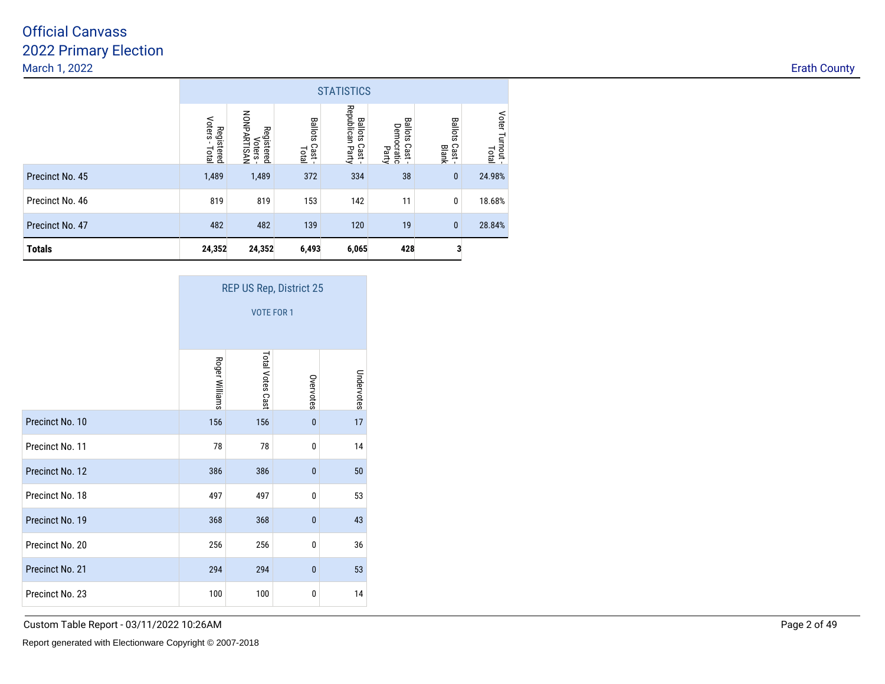# Official Canvass

## 2022 Primary Election

March 1, 2022

Erath County

| | STATISTICS | | | | | | |
|---|---|---|---|---|---|---|---|
| | Registered Voters - Total | Registered Voters - NONPARTISAN | Ballots Cast - Total | Ballots Cast - Republican Party | Ballots Cast - Democratic Party | Ballots Cast - Blank | Voter Turnout - Total |
| Precinct No. 45 | 1,489 | 1,489 | 372 | 334 | 38 | 0 | 24.98% |
| Precinct No. 46 | 819 | 819 | 153 | 142 | 11 | 0 | 18.68% |
| Precinct No. 47 | 482 | 482 | 139 | 120 | 19 | 0 | 28.84% |
| **Totals** | **24,352** | **24,352** | **6,493** | **6,065** | **428** | **3** | |

| | REP US Rep, District 25 VOTE FOR 1 | | | |
|---|---|---|---|---|
| | Roger Williams | Total Votes Cast | Overvotes | Undervotes |
| Precinct No. 10 | 156 | 156 | 0 | 17 |
| Precinct No. 11 | 78 | 78 | 0 | 14 |
| Precinct No. 12 | 386 | 386 | 0 | 50 |
| Precinct No. 18 | 497 | 497 | 0 | 53 |
| Precinct No. 19 | 368 | 368 | 0 | 43 |
| Precinct No. 20 | 256 | 256 | 0 | 36 |
| Precinct No. 21 | 294 | 294 | 0 | 53 |
| Precinct No. 23 | 100 | 100 | 0 | 14 |

Custom Table Report - 03/11/2022 10:26AM

Report generated with Electionware Copyright © 2007-2018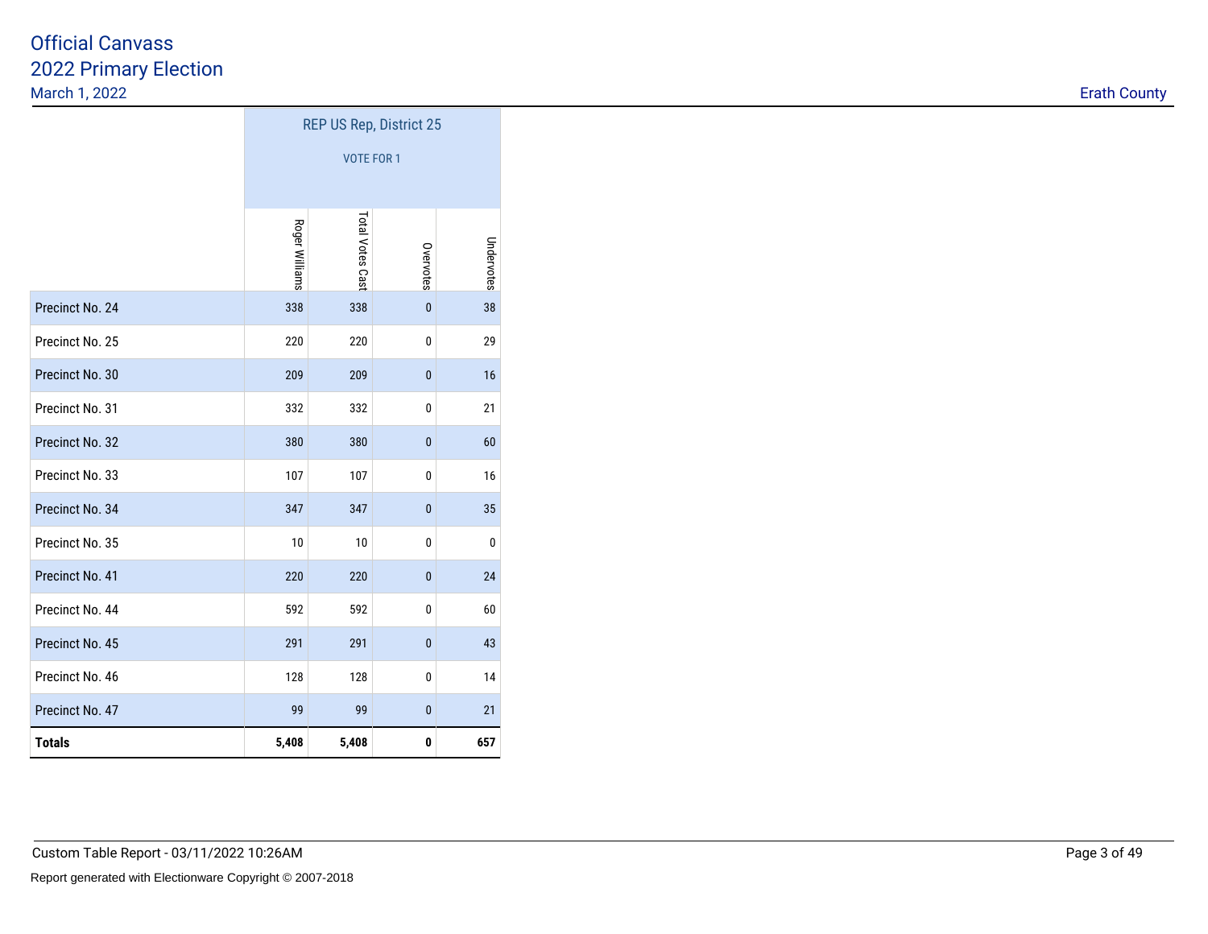# Official Canvass
## 2022 Primary Election
March 1, 2022

Erath County

| | REP US Rep, District 25 VOTE FOR 1 | | | |
|---|---|---|---|---|
| | Roger Williams | Total Votes Cast | Overvotes | Undervotes |
| Precinct No. 24 | 338 | 338 | 0 | 38 |
| Precinct No. 25 | 220 | 220 | 0 | 29 |
| Precinct No. 30 | 209 | 209 | 0 | 16 |
| Precinct No. 31 | 332 | 332 | 0 | 21 |
| Precinct No. 32 | 380 | 380 | 0 | 60 |
| Precinct No. 33 | 107 | 107 | 0 | 16 |
| Precinct No. 34 | 347 | 347 | 0 | 35 |
| Precinct No. 35 | 10 | 10 | 0 | 0 |
| Precinct No. 41 | 220 | 220 | 0 | 24 |
| Precinct No. 44 | 592 | 592 | 0 | 60 |
| Precinct No. 45 | 291 | 291 | 0 | 43 |
| Precinct No. 46 | 128 | 128 | 0 | 14 |
| Precinct No. 47 | 99 | 99 | 0 | 21 |
| **Totals** | **5,408** | **5,408** | **0** | **657** |

Custom Table Report - 03/11/2022 10:26AM

Report generated with Electionware Copyright © 2007-2018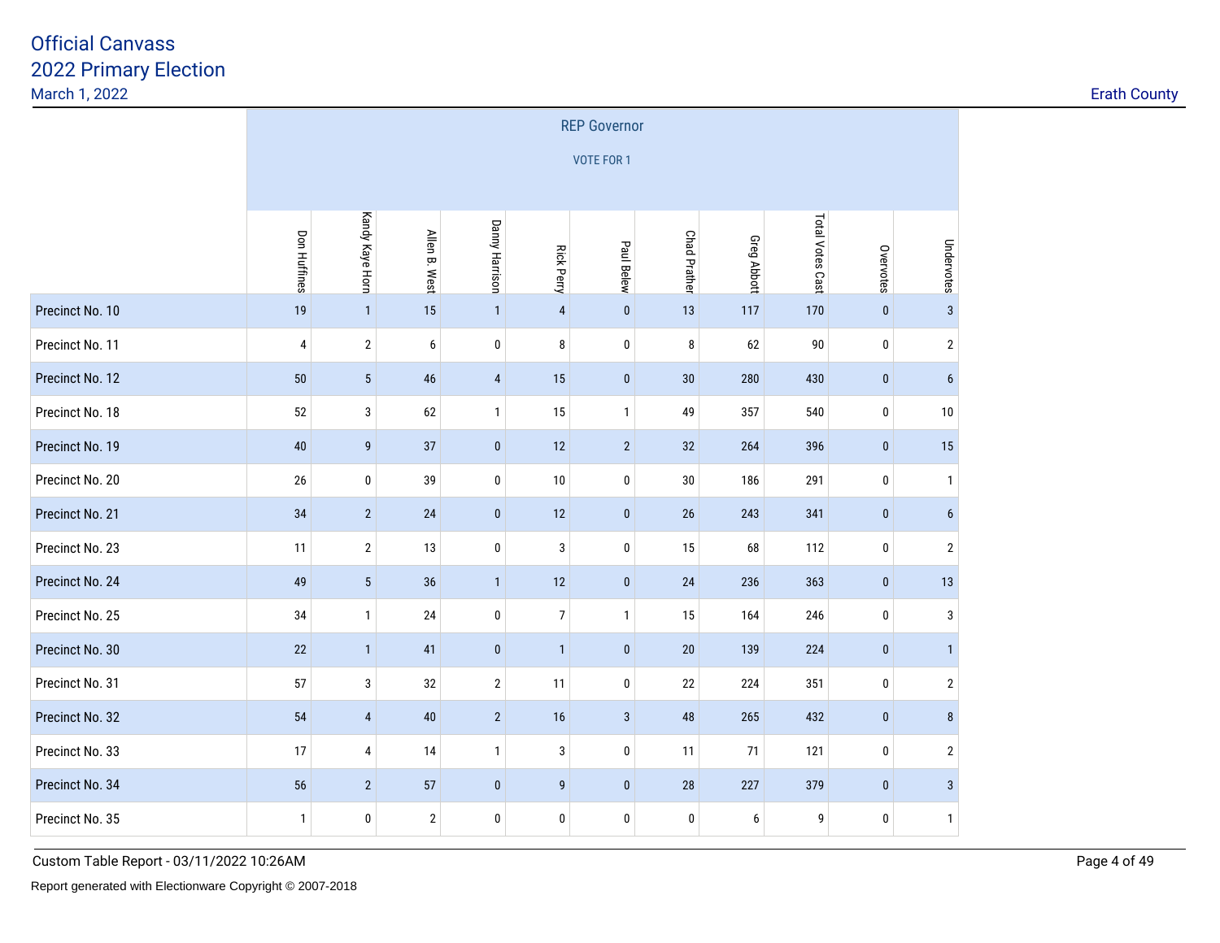# Official Canvass
## 2022 Primary Election
March 1, 2022

Erath County

| | REP Governor VOTE FOR 1 | | | | | | | | | | |
|---|---|---|---|---|---|---|---|---|---|---|---|
| | Don Huffines | Kandy Kaye Horn | Allen B. West | Danny Harrison | Rick Perry | Paul Belew | Chad Prather | Greg Abbott | Total Votes Cast | Overvotes | Undervotes |
| Precinct No. 10 | 19 | 1 | 15 | 1 | 4 | 0 | 13 | 117 | 170 | 0 | 3 |
| Precinct No. 11 | 4 | 2 | 6 | 0 | 8 | 0 | 8 | 62 | 90 | 0 | 2 |
| Precinct No. 12 | 50 | 5 | 46 | 4 | 15 | 0 | 30 | 280 | 430 | 0 | 6 |
| Precinct No. 18 | 52 | 3 | 62 | 1 | 15 | 1 | 49 | 357 | 540 | 0 | 10 |
| Precinct No. 19 | 40 | 9 | 37 | 0 | 12 | 2 | 32 | 264 | 396 | 0 | 15 |
| Precinct No. 20 | 26 | 0 | 39 | 0 | 10 | 0 | 30 | 186 | 291 | 0 | 1 |
| Precinct No. 21 | 34 | 2 | 24 | 0 | 12 | 0 | 26 | 243 | 341 | 0 | 6 |
| Precinct No. 23 | 11 | 2 | 13 | 0 | 3 | 0 | 15 | 68 | 112 | 0 | 2 |
| Precinct No. 24 | 49 | 5 | 36 | 1 | 12 | 0 | 24 | 236 | 363 | 0 | 13 |
| Precinct No. 25 | 34 | 1 | 24 | 0 | 7 | 1 | 15 | 164 | 246 | 0 | 3 |
| Precinct No. 30 | 22 | 1 | 41 | 0 | 1 | 0 | 20 | 139 | 224 | 0 | 1 |
| Precinct No. 31 | 57 | 3 | 32 | 2 | 11 | 0 | 22 | 224 | 351 | 0 | 2 |
| Precinct No. 32 | 54 | 4 | 40 | 2 | 16 | 3 | 48 | 265 | 432 | 0 | 8 |
| Precinct No. 33 | 17 | 4 | 14 | 1 | 3 | 0 | 11 | 71 | 121 | 0 | 2 |
| Precinct No. 34 | 56 | 2 | 57 | 0 | 9 | 0 | 28 | 227 | 379 | 0 | 3 |
| Precinct No. 35 | 1 | 0 | 2 | 0 | 0 | 0 | 0 | 6 | 9 | 0 | 1 |

Custom Table Report - 03/11/2022 10:26AM

Report generated with Electionware Copyright © 2007-2018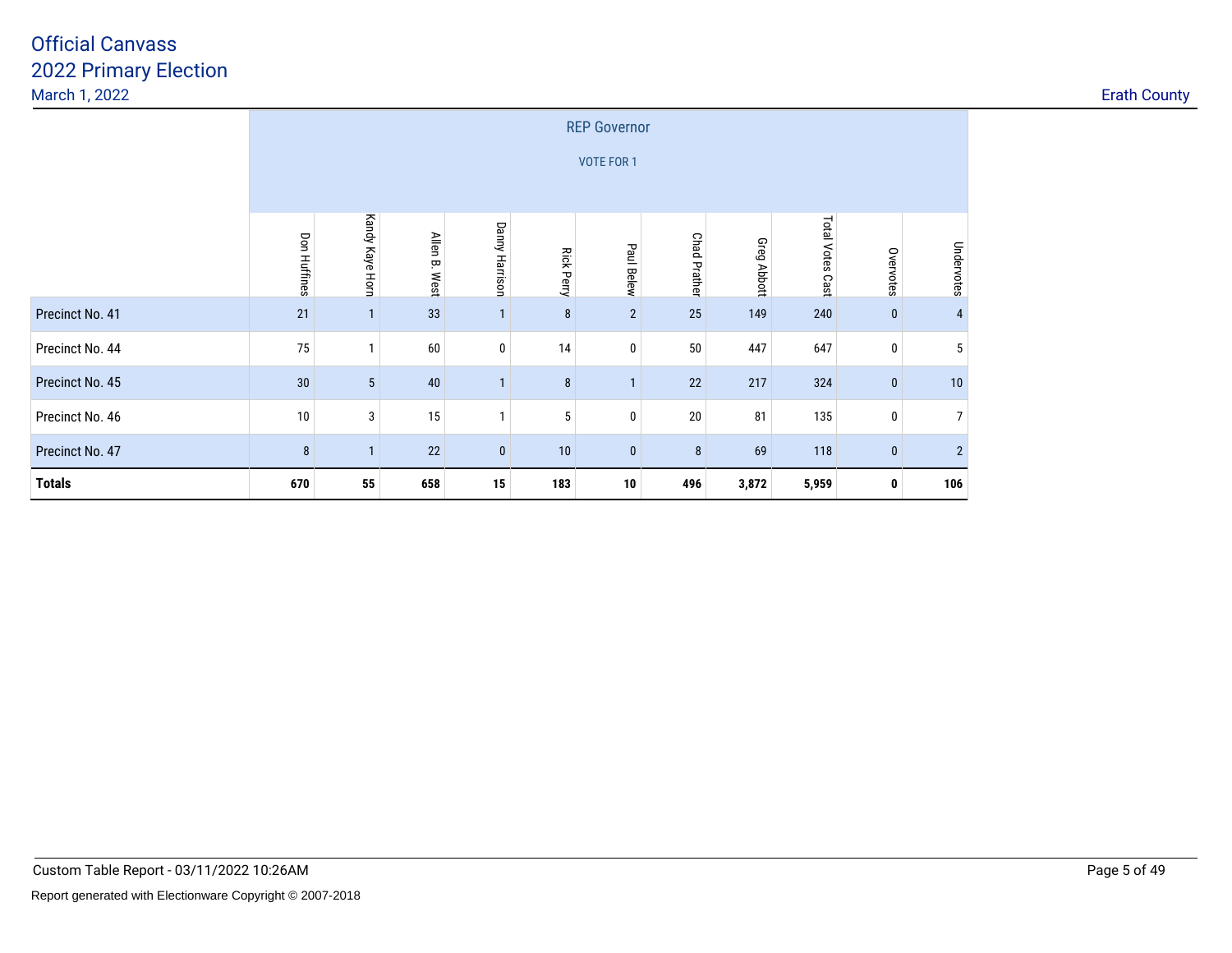# Official Canvass
## 2022 Primary Election
March 1, 2022

Erath County

| | REP Governor VOTE FOR 1 | | | | | | | | | | |
|---|---|---|---|---|---|---|---|---|---|---|---|
| | Don Huffines | Kandy Kaye Horn | Allen B. West | Danny Harrison | Rick Perry | Paul Belew | Chad Prather | Greg Abbott | Total Votes Cast | Overvotes | Undervotes |
| Precinct No. 41 | 21 | 1 | 33 | 1 | 8 | 2 | 25 | 149 | 240 | 0 | 4 |
| Precinct No. 44 | 75 | 1 | 60 | 0 | 14 | 0 | 50 | 447 | 647 | 0 | 5 |
| Precinct No. 45 | 30 | 5 | 40 | 1 | 8 | 1 | 22 | 217 | 324 | 0 | 10 |
| Precinct No. 46 | 10 | 3 | 15 | 1 | 5 | 0 | 20 | 81 | 135 | 0 | 7 |
| Precinct No. 47 | 8 | 1 | 22 | 0 | 10 | 0 | 8 | 69 | 118 | 0 | 2 |
| **Totals** | **670** | **55** | **658** | **15** | **183** | **10** | **496** | **3,872** | **5,959** | **0** | **106** |

Custom Table Report - 03/11/2022 10:26AM

Report generated with Electionware Copyright © 2007-2018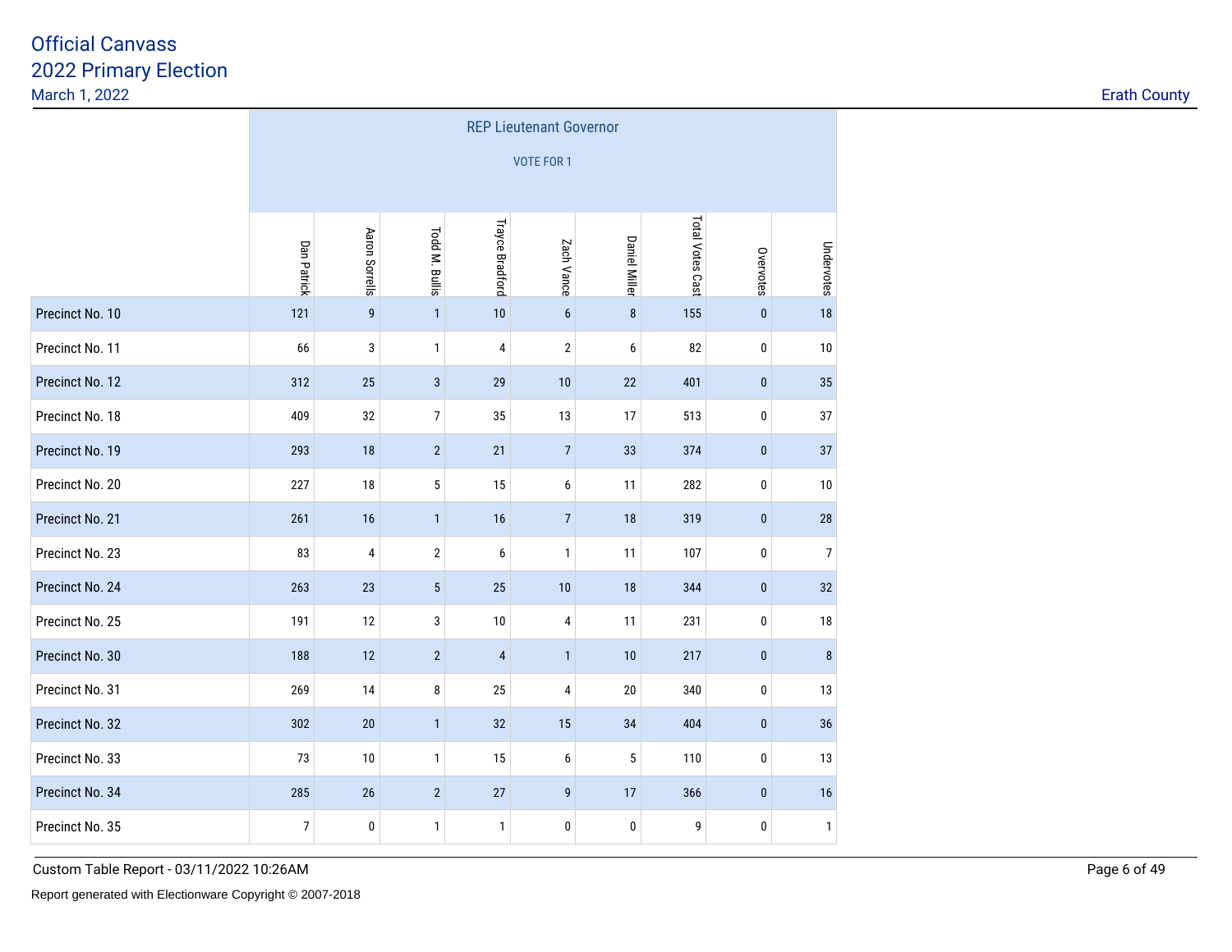# Official Canvass
## 2022 Primary Election
March 1, 2022

Erath County

| | REP Lieutenant Governor VOTE FOR 1 | | | | | | | | |
|---|---|---|---|---|---|---|---|---|---|
| | Dan Patrick | Aaron Sorrells | Todd M. Bullis | Trayce Bradford | Zach Vance | Daniel Miller | Total Votes Cast | Overvotes | Undervotes |
| Precinct No. 10 | 121 | 9 | 1 | 10 | 6 | 8 | 155 | 0 | 18 |
| Precinct No. 11 | 66 | 3 | 1 | 4 | 2 | 6 | 82 | 0 | 10 |
| Precinct No. 12 | 312 | 25 | 3 | 29 | 10 | 22 | 401 | 0 | 35 |
| Precinct No. 18 | 409 | 32 | 7 | 35 | 13 | 17 | 513 | 0 | 37 |
| Precinct No. 19 | 293 | 18 | 2 | 21 | 7 | 33 | 374 | 0 | 37 |
| Precinct No. 20 | 227 | 18 | 5 | 15 | 6 | 11 | 282 | 0 | 10 |
| Precinct No. 21 | 261 | 16 | 1 | 16 | 7 | 18 | 319 | 0 | 28 |
| Precinct No. 23 | 83 | 4 | 2 | 6 | 1 | 11 | 107 | 0 | 7 |
| Precinct No. 24 | 263 | 23 | 5 | 25 | 10 | 18 | 344 | 0 | 32 |
| Precinct No. 25 | 191 | 12 | 3 | 10 | 4 | 11 | 231 | 0 | 18 |
| Precinct No. 30 | 188 | 12 | 2 | 4 | 1 | 10 | 217 | 0 | 8 |
| Precinct No. 31 | 269 | 14 | 8 | 25 | 4 | 20 | 340 | 0 | 13 |
| Precinct No. 32 | 302 | 20 | 1 | 32 | 15 | 34 | 404 | 0 | 36 |
| Precinct No. 33 | 73 | 10 | 1 | 15 | 6 | 5 | 110 | 0 | 13 |
| Precinct No. 34 | 285 | 26 | 2 | 27 | 9 | 17 | 366 | 0 | 16 |
| Precinct No. 35 | 7 | 0 | 1 | 1 | 0 | 0 | 9 | 0 | 1 |

Custom Table Report - 03/11/2022 10:26AM

Report generated with Electionware Copyright © 2007-2018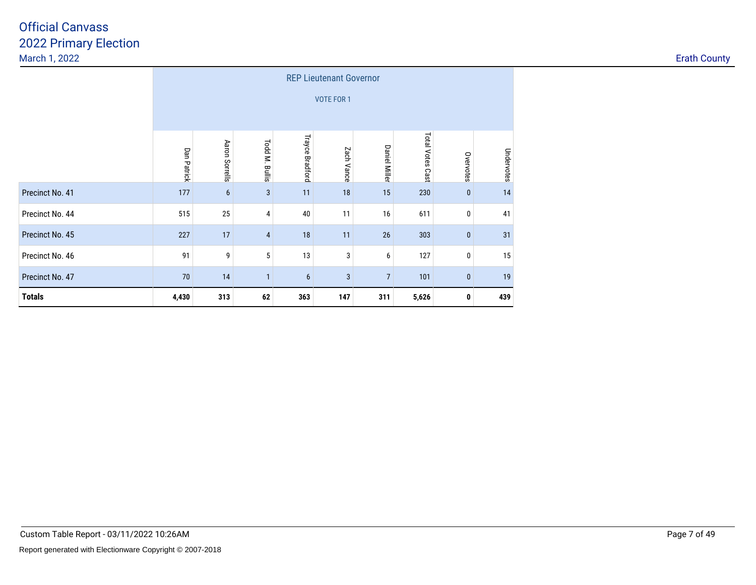# Official Canvass
## 2022 Primary Election
March 1, 2022

Erath County

| | REP Lieutenant Governor VOTE FOR 1 | | | | | | | | |
|---|---|---|---|---|---|---|---|---|---|
| | Dan Patrick | Aaron Sorrells | Todd M. Bullis | Trayce Bradford | Zach Vance | Daniel Miller | Total Votes Cast | Overvotes | Undervotes |
| Precinct No. 41 | 177 | 6 | 3 | 11 | 18 | 15 | 230 | 0 | 14 |
| Precinct No. 44 | 515 | 25 | 4 | 40 | 11 | 16 | 611 | 0 | 41 |
| Precinct No. 45 | 227 | 17 | 4 | 18 | 11 | 26 | 303 | 0 | 31 |
| Precinct No. 46 | 91 | 9 | 5 | 13 | 3 | 6 | 127 | 0 | 15 |
| Precinct No. 47 | 70 | 14 | 1 | 6 | 3 | 7 | 101 | 0 | 19 |
| **Totals** | **4,430** | **313** | **62** | **363** | **147** | **311** | **5,626** | **0** | **439** |

Custom Table Report - 03/11/2022 10:26AM

Report generated with Electionware Copyright © 2007-2018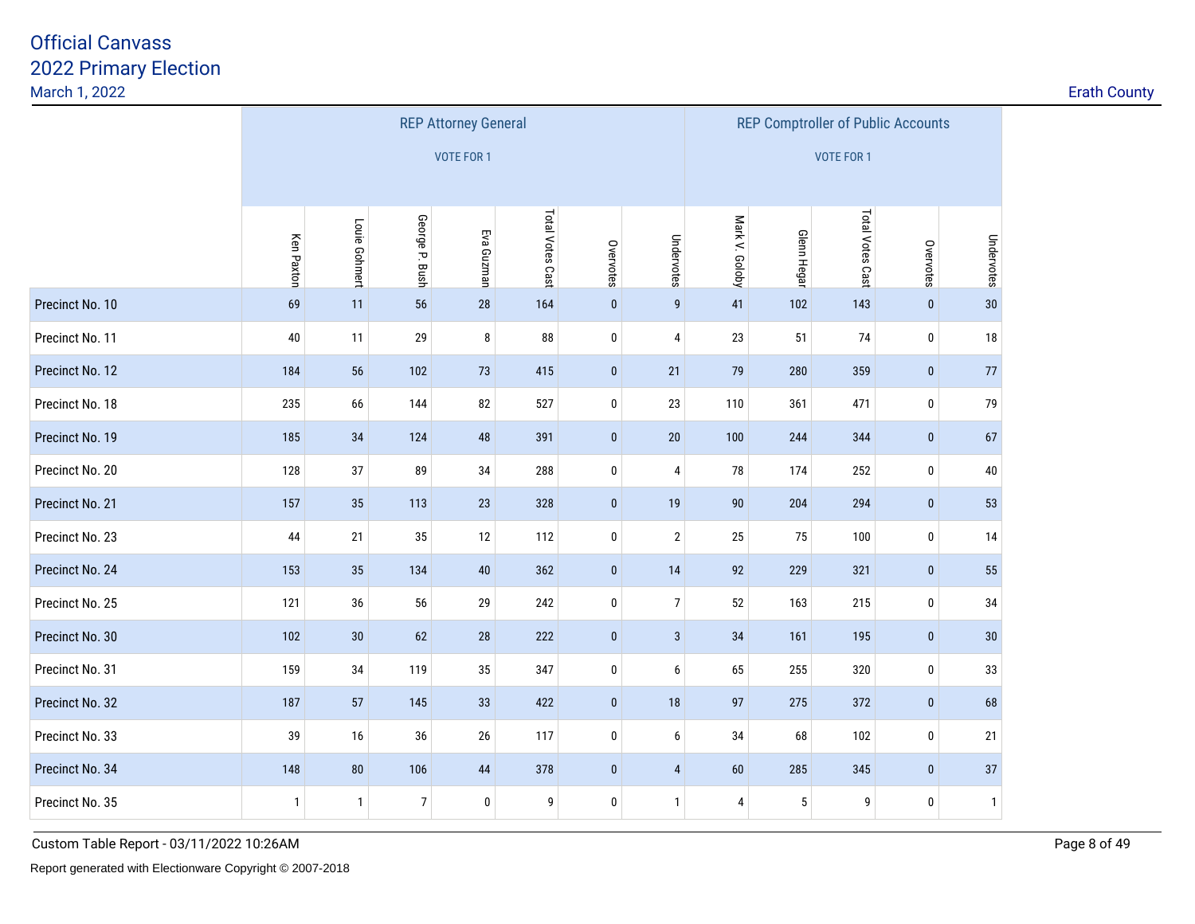# Official Canvass
## 2022 Primary Election
March 1, 2022

Erath County

| | REP Attorney General VOTE FOR 1 | | | | | | | REP Comptroller of Public Accounts VOTE FOR 1 | | | | |
|---|---|---|---|---|---|---|---|---|---|---|---|---|
| | Ken Paxton | Louie Gohmert | George P. Bush | Eva Guzman | Total Votes Cast | Overvotes | Undervotes | Mark V. Goloby | Glenn Hegar | Total Votes Cast | Overvotes | Undervotes |
| Precinct No. 10 | 69 | 11 | 56 | 28 | 164 | 0 | 9 | 41 | 102 | 143 | 0 | 30 |
| Precinct No. 11 | 40 | 11 | 29 | 8 | 88 | 0 | 4 | 23 | 51 | 74 | 0 | 18 |
| Precinct No. 12 | 184 | 56 | 102 | 73 | 415 | 0 | 21 | 79 | 280 | 359 | 0 | 77 |
| Precinct No. 18 | 235 | 66 | 144 | 82 | 527 | 0 | 23 | 110 | 361 | 471 | 0 | 79 |
| Precinct No. 19 | 185 | 34 | 124 | 48 | 391 | 0 | 20 | 100 | 244 | 344 | 0 | 67 |
| Precinct No. 20 | 128 | 37 | 89 | 34 | 288 | 0 | 4 | 78 | 174 | 252 | 0 | 40 |
| Precinct No. 21 | 157 | 35 | 113 | 23 | 328 | 0 | 19 | 90 | 204 | 294 | 0 | 53 |
| Precinct No. 23 | 44 | 21 | 35 | 12 | 112 | 0 | 2 | 25 | 75 | 100 | 0 | 14 |
| Precinct No. 24 | 153 | 35 | 134 | 40 | 362 | 0 | 14 | 92 | 229 | 321 | 0 | 55 |
| Precinct No. 25 | 121 | 36 | 56 | 29 | 242 | 0 | 7 | 52 | 163 | 215 | 0 | 34 |
| Precinct No. 30 | 102 | 30 | 62 | 28 | 222 | 0 | 3 | 34 | 161 | 195 | 0 | 30 |
| Precinct No. 31 | 159 | 34 | 119 | 35 | 347 | 0 | 6 | 65 | 255 | 320 | 0 | 33 |
| Precinct No. 32 | 187 | 57 | 145 | 33 | 422 | 0 | 18 | 97 | 275 | 372 | 0 | 68 |
| Precinct No. 33 | 39 | 16 | 36 | 26 | 117 | 0 | 6 | 34 | 68 | 102 | 0 | 21 |
| Precinct No. 34 | 148 | 80 | 106 | 44 | 378 | 0 | 4 | 60 | 285 | 345 | 0 | 37 |
| Precinct No. 35 | 1 | 1 | 7 | 0 | 9 | 0 | 1 | 4 | 5 | 9 | 0 | 1 |

Custom Table Report - 03/11/2022 10:26AM

Report generated with Electionware Copyright © 2007-2018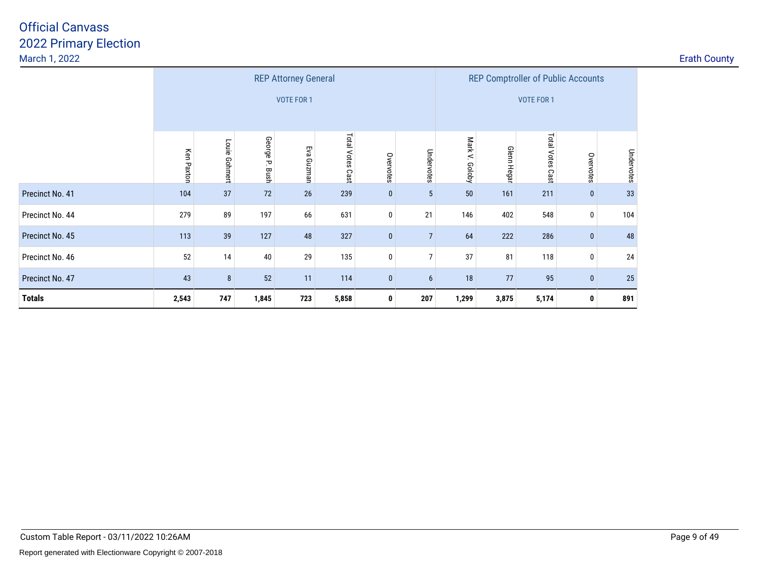# Official Canvass
## 2022 Primary Election

March 1, 2022

Erath County

| | REP Attorney General VOTE FOR 1 | | | | | | | REP Comptroller of Public Accounts VOTE FOR 1 | | | | |
|---|---|---|---|---|---|---|---|---|---|---|---|---|
| | Ken Paxton | Louie Gohmert | George P. Bush | Eva Guzman | Total Votes Cast | Overvotes | Undervotes | Mark V. Goloby | Glenn Hegar | Total Votes Cast | Overvotes | Undervotes |
| Precinct No. 41 | 104 | 37 | 72 | 26 | 239 | 0 | 5 | 50 | 161 | 211 | 0 | 33 |
| Precinct No. 44 | 279 | 89 | 197 | 66 | 631 | 0 | 21 | 146 | 402 | 548 | 0 | 104 |
| Precinct No. 45 | 113 | 39 | 127 | 48 | 327 | 0 | 7 | 64 | 222 | 286 | 0 | 48 |
| Precinct No. 46 | 52 | 14 | 40 | 29 | 135 | 0 | 7 | 37 | 81 | 118 | 0 | 24 |
| Precinct No. 47 | 43 | 8 | 52 | 11 | 114 | 0 | 6 | 18 | 77 | 95 | 0 | 25 |
| **Totals** | **2,543** | **747** | **1,845** | **723** | **5,858** | **0** | **207** | **1,299** | **3,875** | **5,174** | **0** | **891** |

Custom Table Report - 03/11/2022 10:26AM

Report generated with Electionware Copyright © 2007-2018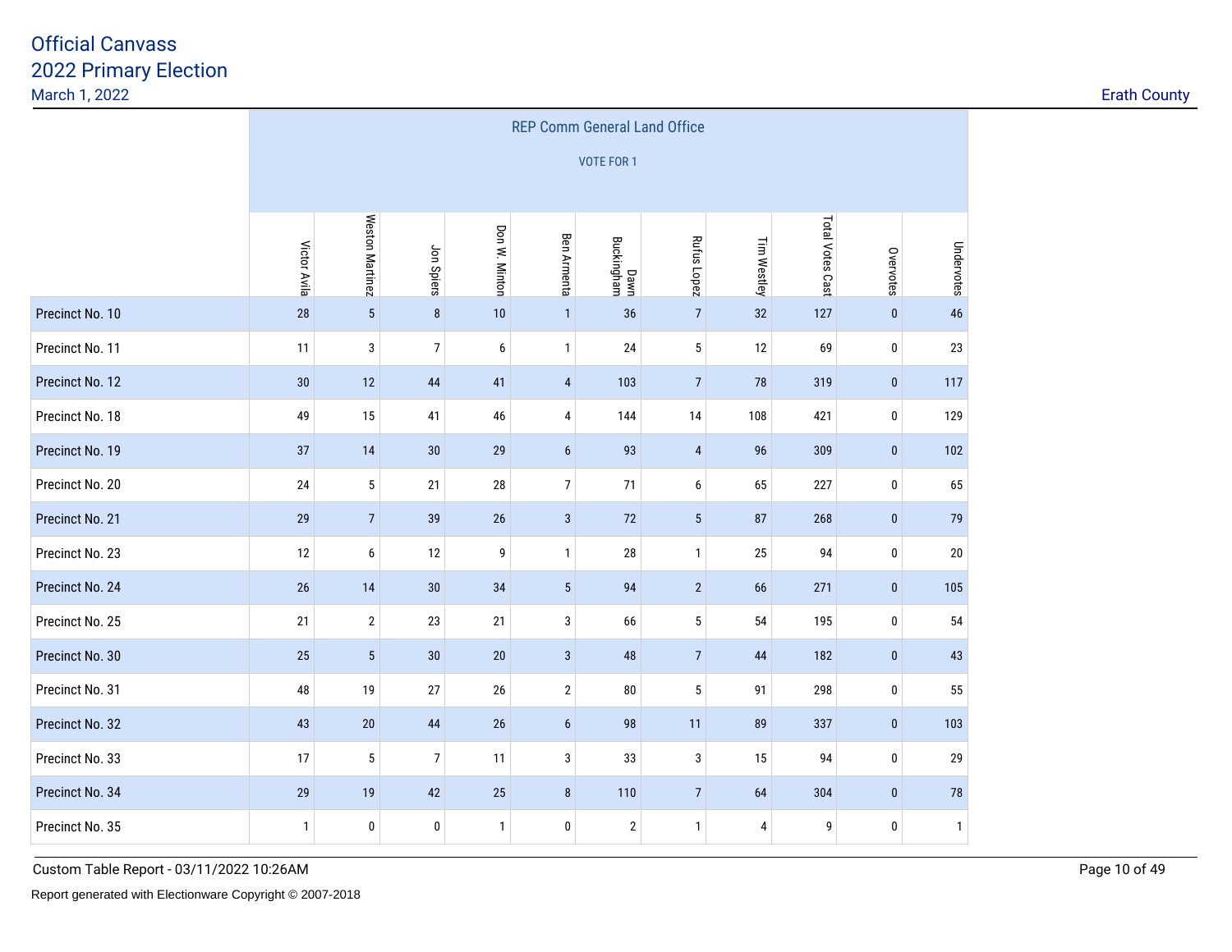# Official Canvass
## 2022 Primary Election
March 1, 2022

Erath County

| | REP Comm General Land Office VOTE FOR 1 | | | | | | | | | | |
|---|---|---|---|---|---|---|---|---|---|---|---|
| | Victor Avila | Weston Martinez | Jon Spiers | Don W. Minton | Ben Armenta | Dawn Buckingham | Rufus Lopez | Tim Westley | Total Votes Cast | Overvotes | Undervotes |
| Precinct No. 10 | 28 | 5 | 8 | 10 | 1 | 36 | 7 | 32 | 127 | 0 | 46 |
| Precinct No. 11 | 11 | 3 | 7 | 6 | 1 | 24 | 5 | 12 | 69 | 0 | 23 |
| Precinct No. 12 | 30 | 12 | 44 | 41 | 4 | 103 | 7 | 78 | 319 | 0 | 117 |
| Precinct No. 18 | 49 | 15 | 41 | 46 | 4 | 144 | 14 | 108 | 421 | 0 | 129 |
| Precinct No. 19 | 37 | 14 | 30 | 29 | 6 | 93 | 4 | 96 | 309 | 0 | 102 |
| Precinct No. 20 | 24 | 5 | 21 | 28 | 7 | 71 | 6 | 65 | 227 | 0 | 65 |
| Precinct No. 21 | 29 | 7 | 39 | 26 | 3 | 72 | 5 | 87 | 268 | 0 | 79 |
| Precinct No. 23 | 12 | 6 | 12 | 9 | 1 | 28 | 1 | 25 | 94 | 0 | 20 |
| Precinct No. 24 | 26 | 14 | 30 | 34 | 5 | 94 | 2 | 66 | 271 | 0 | 105 |
| Precinct No. 25 | 21 | 2 | 23 | 21 | 3 | 66 | 5 | 54 | 195 | 0 | 54 |
| Precinct No. 30 | 25 | 5 | 30 | 20 | 3 | 48 | 7 | 44 | 182 | 0 | 43 |
| Precinct No. 31 | 48 | 19 | 27 | 26 | 2 | 80 | 5 | 91 | 298 | 0 | 55 |
| Precinct No. 32 | 43 | 20 | 44 | 26 | 6 | 98 | 11 | 89 | 337 | 0 | 103 |
| Precinct No. 33 | 17 | 5 | 7 | 11 | 3 | 33 | 3 | 15 | 94 | 0 | 29 |
| Precinct No. 34 | 29 | 19 | 42 | 25 | 8 | 110 | 7 | 64 | 304 | 0 | 78 |
| Precinct No. 35 | 1 | 0 | 0 | 1 | 0 | 2 | 1 | 4 | 9 | 0 | 1 |

Custom Table Report - 03/11/2022 10:26AM

Report generated with Electionware Copyright © 2007-2018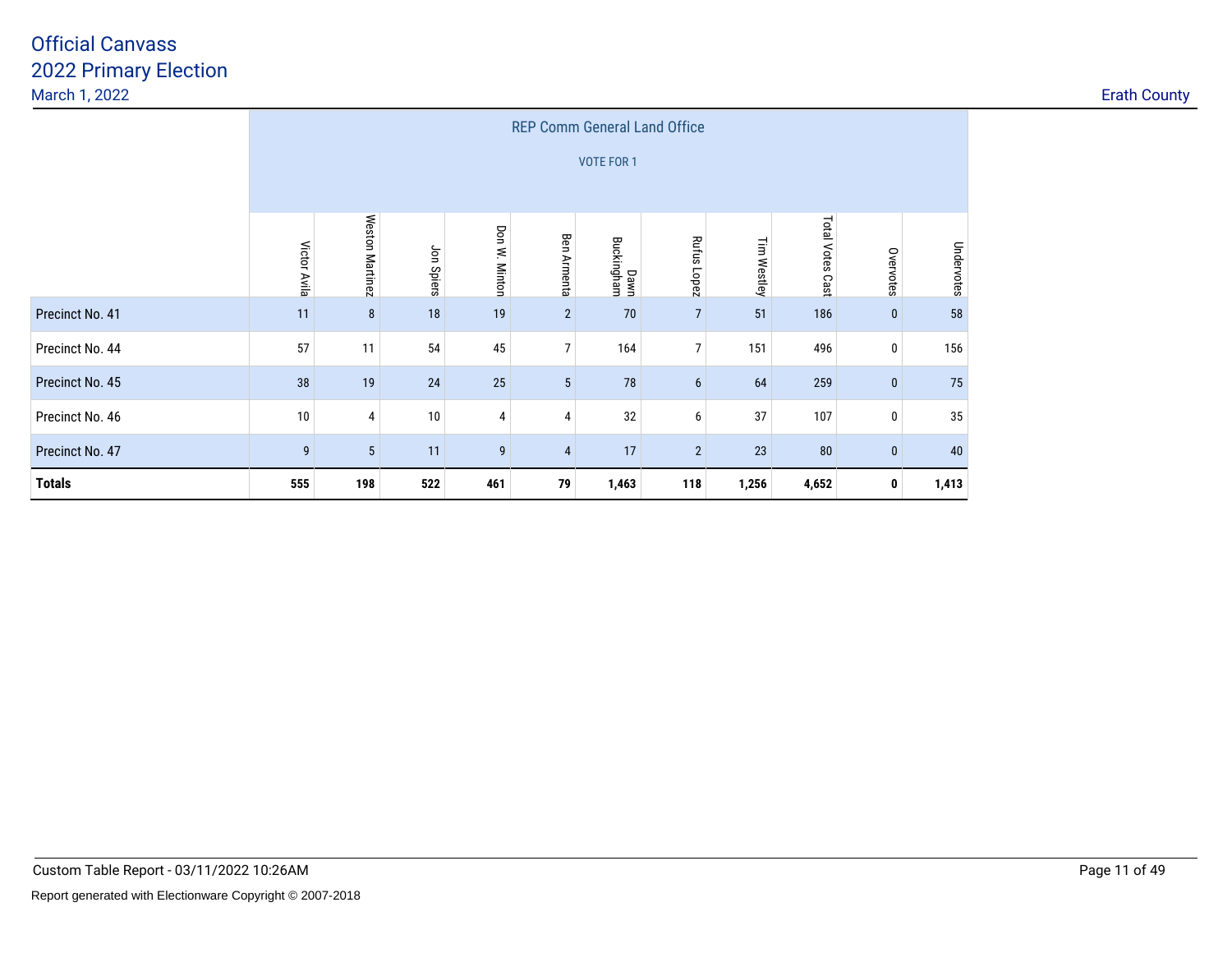# Official Canvass
## 2022 Primary Election
March 1, 2022

Erath County

| | REP Comm General Land Office VOTE FOR 1 | | | | | | | | | | |
|---|---|---|---|---|---|---|---|---|---|---|---|
| | Victor Avila | Weston Martinez | Jon Spiers | Don W. Minton | Ben Armenta | Dawn Buckingham | Rufus Lopez | Tim Westley | Total Votes Cast | Overvotes | Undervotes |
| Precinct No. 41 | 11 | 8 | 18 | 19 | 2 | 70 | 7 | 51 | 186 | 0 | 58 |
| Precinct No. 44 | 57 | 11 | 54 | 45 | 7 | 164 | 7 | 151 | 496 | 0 | 156 |
| Precinct No. 45 | 38 | 19 | 24 | 25 | 5 | 78 | 6 | 64 | 259 | 0 | 75 |
| Precinct No. 46 | 10 | 4 | 10 | 4 | 4 | 32 | 6 | 37 | 107 | 0 | 35 |
| Precinct No. 47 | 9 | 5 | 11 | 9 | 4 | 17 | 2 | 23 | 80 | 0 | 40 |
| **Totals** | **555** | **198** | **522** | **461** | **79** | **1,463** | **118** | **1,256** | **4,652** | **0** | **1,413** |

Custom Table Report - 03/11/2022 10:26AM

Report generated with Electionware Copyright © 2007-2018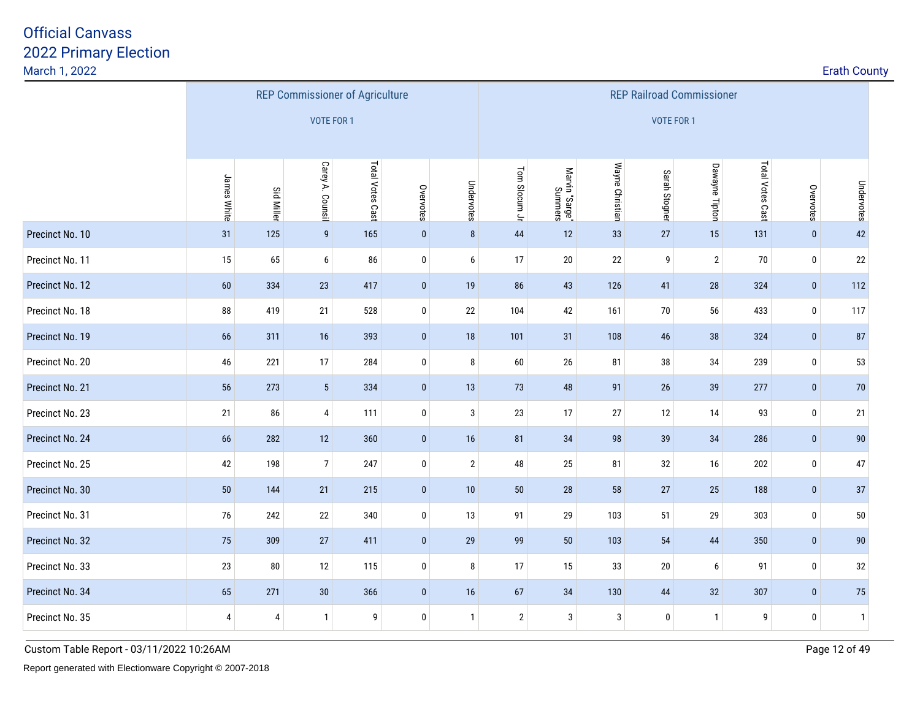# Official Canvass
## 2022 Primary Election

March 1, 2022

Erath County

| | REP Commissioner of Agriculture VOTE FOR 1 | | | | | | REP Railroad Commissioner VOTE FOR 1 | | | | | | | |
|---|---|---|---|---|---|---|---|---|---|---|---|---|---|---|
| | James White | Sid Miller | Carey A. Counsil | Total Votes Cast | Overvotes | Undervotes | Tom Slocum Jr | Marvin "Sarge" Summers | Wayne Christian | Sarah Stogner | Dawayne Tipton | Total Votes Cast | Overvotes | Undervotes |
| Precinct No. 10 | 31 | 125 | 9 | 165 | 0 | 8 | 44 | 12 | 33 | 27 | 15 | 131 | 0 | 42 |
| Precinct No. 11 | 15 | 65 | 6 | 86 | 0 | 6 | 17 | 20 | 22 | 9 | 2 | 70 | 0 | 22 |
| Precinct No. 12 | 60 | 334 | 23 | 417 | 0 | 19 | 86 | 43 | 126 | 41 | 28 | 324 | 0 | 112 |
| Precinct No. 18 | 88 | 419 | 21 | 528 | 0 | 22 | 104 | 42 | 161 | 70 | 56 | 433 | 0 | 117 |
| Precinct No. 19 | 66 | 311 | 16 | 393 | 0 | 18 | 101 | 31 | 108 | 46 | 38 | 324 | 0 | 87 |
| Precinct No. 20 | 46 | 221 | 17 | 284 | 0 | 8 | 60 | 26 | 81 | 38 | 34 | 239 | 0 | 53 |
| Precinct No. 21 | 56 | 273 | 5 | 334 | 0 | 13 | 73 | 48 | 91 | 26 | 39 | 277 | 0 | 70 |
| Precinct No. 23 | 21 | 86 | 4 | 111 | 0 | 3 | 23 | 17 | 27 | 12 | 14 | 93 | 0 | 21 |
| Precinct No. 24 | 66 | 282 | 12 | 360 | 0 | 16 | 81 | 34 | 98 | 39 | 34 | 286 | 0 | 90 |
| Precinct No. 25 | 42 | 198 | 7 | 247 | 0 | 2 | 48 | 25 | 81 | 32 | 16 | 202 | 0 | 47 |
| Precinct No. 30 | 50 | 144 | 21 | 215 | 0 | 10 | 50 | 28 | 58 | 27 | 25 | 188 | 0 | 37 |
| Precinct No. 31 | 76 | 242 | 22 | 340 | 0 | 13 | 91 | 29 | 103 | 51 | 29 | 303 | 0 | 50 |
| Precinct No. 32 | 75 | 309 | 27 | 411 | 0 | 29 | 99 | 50 | 103 | 54 | 44 | 350 | 0 | 90 |
| Precinct No. 33 | 23 | 80 | 12 | 115 | 0 | 8 | 17 | 15 | 33 | 20 | 6 | 91 | 0 | 32 |
| Precinct No. 34 | 65 | 271 | 30 | 366 | 0 | 16 | 67 | 34 | 130 | 44 | 32 | 307 | 0 | 75 |
| Precinct No. 35 | 4 | 4 | 1 | 9 | 0 | 1 | 2 | 3 | 3 | 0 | 1 | 9 | 0 | 1 |

Custom Table Report - 03/11/2022 10:26AM

Report generated with Electionware Copyright © 2007-2018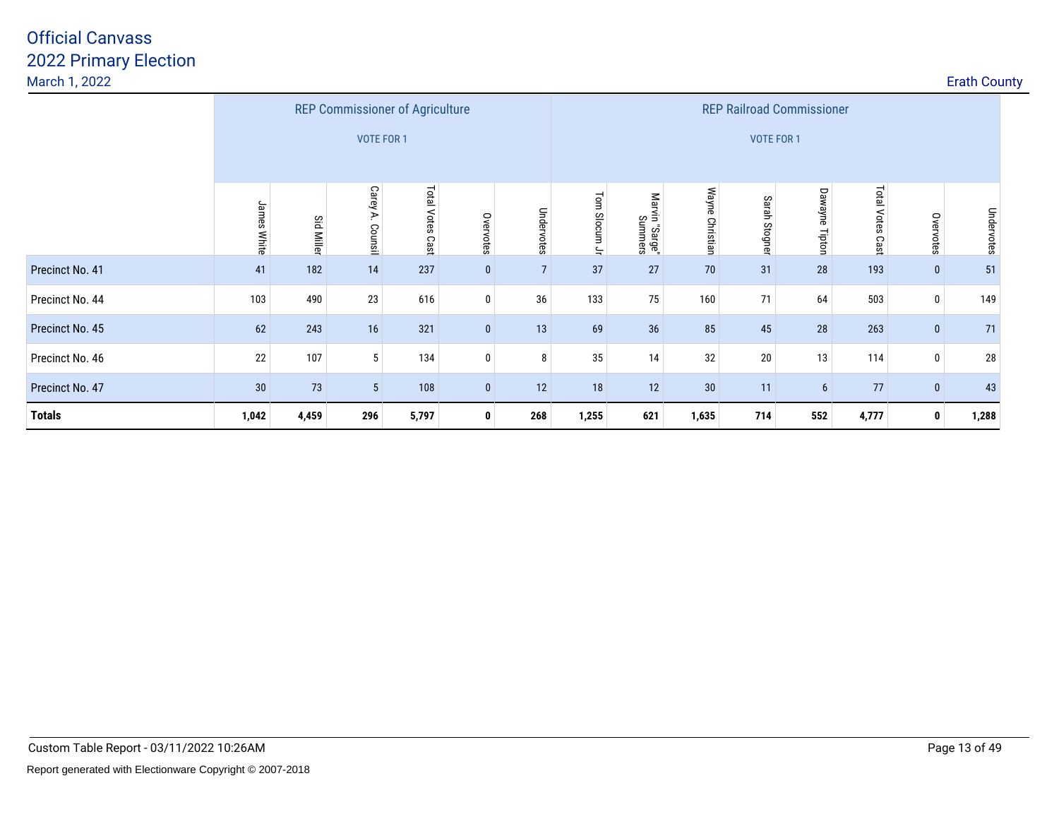# Official Canvass
## 2022 Primary Election

March 1, 2022

Erath County

| | REP Commissioner of Agriculture VOTE FOR 1 | | | | | | REP Railroad Commissioner VOTE FOR 1 | | | | | | | |
|---|---|---|---|---|---|---|---|---|---|---|---|---|---|---|
| | James White | Sid Miller | Carey A. Counsil | Total Votes Cast | Overvotes | Undervotes | Tom Slocum Jr | Marvin "Sarge" Summers | Wayne Christian | Sarah Stogner | Dawayne Tipton | Total Votes Cast | Overvotes | Undervotes |
| Precinct No. 41 | 41 | 182 | 14 | 237 | 0 | 7 | 37 | 27 | 70 | 31 | 28 | 193 | 0 | 51 |
| Precinct No. 44 | 103 | 490 | 23 | 616 | 0 | 36 | 133 | 75 | 160 | 71 | 64 | 503 | 0 | 149 |
| Precinct No. 45 | 62 | 243 | 16 | 321 | 0 | 13 | 69 | 36 | 85 | 45 | 28 | 263 | 0 | 71 |
| Precinct No. 46 | 22 | 107 | 5 | 134 | 0 | 8 | 35 | 14 | 32 | 20 | 13 | 114 | 0 | 28 |
| Precinct No. 47 | 30 | 73 | 5 | 108 | 0 | 12 | 18 | 12 | 30 | 11 | 6 | 77 | 0 | 43 |
| **Totals** | **1,042** | **4,459** | **296** | **5,797** | **0** | **268** | **1,255** | **621** | **1,635** | **714** | **552** | **4,777** | **0** | **1,288** |

Custom Table Report - 03/11/2022 10:26AM

Report generated with Electionware Copyright © 2007-2018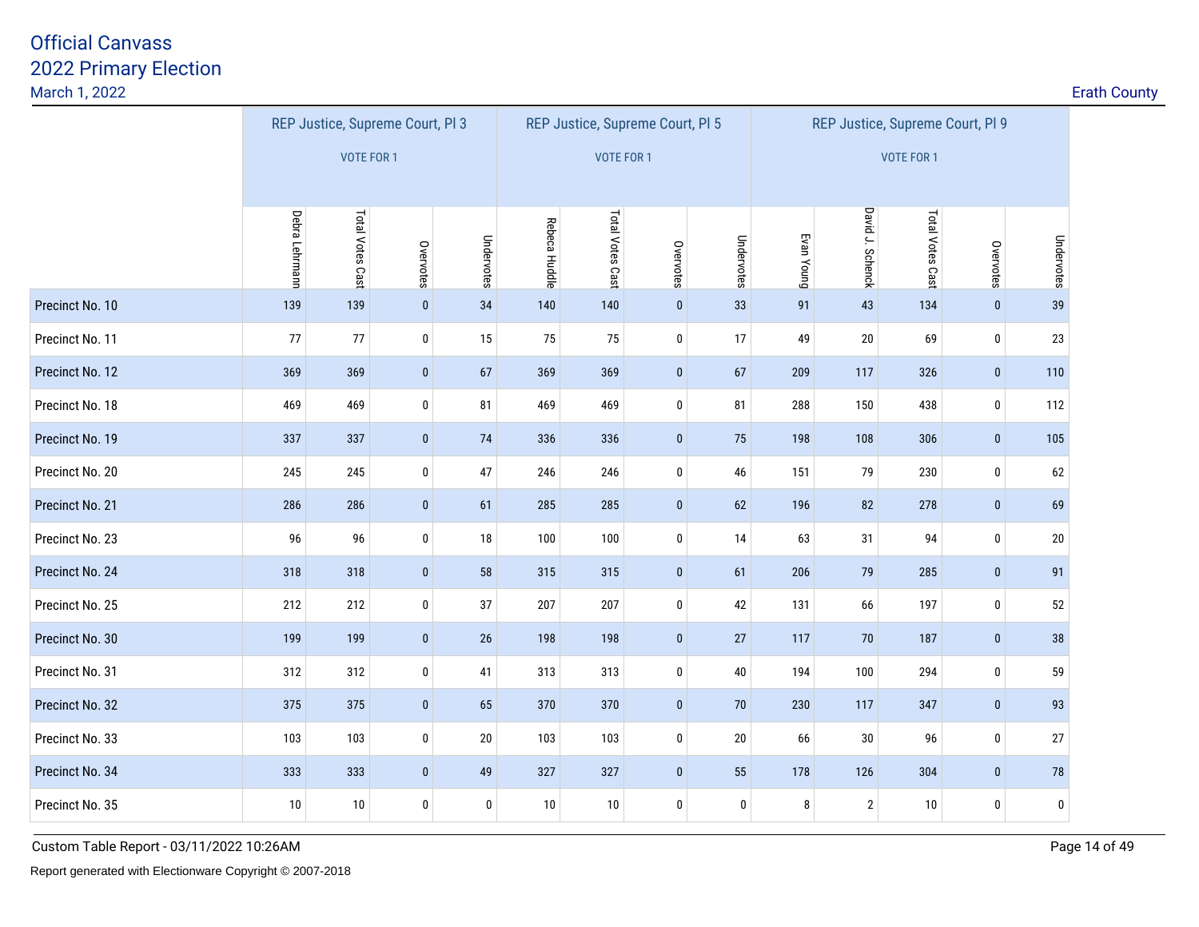# Official Canvass
## 2022 Primary Election
March 1, 2022

Erath County

| | REP Justice, Supreme Court, Pl 3 VOTE FOR 1 | | | | REP Justice, Supreme Court, Pl 5 VOTE FOR 1 | | | | REP Justice, Supreme Court, Pl 9 VOTE FOR 1 | | | | |
|---|---|---|---|---|---|---|---|---|---|---|---|---|---|
| | Debra Lehrmann | Total Votes Cast | Overvotes | Undervotes | Rebeca Huddle | Total Votes Cast | Overvotes | Undervotes | Evan Young | David J. Schenck | Total Votes Cast | Overvotes | Undervotes |
| Precinct No. 10 | 139 | 139 | 0 | 34 | 140 | 140 | 0 | 33 | 91 | 43 | 134 | 0 | 39 |
| Precinct No. 11 | 77 | 77 | 0 | 15 | 75 | 75 | 0 | 17 | 49 | 20 | 69 | 0 | 23 |
| Precinct No. 12 | 369 | 369 | 0 | 67 | 369 | 369 | 0 | 67 | 209 | 117 | 326 | 0 | 110 |
| Precinct No. 18 | 469 | 469 | 0 | 81 | 469 | 469 | 0 | 81 | 288 | 150 | 438 | 0 | 112 |
| Precinct No. 19 | 337 | 337 | 0 | 74 | 336 | 336 | 0 | 75 | 198 | 108 | 306 | 0 | 105 |
| Precinct No. 20 | 245 | 245 | 0 | 47 | 246 | 246 | 0 | 46 | 151 | 79 | 230 | 0 | 62 |
| Precinct No. 21 | 286 | 286 | 0 | 61 | 285 | 285 | 0 | 62 | 196 | 82 | 278 | 0 | 69 |
| Precinct No. 23 | 96 | 96 | 0 | 18 | 100 | 100 | 0 | 14 | 63 | 31 | 94 | 0 | 20 |
| Precinct No. 24 | 318 | 318 | 0 | 58 | 315 | 315 | 0 | 61 | 206 | 79 | 285 | 0 | 91 |
| Precinct No. 25 | 212 | 212 | 0 | 37 | 207 | 207 | 0 | 42 | 131 | 66 | 197 | 0 | 52 |
| Precinct No. 30 | 199 | 199 | 0 | 26 | 198 | 198 | 0 | 27 | 117 | 70 | 187 | 0 | 38 |
| Precinct No. 31 | 312 | 312 | 0 | 41 | 313 | 313 | 0 | 40 | 194 | 100 | 294 | 0 | 59 |
| Precinct No. 32 | 375 | 375 | 0 | 65 | 370 | 370 | 0 | 70 | 230 | 117 | 347 | 0 | 93 |
| Precinct No. 33 | 103 | 103 | 0 | 20 | 103 | 103 | 0 | 20 | 66 | 30 | 96 | 0 | 27 |
| Precinct No. 34 | 333 | 333 | 0 | 49 | 327 | 327 | 0 | 55 | 178 | 126 | 304 | 0 | 78 |
| Precinct No. 35 | 10 | 10 | 0 | 0 | 10 | 10 | 0 | 0 | 8 | 2 | 10 | 0 | 0 |

Custom Table Report - 03/11/2022 10:26AM

Report generated with Electionware Copyright © 2007-2018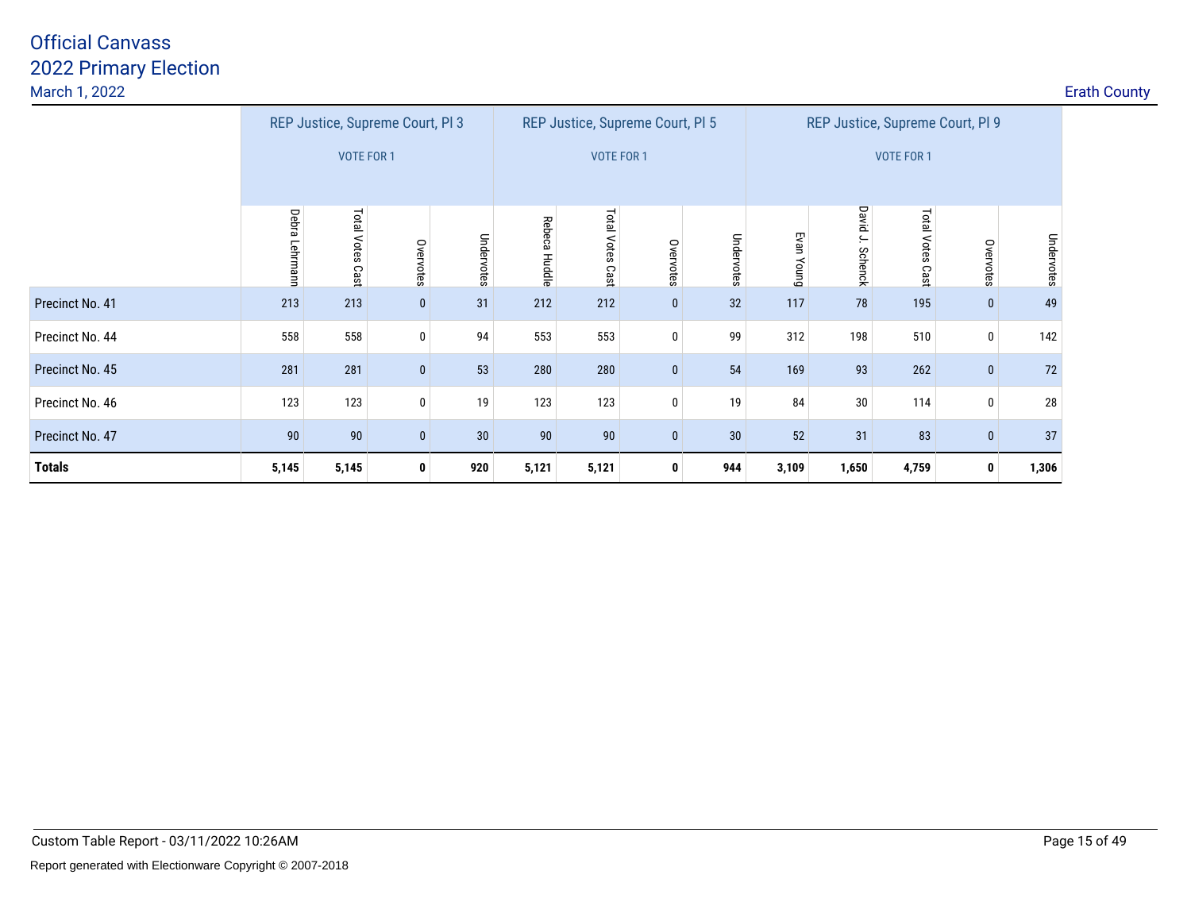# Official Canvass
## 2022 Primary Election
March 1, 2022

Erath County

| | REP Justice, Supreme Court, Pl 3 VOTE FOR 1 | | | | REP Justice, Supreme Court, Pl 5 VOTE FOR 1 | | | | REP Justice, Supreme Court, Pl 9 VOTE FOR 1 | | | | |
|---|---|---|---|---|---|---|---|---|---|---|---|---|---|
| | Debra Lehrmann | Total Votes Cast | Overvotes | Undervotes | Rebeca Huddle | Total Votes Cast | Overvotes | Undervotes | Evan Young | David J. Schenck | Total Votes Cast | Overvotes | Undervotes |
| Precinct No. 41 | 213 | 213 | 0 | 31 | 212 | 212 | 0 | 32 | 117 | 78 | 195 | 0 | 49 |
| Precinct No. 44 | 558 | 558 | 0 | 94 | 553 | 553 | 0 | 99 | 312 | 198 | 510 | 0 | 142 |
| Precinct No. 45 | 281 | 281 | 0 | 53 | 280 | 280 | 0 | 54 | 169 | 93 | 262 | 0 | 72 |
| Precinct No. 46 | 123 | 123 | 0 | 19 | 123 | 123 | 0 | 19 | 84 | 30 | 114 | 0 | 28 |
| Precinct No. 47 | 90 | 90 | 0 | 30 | 90 | 90 | 0 | 30 | 52 | 31 | 83 | 0 | 37 |
| **Totals** | **5,145** | **5,145** | **0** | **920** | **5,121** | **5,121** | **0** | **944** | **3,109** | **1,650** | **4,759** | **0** | **1,306** |

Custom Table Report - 03/11/2022 10:26AM

Report generated with Electionware Copyright © 2007-2018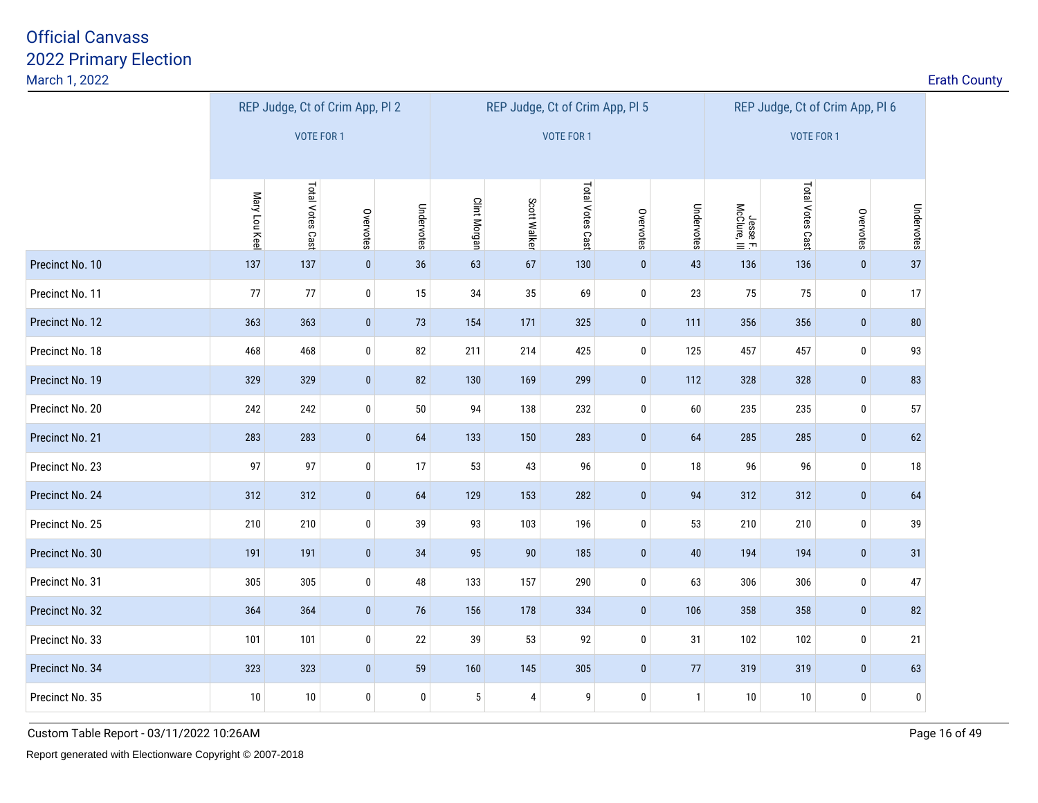# Official Canvass
## 2022 Primary Election
March 1, 2022

Erath County

| | REP Judge, Ct of Crim App, Pl 2 VOTE FOR 1 | | | | REP Judge, Ct of Crim App, Pl 5 VOTE FOR 1 | | | | | REP Judge, Ct of Crim App, Pl 6 VOTE FOR 1 | | | |
|---|---|---|---|---|---|---|---|---|---|---|---|---|---|
| | Mary Lou Keel | Total Votes Cast | Overvotes | Undervotes | Clint Morgan | Scott Walker | Total Votes Cast | Overvotes | Undervotes | Jesse F. McClure, III | Total Votes Cast | Overvotes | Undervotes |
| Precinct No. 10 | 137 | 137 | 0 | 36 | 63 | 67 | 130 | 0 | 43 | 136 | 136 | 0 | 37 |
| Precinct No. 11 | 77 | 77 | 0 | 15 | 34 | 35 | 69 | 0 | 23 | 75 | 75 | 0 | 17 |
| Precinct No. 12 | 363 | 363 | 0 | 73 | 154 | 171 | 325 | 0 | 111 | 356 | 356 | 0 | 80 |
| Precinct No. 18 | 468 | 468 | 0 | 82 | 211 | 214 | 425 | 0 | 125 | 457 | 457 | 0 | 93 |
| Precinct No. 19 | 329 | 329 | 0 | 82 | 130 | 169 | 299 | 0 | 112 | 328 | 328 | 0 | 83 |
| Precinct No. 20 | 242 | 242 | 0 | 50 | 94 | 138 | 232 | 0 | 60 | 235 | 235 | 0 | 57 |
| Precinct No. 21 | 283 | 283 | 0 | 64 | 133 | 150 | 283 | 0 | 64 | 285 | 285 | 0 | 62 |
| Precinct No. 23 | 97 | 97 | 0 | 17 | 53 | 43 | 96 | 0 | 18 | 96 | 96 | 0 | 18 |
| Precinct No. 24 | 312 | 312 | 0 | 64 | 129 | 153 | 282 | 0 | 94 | 312 | 312 | 0 | 64 |
| Precinct No. 25 | 210 | 210 | 0 | 39 | 93 | 103 | 196 | 0 | 53 | 210 | 210 | 0 | 39 |
| Precinct No. 30 | 191 | 191 | 0 | 34 | 95 | 90 | 185 | 0 | 40 | 194 | 194 | 0 | 31 |
| Precinct No. 31 | 305 | 305 | 0 | 48 | 133 | 157 | 290 | 0 | 63 | 306 | 306 | 0 | 47 |
| Precinct No. 32 | 364 | 364 | 0 | 76 | 156 | 178 | 334 | 0 | 106 | 358 | 358 | 0 | 82 |
| Precinct No. 33 | 101 | 101 | 0 | 22 | 39 | 53 | 92 | 0 | 31 | 102 | 102 | 0 | 21 |
| Precinct No. 34 | 323 | 323 | 0 | 59 | 160 | 145 | 305 | 0 | 77 | 319 | 319 | 0 | 63 |
| Precinct No. 35 | 10 | 10 | 0 | 0 | 5 | 4 | 9 | 0 | 1 | 10 | 10 | 0 | 0 |

Custom Table Report - 03/11/2022 10:26AM

Report generated with Electionware Copyright © 2007-2018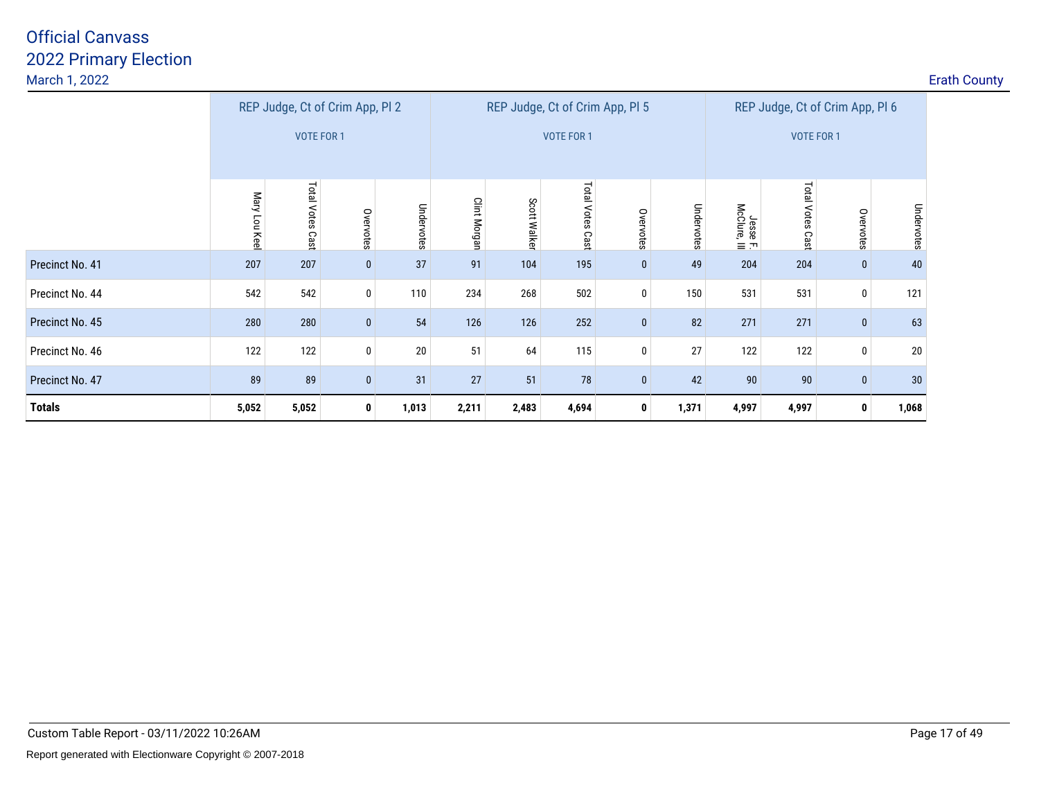# Official Canvass
## 2022 Primary Election
March 1, 2022

Erath County

| | REP Judge, Ct of Crim App, Pl 2 VOTE FOR 1 | | | | REP Judge, Ct of Crim App, Pl 5 VOTE FOR 1 | | | | | REP Judge, Ct of Crim App, Pl 6 VOTE FOR 1 | | | |
|---|---|---|---|---|---|---|---|---|---|---|---|---|---|
| | Mary Lou Keel | Total Votes Cast | Overvotes | Undervotes | Clint Morgan | Scott Walker | Total Votes Cast | Overvotes | Undervotes | Jesse F. McClure, III | Total Votes Cast | Overvotes | Undervotes |
| Precinct No. 41 | 207 | 207 | 0 | 37 | 91 | 104 | 195 | 0 | 49 | 204 | 204 | 0 | 40 |
| Precinct No. 44 | 542 | 542 | 0 | 110 | 234 | 268 | 502 | 0 | 150 | 531 | 531 | 0 | 121 |
| Precinct No. 45 | 280 | 280 | 0 | 54 | 126 | 126 | 252 | 0 | 82 | 271 | 271 | 0 | 63 |
| Precinct No. 46 | 122 | 122 | 0 | 20 | 51 | 64 | 115 | 0 | 27 | 122 | 122 | 0 | 20 |
| Precinct No. 47 | 89 | 89 | 0 | 31 | 27 | 51 | 78 | 0 | 42 | 90 | 90 | 0 | 30 |
| **Totals** | **5,052** | **5,052** | **0** | **1,013** | **2,211** | **2,483** | **4,694** | **0** | **1,371** | **4,997** | **4,997** | **0** | **1,068** |

Custom Table Report - 03/11/2022 10:26AM

Report generated with Electionware Copyright © 2007-2018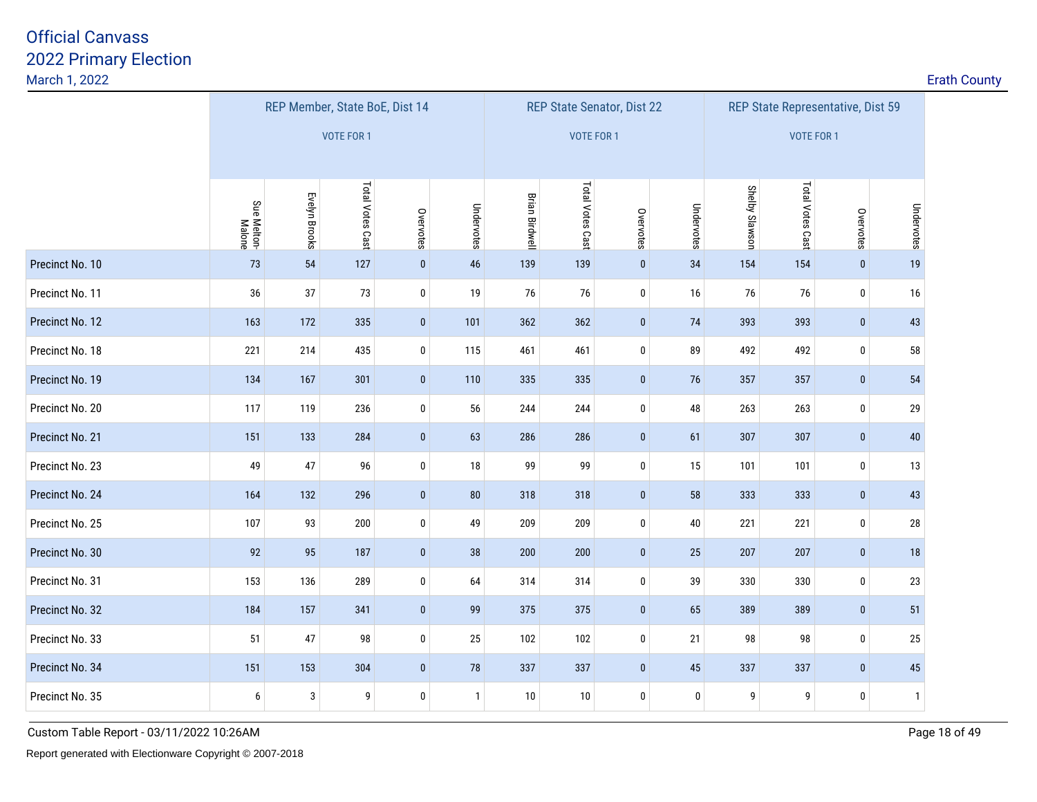# Official Canvass
## 2022 Primary Election

March 1, 2022

Erath County

| | REP Member, State BoE, Dist 14 VOTE FOR 1 | | | | | REP State Senator, Dist 22 VOTE FOR 1 | | | | REP State Representative, Dist 59 VOTE FOR 1 | | | |
|---|---|---|---|---|---|---|---|---|---|---|---|---|---|
| | Sue Melton-Malone | Evelyn Brooks | Total Votes Cast | Overvotes | Undervotes | Brian Birdwell | Total Votes Cast | Overvotes | Undervotes | Shelby Slawson | Total Votes Cast | Overvotes | Undervotes |
| Precinct No. 10 | 73 | 54 | 127 | 0 | 46 | 139 | 139 | 0 | 34 | 154 | 154 | 0 | 19 |
| Precinct No. 11 | 36 | 37 | 73 | 0 | 19 | 76 | 76 | 0 | 16 | 76 | 76 | 0 | 16 |
| Precinct No. 12 | 163 | 172 | 335 | 0 | 101 | 362 | 362 | 0 | 74 | 393 | 393 | 0 | 43 |
| Precinct No. 18 | 221 | 214 | 435 | 0 | 115 | 461 | 461 | 0 | 89 | 492 | 492 | 0 | 58 |
| Precinct No. 19 | 134 | 167 | 301 | 0 | 110 | 335 | 335 | 0 | 76 | 357 | 357 | 0 | 54 |
| Precinct No. 20 | 117 | 119 | 236 | 0 | 56 | 244 | 244 | 0 | 48 | 263 | 263 | 0 | 29 |
| Precinct No. 21 | 151 | 133 | 284 | 0 | 63 | 286 | 286 | 0 | 61 | 307 | 307 | 0 | 40 |
| Precinct No. 23 | 49 | 47 | 96 | 0 | 18 | 99 | 99 | 0 | 15 | 101 | 101 | 0 | 13 |
| Precinct No. 24 | 164 | 132 | 296 | 0 | 80 | 318 | 318 | 0 | 58 | 333 | 333 | 0 | 43 |
| Precinct No. 25 | 107 | 93 | 200 | 0 | 49 | 209 | 209 | 0 | 40 | 221 | 221 | 0 | 28 |
| Precinct No. 30 | 92 | 95 | 187 | 0 | 38 | 200 | 200 | 0 | 25 | 207 | 207 | 0 | 18 |
| Precinct No. 31 | 153 | 136 | 289 | 0 | 64 | 314 | 314 | 0 | 39 | 330 | 330 | 0 | 23 |
| Precinct No. 32 | 184 | 157 | 341 | 0 | 99 | 375 | 375 | 0 | 65 | 389 | 389 | 0 | 51 |
| Precinct No. 33 | 51 | 47 | 98 | 0 | 25 | 102 | 102 | 0 | 21 | 98 | 98 | 0 | 25 |
| Precinct No. 34 | 151 | 153 | 304 | 0 | 78 | 337 | 337 | 0 | 45 | 337 | 337 | 0 | 45 |
| Precinct No. 35 | 6 | 3 | 9 | 0 | 1 | 10 | 10 | 0 | 0 | 9 | 9 | 0 | 1 |

Custom Table Report - 03/11/2022 10:26AM

Report generated with Electionware Copyright © 2007-2018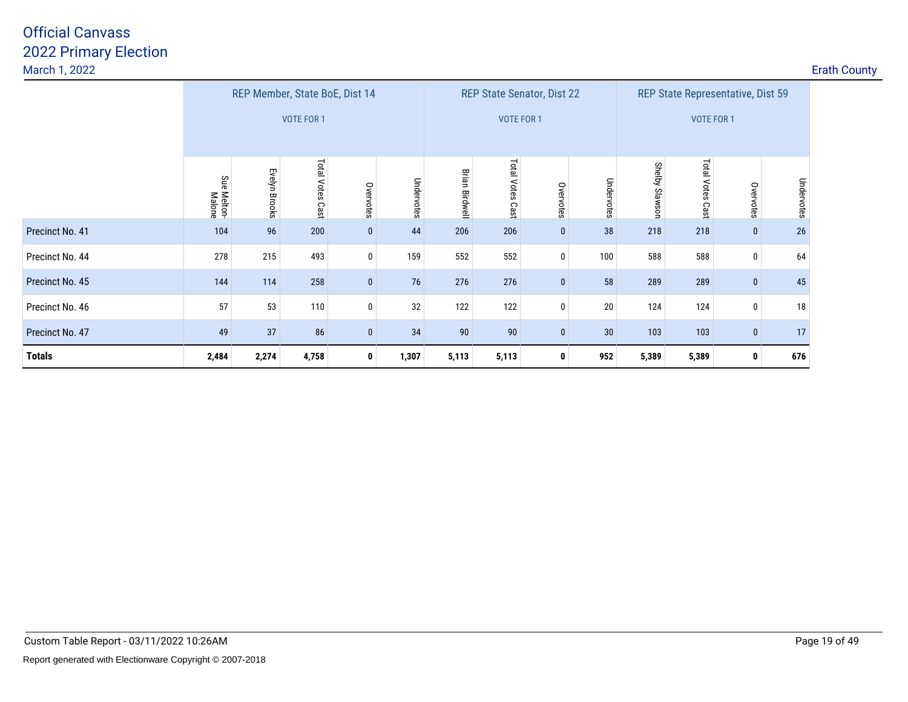# Official Canvass
## 2022 Primary Election
March 1, 2022

Erath County

| | REP Member, State BoE, Dist 14 VOTE FOR 1 | | | | | REP State Senator, Dist 22 VOTE FOR 1 | | | | REP State Representative, Dist 59 VOTE FOR 1 | | | |
|---|---|---|---|---|---|---|---|---|---|---|---|---|---|
| | Sue Melton-Malone | Evelyn Brooks | Total Votes Cast | Overvotes | Undervotes | Brian Birdwell | Total Votes Cast | Overvotes | Undervotes | Shelby Slawson | Total Votes Cast | Overvotes | Undervotes |
| Precinct No. 41 | 104 | 96 | 200 | 0 | 44 | 206 | 206 | 0 | 38 | 218 | 218 | 0 | 26 |
| Precinct No. 44 | 278 | 215 | 493 | 0 | 159 | 552 | 552 | 0 | 100 | 588 | 588 | 0 | 64 |
| Precinct No. 45 | 144 | 114 | 258 | 0 | 76 | 276 | 276 | 0 | 58 | 289 | 289 | 0 | 45 |
| Precinct No. 46 | 57 | 53 | 110 | 0 | 32 | 122 | 122 | 0 | 20 | 124 | 124 | 0 | 18 |
| Precinct No. 47 | 49 | 37 | 86 | 0 | 34 | 90 | 90 | 0 | 30 | 103 | 103 | 0 | 17 |
| **Totals** | **2,484** | **2,274** | **4,758** | **0** | **1,307** | **5,113** | **5,113** | **0** | **952** | **5,389** | **5,389** | **0** | **676** |

Custom Table Report - 03/11/2022 10:26AM

Report generated with Electionware Copyright © 2007-2018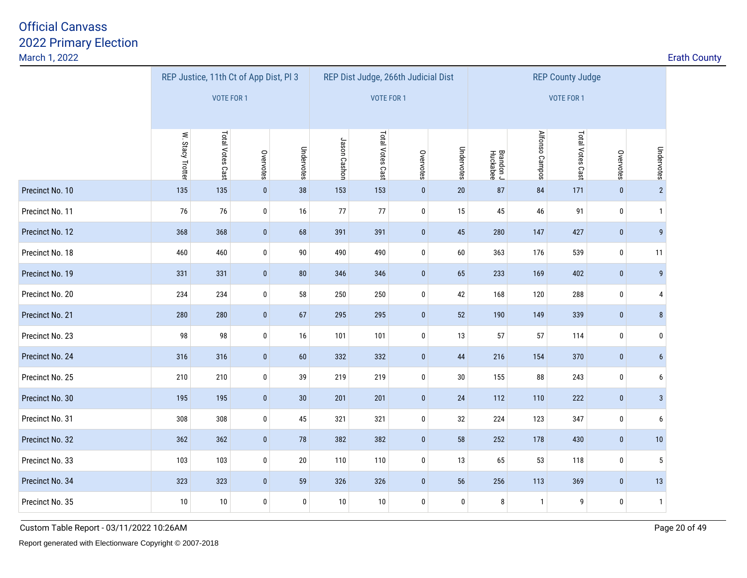# Official Canvass
## 2022 Primary Election
March 1, 2022

Erath County

| | REP Justice, 11th Ct of App Dist, Pl 3 VOTE FOR 1 | | | | REP Dist Judge, 266th Judicial Dist VOTE FOR 1 | | | | REP County Judge VOTE FOR 1 | | | | |
|---|---|---|---|---|---|---|---|---|---|---|---|---|---|
| | W. Stacy Trotter | Total Votes Cast | Overvotes | Undervotes | Jason Cashon | Total Votes Cast | Overvotes | Undervotes | Brandon J Huckabee | Alfonso Campos | Total Votes Cast | Overvotes | Undervotes |
| Precinct No. 10 | 135 | 135 | 0 | 38 | 153 | 153 | 0 | 20 | 87 | 84 | 171 | 0 | 2 |
| Precinct No. 11 | 76 | 76 | 0 | 16 | 77 | 77 | 0 | 15 | 45 | 46 | 91 | 0 | 1 |
| Precinct No. 12 | 368 | 368 | 0 | 68 | 391 | 391 | 0 | 45 | 280 | 147 | 427 | 0 | 9 |
| Precinct No. 18 | 460 | 460 | 0 | 90 | 490 | 490 | 0 | 60 | 363 | 176 | 539 | 0 | 11 |
| Precinct No. 19 | 331 | 331 | 0 | 80 | 346 | 346 | 0 | 65 | 233 | 169 | 402 | 0 | 9 |
| Precinct No. 20 | 234 | 234 | 0 | 58 | 250 | 250 | 0 | 42 | 168 | 120 | 288 | 0 | 4 |
| Precinct No. 21 | 280 | 280 | 0 | 67 | 295 | 295 | 0 | 52 | 190 | 149 | 339 | 0 | 8 |
| Precinct No. 23 | 98 | 98 | 0 | 16 | 101 | 101 | 0 | 13 | 57 | 57 | 114 | 0 | 0 |
| Precinct No. 24 | 316 | 316 | 0 | 60 | 332 | 332 | 0 | 44 | 216 | 154 | 370 | 0 | 6 |
| Precinct No. 25 | 210 | 210 | 0 | 39 | 219 | 219 | 0 | 30 | 155 | 88 | 243 | 0 | 6 |
| Precinct No. 30 | 195 | 195 | 0 | 30 | 201 | 201 | 0 | 24 | 112 | 110 | 222 | 0 | 3 |
| Precinct No. 31 | 308 | 308 | 0 | 45 | 321 | 321 | 0 | 32 | 224 | 123 | 347 | 0 | 6 |
| Precinct No. 32 | 362 | 362 | 0 | 78 | 382 | 382 | 0 | 58 | 252 | 178 | 430 | 0 | 10 |
| Precinct No. 33 | 103 | 103 | 0 | 20 | 110 | 110 | 0 | 13 | 65 | 53 | 118 | 0 | 5 |
| Precinct No. 34 | 323 | 323 | 0 | 59 | 326 | 326 | 0 | 56 | 256 | 113 | 369 | 0 | 13 |
| Precinct No. 35 | 10 | 10 | 0 | 0 | 10 | 10 | 0 | 0 | 8 | 1 | 9 | 0 | 1 |

Custom Table Report - 03/11/2022 10:26AM

Report generated with Electionware Copyright © 2007-2018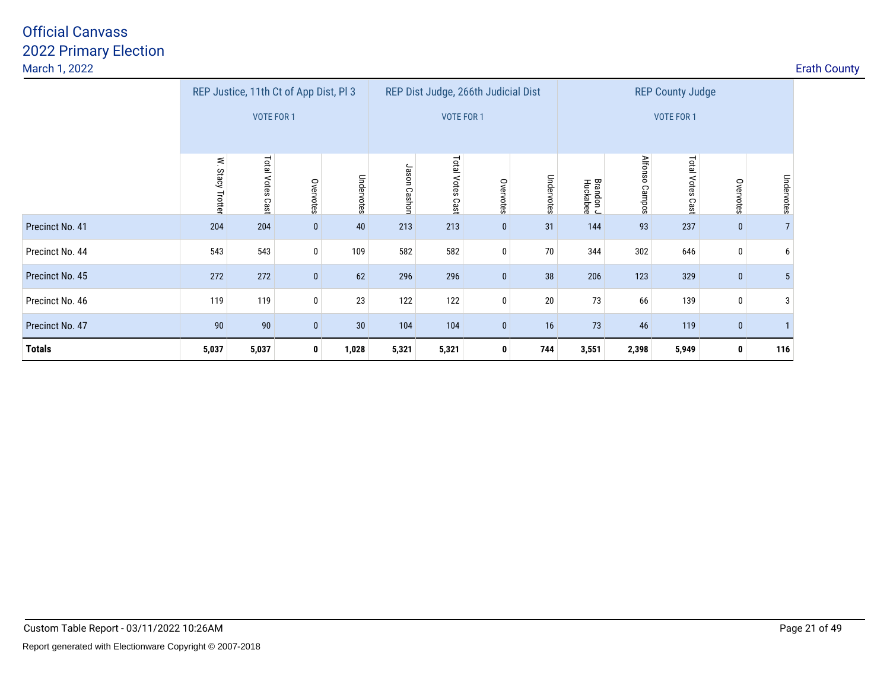# Official Canvass
## 2022 Primary Election
March 1, 2022

Erath County

| | REP Justice, 11th Ct of App Dist, Pl 3 VOTE FOR 1 | | | | REP Dist Judge, 266th Judicial Dist VOTE FOR 1 | | | | REP County Judge VOTE FOR 1 | | | | |
|---|---|---|---|---|---|---|---|---|---|---|---|---|---|
| | W. Stacy Trotter | Total Votes Cast | Overvotes | Undervotes | Jason Cashon | Total Votes Cast | Overvotes | Undervotes | Brandon J Huckabee | Alfonso Campos | Total Votes Cast | Overvotes | Undervotes |
| Precinct No. 41 | 204 | 204 | 0 | 40 | 213 | 213 | 0 | 31 | 144 | 93 | 237 | 0 | 7 |
| Precinct No. 44 | 543 | 543 | 0 | 109 | 582 | 582 | 0 | 70 | 344 | 302 | 646 | 0 | 6 |
| Precinct No. 45 | 272 | 272 | 0 | 62 | 296 | 296 | 0 | 38 | 206 | 123 | 329 | 0 | 5 |
| Precinct No. 46 | 119 | 119 | 0 | 23 | 122 | 122 | 0 | 20 | 73 | 66 | 139 | 0 | 3 |
| Precinct No. 47 | 90 | 90 | 0 | 30 | 104 | 104 | 0 | 16 | 73 | 46 | 119 | 0 | 1 |
| **Totals** | **5,037** | **5,037** | **0** | **1,028** | **5,321** | **5,321** | **0** | **744** | **3,551** | **2,398** | **5,949** | **0** | **116** |

Custom Table Report - 03/11/2022 10:26AM

Report generated with Electionware Copyright © 2007-2018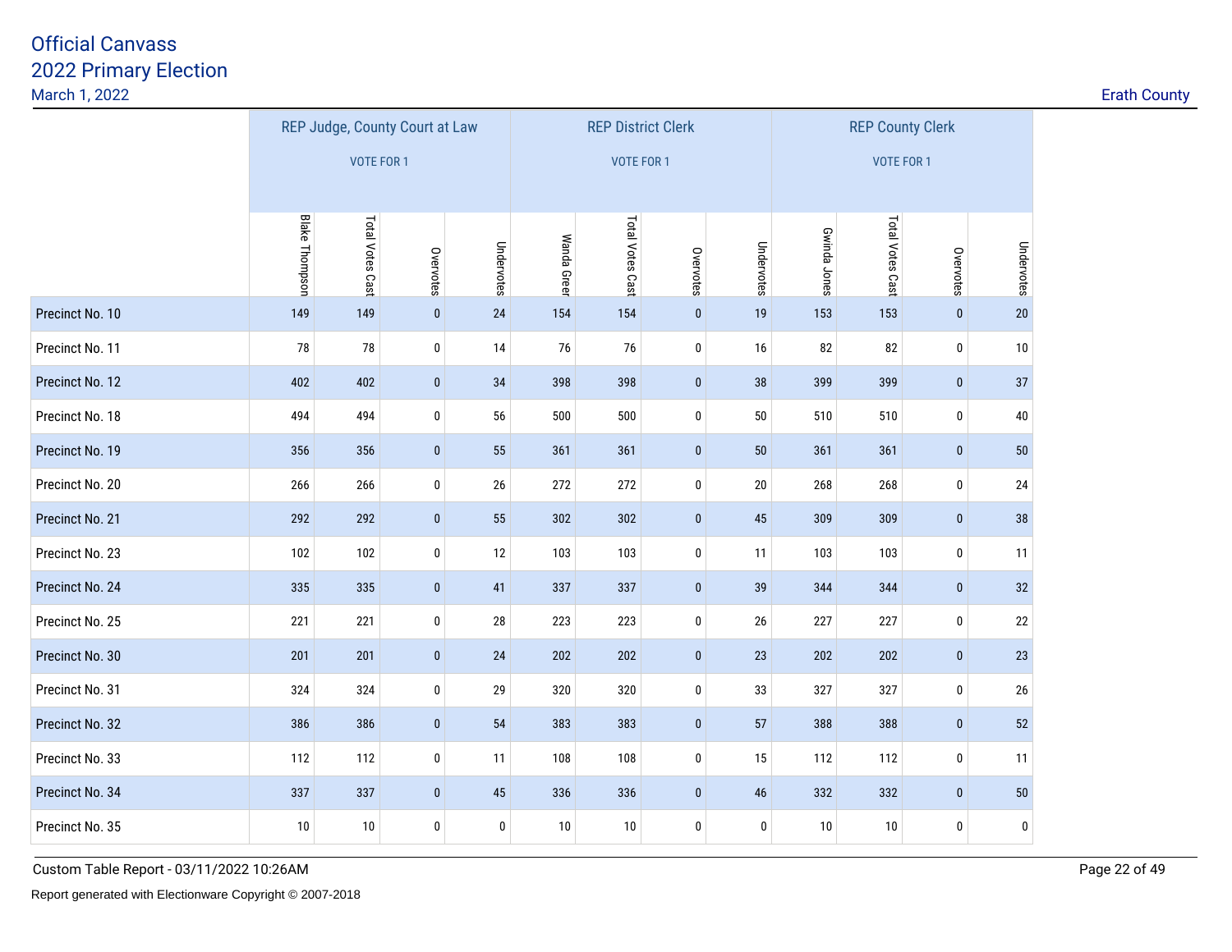# Official Canvass
## 2022 Primary Election
March 1, 2022

Erath County

| | REP Judge, County Court at Law VOTE FOR 1 | | | | REP District Clerk VOTE FOR 1 | | | | REP County Clerk VOTE FOR 1 | | | |
|---|---|---|---|---|---|---|---|---|---|---|---|---|
| | Blake Thompson | Total Votes Cast | Overvotes | Undervotes | Wanda Greer | Total Votes Cast | Overvotes | Undervotes | Gwinda Jones | Total Votes Cast | Overvotes | Undervotes |
| Precinct No. 10 | 149 | 149 | 0 | 24 | 154 | 154 | 0 | 19 | 153 | 153 | 0 | 20 |
| Precinct No. 11 | 78 | 78 | 0 | 14 | 76 | 76 | 0 | 16 | 82 | 82 | 0 | 10 |
| Precinct No. 12 | 402 | 402 | 0 | 34 | 398 | 398 | 0 | 38 | 399 | 399 | 0 | 37 |
| Precinct No. 18 | 494 | 494 | 0 | 56 | 500 | 500 | 0 | 50 | 510 | 510 | 0 | 40 |
| Precinct No. 19 | 356 | 356 | 0 | 55 | 361 | 361 | 0 | 50 | 361 | 361 | 0 | 50 |
| Precinct No. 20 | 266 | 266 | 0 | 26 | 272 | 272 | 0 | 20 | 268 | 268 | 0 | 24 |
| Precinct No. 21 | 292 | 292 | 0 | 55 | 302 | 302 | 0 | 45 | 309 | 309 | 0 | 38 |
| Precinct No. 23 | 102 | 102 | 0 | 12 | 103 | 103 | 0 | 11 | 103 | 103 | 0 | 11 |
| Precinct No. 24 | 335 | 335 | 0 | 41 | 337 | 337 | 0 | 39 | 344 | 344 | 0 | 32 |
| Precinct No. 25 | 221 | 221 | 0 | 28 | 223 | 223 | 0 | 26 | 227 | 227 | 0 | 22 |
| Precinct No. 30 | 201 | 201 | 0 | 24 | 202 | 202 | 0 | 23 | 202 | 202 | 0 | 23 |
| Precinct No. 31 | 324 | 324 | 0 | 29 | 320 | 320 | 0 | 33 | 327 | 327 | 0 | 26 |
| Precinct No. 32 | 386 | 386 | 0 | 54 | 383 | 383 | 0 | 57 | 388 | 388 | 0 | 52 |
| Precinct No. 33 | 112 | 112 | 0 | 11 | 108 | 108 | 0 | 15 | 112 | 112 | 0 | 11 |
| Precinct No. 34 | 337 | 337 | 0 | 45 | 336 | 336 | 0 | 46 | 332 | 332 | 0 | 50 |
| Precinct No. 35 | 10 | 10 | 0 | 0 | 10 | 10 | 0 | 0 | 10 | 10 | 0 | 0 |

Custom Table Report - 03/11/2022 10:26AM

Report generated with Electionware Copyright © 2007-2018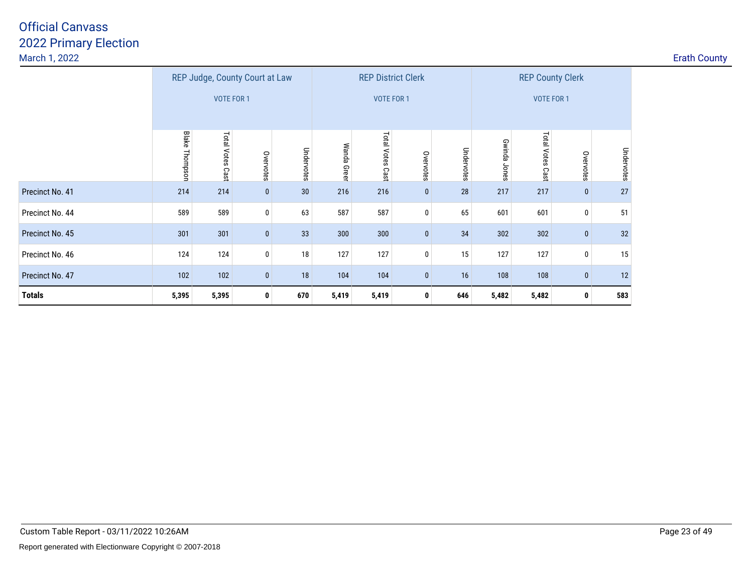# Official Canvass
## 2022 Primary Election
March 1, 2022

Erath County

| | REP Judge, County Court at Law VOTE FOR 1 | | | | REP District Clerk VOTE FOR 1 | | | | REP County Clerk VOTE FOR 1 | | | |
|---|---|---|---|---|---|---|---|---|---|---|---|---|
| | Blake Thompson | Total Votes Cast | Overvotes | Undervotes | Wanda Greer | Total Votes Cast | Overvotes | Undervotes | Gwinda Jones | Total Votes Cast | Overvotes | Undervotes |
| Precinct No. 41 | 214 | 214 | 0 | 30 | 216 | 216 | 0 | 28 | 217 | 217 | 0 | 27 |
| Precinct No. 44 | 589 | 589 | 0 | 63 | 587 | 587 | 0 | 65 | 601 | 601 | 0 | 51 |
| Precinct No. 45 | 301 | 301 | 0 | 33 | 300 | 300 | 0 | 34 | 302 | 302 | 0 | 32 |
| Precinct No. 46 | 124 | 124 | 0 | 18 | 127 | 127 | 0 | 15 | 127 | 127 | 0 | 15 |
| Precinct No. 47 | 102 | 102 | 0 | 18 | 104 | 104 | 0 | 16 | 108 | 108 | 0 | 12 |
| **Totals** | **5,395** | **5,395** | **0** | **670** | **5,419** | **5,419** | **0** | **646** | **5,482** | **5,482** | **0** | **583** |

Custom Table Report - 03/11/2022 10:26AM

Report generated with Electionware Copyright © 2007-2018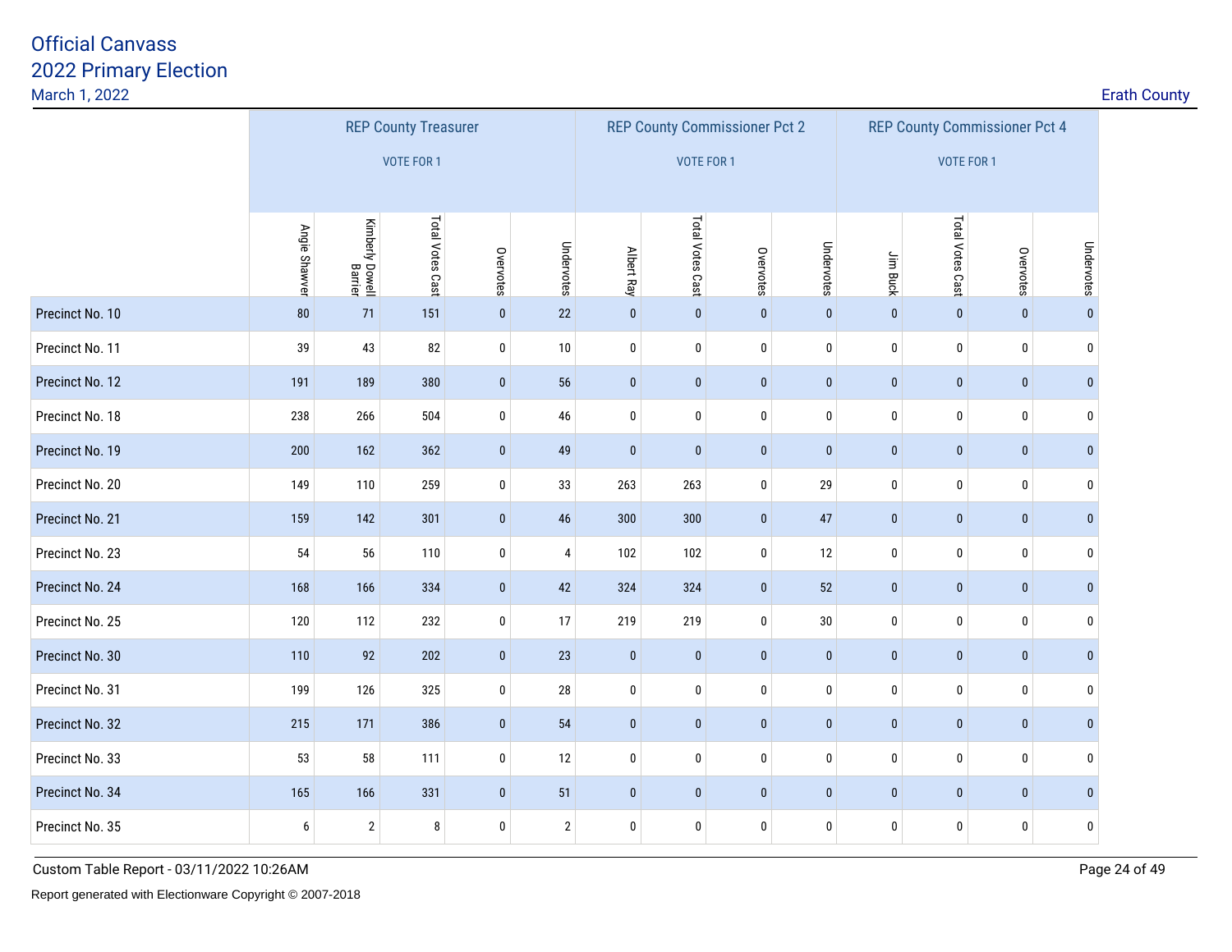# Official Canvass
## 2022 Primary Election
March 1, 2022

Erath County

| | REP County Treasurer VOTE FOR 1 | | | | | REP County Commissioner Pct 2 VOTE FOR 1 | | | | REP County Commissioner Pct 4 VOTE FOR 1 | | | |
|---|---|---|---|---|---|---|---|---|---|---|---|---|---|
| | Angie Shawver | Kimberly Dowell Barrier | Total Votes Cast | Overvotes | Undervotes | Albert Ray | Total Votes Cast | Overvotes | Undervotes | Jim Buck | Total Votes Cast | Overvotes | Undervotes |
| Precinct No. 10 | 80 | 71 | 151 | 0 | 22 | 0 | 0 | 0 | 0 | 0 | 0 | 0 | 0 |
| Precinct No. 11 | 39 | 43 | 82 | 0 | 10 | 0 | 0 | 0 | 0 | 0 | 0 | 0 | 0 |
| Precinct No. 12 | 191 | 189 | 380 | 0 | 56 | 0 | 0 | 0 | 0 | 0 | 0 | 0 | 0 |
| Precinct No. 18 | 238 | 266 | 504 | 0 | 46 | 0 | 0 | 0 | 0 | 0 | 0 | 0 | 0 |
| Precinct No. 19 | 200 | 162 | 362 | 0 | 49 | 0 | 0 | 0 | 0 | 0 | 0 | 0 | 0 |
| Precinct No. 20 | 149 | 110 | 259 | 0 | 33 | 263 | 263 | 0 | 29 | 0 | 0 | 0 | 0 |
| Precinct No. 21 | 159 | 142 | 301 | 0 | 46 | 300 | 300 | 0 | 47 | 0 | 0 | 0 | 0 |
| Precinct No. 23 | 54 | 56 | 110 | 0 | 4 | 102 | 102 | 0 | 12 | 0 | 0 | 0 | 0 |
| Precinct No. 24 | 168 | 166 | 334 | 0 | 42 | 324 | 324 | 0 | 52 | 0 | 0 | 0 | 0 |
| Precinct No. 25 | 120 | 112 | 232 | 0 | 17 | 219 | 219 | 0 | 30 | 0 | 0 | 0 | 0 |
| Precinct No. 30 | 110 | 92 | 202 | 0 | 23 | 0 | 0 | 0 | 0 | 0 | 0 | 0 | 0 |
| Precinct No. 31 | 199 | 126 | 325 | 0 | 28 | 0 | 0 | 0 | 0 | 0 | 0 | 0 | 0 |
| Precinct No. 32 | 215 | 171 | 386 | 0 | 54 | 0 | 0 | 0 | 0 | 0 | 0 | 0 | 0 |
| Precinct No. 33 | 53 | 58 | 111 | 0 | 12 | 0 | 0 | 0 | 0 | 0 | 0 | 0 | 0 |
| Precinct No. 34 | 165 | 166 | 331 | 0 | 51 | 0 | 0 | 0 | 0 | 0 | 0 | 0 | 0 |
| Precinct No. 35 | 6 | 2 | 8 | 0 | 2 | 0 | 0 | 0 | 0 | 0 | 0 | 0 | 0 |

Custom Table Report - 03/11/2022 10:26AM

Report generated with Electionware Copyright © 2007-2018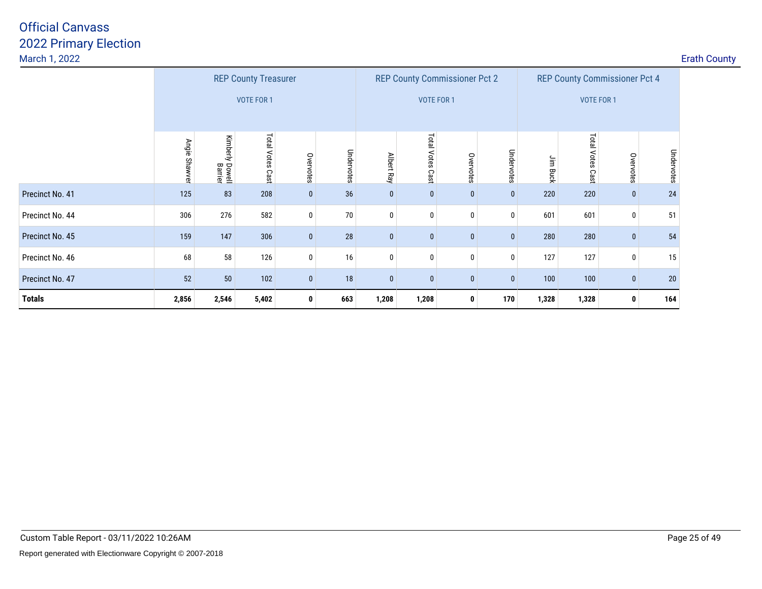# Official Canvass
## 2022 Primary Election
March 1, 2022

Erath County

| | REP County Treasurer VOTE FOR 1 | | | | | REP County Commissioner Pct 2 VOTE FOR 1 | | | | REP County Commissioner Pct 4 VOTE FOR 1 | | | |
|---|---|---|---|---|---|---|---|---|---|---|---|---|---|
| | Angie Shawver | Kimberly Dowell Barrier | Total Votes Cast | Overvotes | Undervotes | Albert Ray | Total Votes Cast | Overvotes | Undervotes | Jim Buck | Total Votes Cast | Overvotes | Undervotes |
| Precinct No. 41 | 125 | 83 | 208 | 0 | 36 | 0 | 0 | 0 | 0 | 220 | 220 | 0 | 24 |
| Precinct No. 44 | 306 | 276 | 582 | 0 | 70 | 0 | 0 | 0 | 0 | 601 | 601 | 0 | 51 |
| Precinct No. 45 | 159 | 147 | 306 | 0 | 28 | 0 | 0 | 0 | 0 | 280 | 280 | 0 | 54 |
| Precinct No. 46 | 68 | 58 | 126 | 0 | 16 | 0 | 0 | 0 | 0 | 127 | 127 | 0 | 15 |
| Precinct No. 47 | 52 | 50 | 102 | 0 | 18 | 0 | 0 | 0 | 0 | 100 | 100 | 0 | 20 |
| **Totals** | **2,856** | **2,546** | **5,402** | **0** | **663** | **1,208** | **1,208** | **0** | **170** | **1,328** | **1,328** | **0** | **164** |

Custom Table Report - 03/11/2022 10:26AM

Report generated with Electionware Copyright © 2007-2018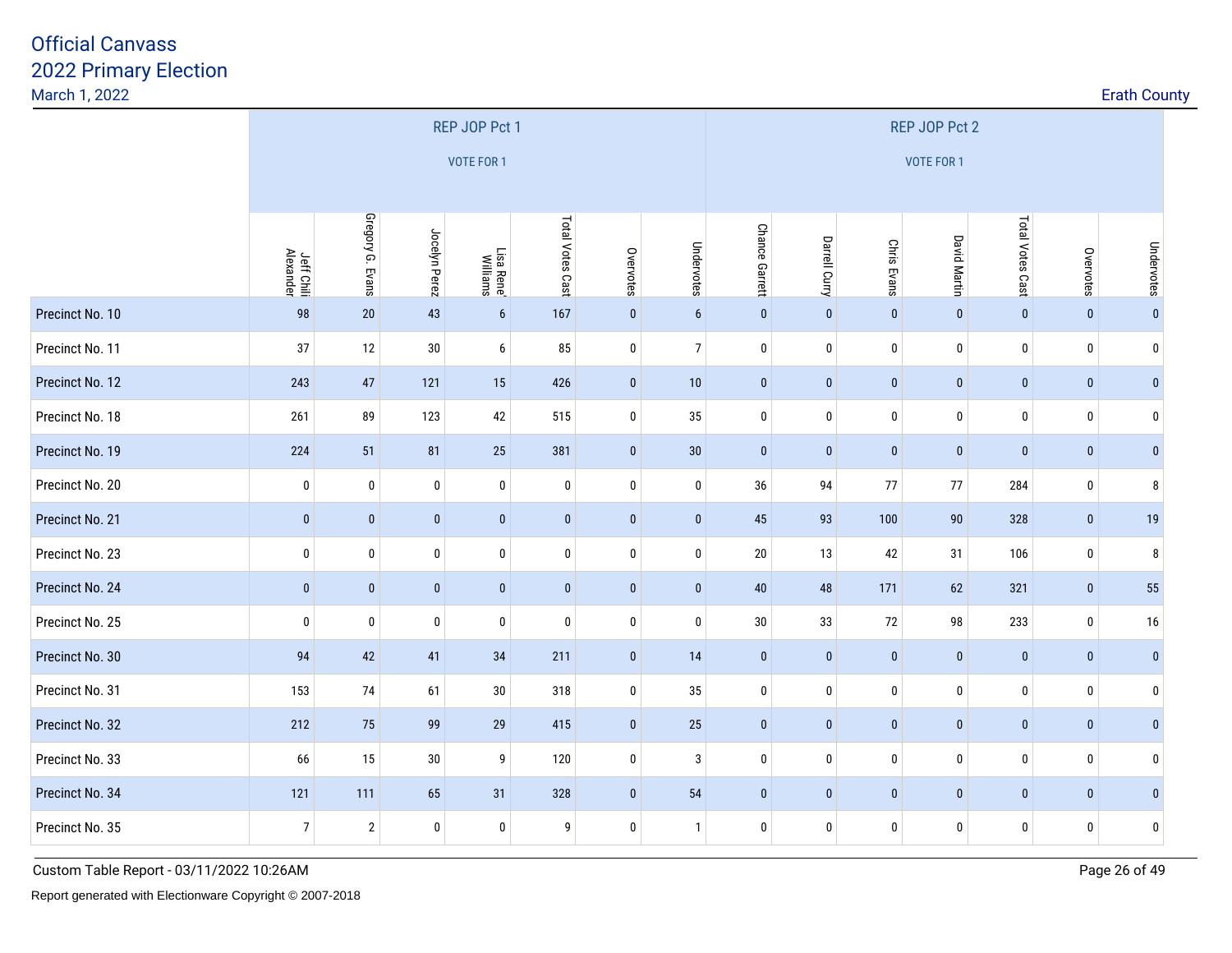# Official Canvass
## 2022 Primary Election

March 1, 2022

Erath County

| | REP JOP Pct 1 VOTE FOR 1 | | | | | | | REP JOP Pct 2 VOTE FOR 1 | | | | | | |
|---|---|---|---|---|---|---|---|---|---|---|---|---|---|---|
| | Jeff Chili Alexander | Gregory G. Evans | Jocelyn Perez | Lisa Rene' Williams | Total Votes Cast | Overvotes | Undervotes | Chance Garrett | Darrell Curry | Chris Evans | David Martin | Total Votes Cast | Overvotes | Undervotes |
| Precinct No. 10 | 98 | 20 | 43 | 6 | 167 | 0 | 6 | 0 | 0 | 0 | 0 | 0 | 0 | 0 |
| Precinct No. 11 | 37 | 12 | 30 | 6 | 85 | 0 | 7 | 0 | 0 | 0 | 0 | 0 | 0 | 0 |
| Precinct No. 12 | 243 | 47 | 121 | 15 | 426 | 0 | 10 | 0 | 0 | 0 | 0 | 0 | 0 | 0 |
| Precinct No. 18 | 261 | 89 | 123 | 42 | 515 | 0 | 35 | 0 | 0 | 0 | 0 | 0 | 0 | 0 |
| Precinct No. 19 | 224 | 51 | 81 | 25 | 381 | 0 | 30 | 0 | 0 | 0 | 0 | 0 | 0 | 0 |
| Precinct No. 20 | 0 | 0 | 0 | 0 | 0 | 0 | 0 | 36 | 94 | 77 | 77 | 284 | 0 | 8 |
| Precinct No. 21 | 0 | 0 | 0 | 0 | 0 | 0 | 0 | 45 | 93 | 100 | 90 | 328 | 0 | 19 |
| Precinct No. 23 | 0 | 0 | 0 | 0 | 0 | 0 | 0 | 20 | 13 | 42 | 31 | 106 | 0 | 8 |
| Precinct No. 24 | 0 | 0 | 0 | 0 | 0 | 0 | 0 | 40 | 48 | 171 | 62 | 321 | 0 | 55 |
| Precinct No. 25 | 0 | 0 | 0 | 0 | 0 | 0 | 0 | 30 | 33 | 72 | 98 | 233 | 0 | 16 |
| Precinct No. 30 | 94 | 42 | 41 | 34 | 211 | 0 | 14 | 0 | 0 | 0 | 0 | 0 | 0 | 0 |
| Precinct No. 31 | 153 | 74 | 61 | 30 | 318 | 0 | 35 | 0 | 0 | 0 | 0 | 0 | 0 | 0 |
| Precinct No. 32 | 212 | 75 | 99 | 29 | 415 | 0 | 25 | 0 | 0 | 0 | 0 | 0 | 0 | 0 |
| Precinct No. 33 | 66 | 15 | 30 | 9 | 120 | 0 | 3 | 0 | 0 | 0 | 0 | 0 | 0 | 0 |
| Precinct No. 34 | 121 | 111 | 65 | 31 | 328 | 0 | 54 | 0 | 0 | 0 | 0 | 0 | 0 | 0 |
| Precinct No. 35 | 7 | 2 | 0 | 0 | 9 | 0 | 1 | 0 | 0 | 0 | 0 | 0 | 0 | 0 |

Custom Table Report - 03/11/2022 10:26AM

Report generated with Electionware Copyright © 2007-2018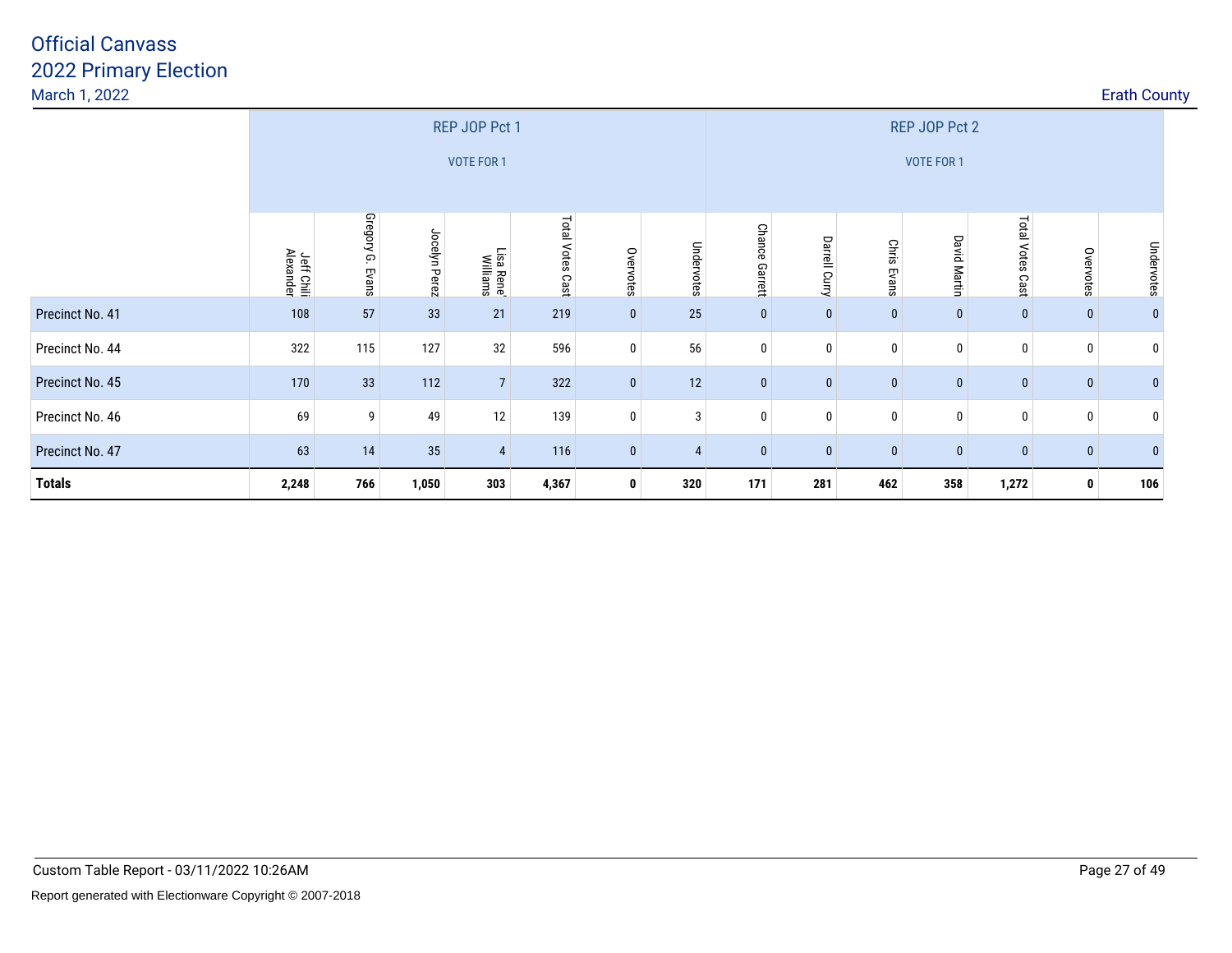# Official Canvass
## 2022 Primary Election
March 1, 2022

Erath County

| | REP JOP Pct 1 VOTE FOR 1 | | | | | | | REP JOP Pct 2 VOTE FOR 1 | | | | | | |
|---|---|---|---|---|---|---|---|---|---|---|---|---|---|---|
| | Jeff Chili Alexander | Gregory G. Evans | Jocelyn Perez | Lisa Rene' Williams | Total Votes Cast | Overvotes | Undervotes | Chance Garrett | Darrell Curry | Chris Evans | David Martin | Total Votes Cast | Overvotes | Undervotes |
| Precinct No. 41 | 108 | 57 | 33 | 21 | 219 | 0 | 25 | 0 | 0 | 0 | 0 | 0 | 0 | 0 |
| Precinct No. 44 | 322 | 115 | 127 | 32 | 596 | 0 | 56 | 0 | 0 | 0 | 0 | 0 | 0 | 0 |
| Precinct No. 45 | 170 | 33 | 112 | 7 | 322 | 0 | 12 | 0 | 0 | 0 | 0 | 0 | 0 | 0 |
| Precinct No. 46 | 69 | 9 | 49 | 12 | 139 | 0 | 3 | 0 | 0 | 0 | 0 | 0 | 0 | 0 |
| Precinct No. 47 | 63 | 14 | 35 | 4 | 116 | 0 | 4 | 0 | 0 | 0 | 0 | 0 | 0 | 0 |
| **Totals** | **2,248** | **766** | **1,050** | **303** | **4,367** | **0** | **320** | **171** | **281** | **462** | **358** | **1,272** | **0** | **106** |

Custom Table Report - 03/11/2022 10:26AM

Report generated with Electionware Copyright © 2007-2018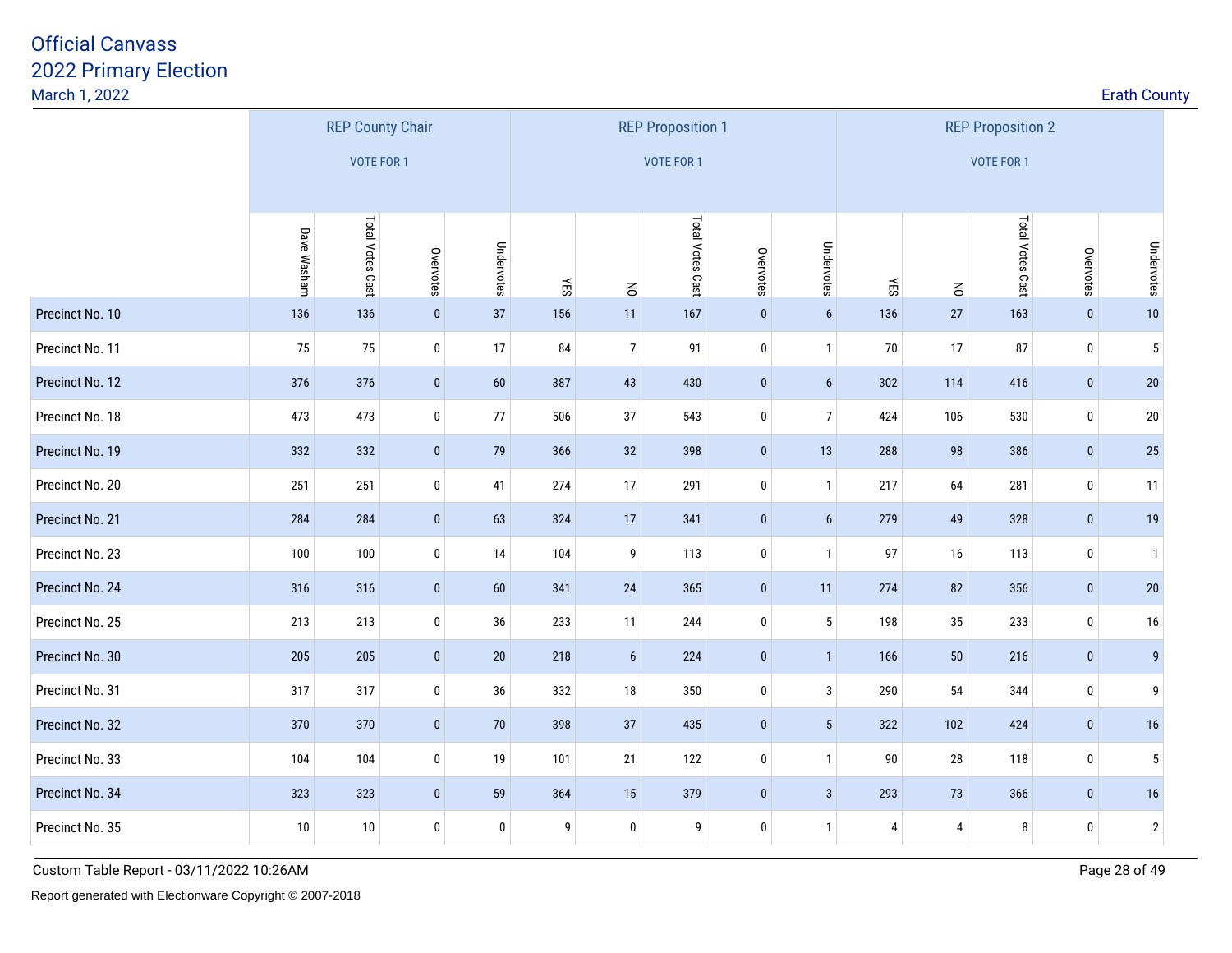# Official Canvass
## 2022 Primary Election
March 1, 2022

Erath County

| | REP County Chair VOTE FOR 1 | | | | REP Proposition 1 VOTE FOR 1 | | | | | REP Proposition 2 VOTE FOR 1 | | | | |
|---|---|---|---|---|---|---|---|---|---|---|---|---|---|---|
| | Dave Washam | Total Votes Cast | Overvotes | Undervotes | YES | NO | Total Votes Cast | Overvotes | Undervotes | YES | NO | Total Votes Cast | Overvotes | Undervotes |
| Precinct No. 10 | 136 | 136 | 0 | 37 | 156 | 11 | 167 | 0 | 6 | 136 | 27 | 163 | 0 | 10 |
| Precinct No. 11 | 75 | 75 | 0 | 17 | 84 | 7 | 91 | 0 | 1 | 70 | 17 | 87 | 0 | 5 |
| Precinct No. 12 | 376 | 376 | 0 | 60 | 387 | 43 | 430 | 0 | 6 | 302 | 114 | 416 | 0 | 20 |
| Precinct No. 18 | 473 | 473 | 0 | 77 | 506 | 37 | 543 | 0 | 7 | 424 | 106 | 530 | 0 | 20 |
| Precinct No. 19 | 332 | 332 | 0 | 79 | 366 | 32 | 398 | 0 | 13 | 288 | 98 | 386 | 0 | 25 |
| Precinct No. 20 | 251 | 251 | 0 | 41 | 274 | 17 | 291 | 0 | 1 | 217 | 64 | 281 | 0 | 11 |
| Precinct No. 21 | 284 | 284 | 0 | 63 | 324 | 17 | 341 | 0 | 6 | 279 | 49 | 328 | 0 | 19 |
| Precinct No. 23 | 100 | 100 | 0 | 14 | 104 | 9 | 113 | 0 | 1 | 97 | 16 | 113 | 0 | 1 |
| Precinct No. 24 | 316 | 316 | 0 | 60 | 341 | 24 | 365 | 0 | 11 | 274 | 82 | 356 | 0 | 20 |
| Precinct No. 25 | 213 | 213 | 0 | 36 | 233 | 11 | 244 | 0 | 5 | 198 | 35 | 233 | 0 | 16 |
| Precinct No. 30 | 205 | 205 | 0 | 20 | 218 | 6 | 224 | 0 | 1 | 166 | 50 | 216 | 0 | 9 |
| Precinct No. 31 | 317 | 317 | 0 | 36 | 332 | 18 | 350 | 0 | 3 | 290 | 54 | 344 | 0 | 9 |
| Precinct No. 32 | 370 | 370 | 0 | 70 | 398 | 37 | 435 | 0 | 5 | 322 | 102 | 424 | 0 | 16 |
| Precinct No. 33 | 104 | 104 | 0 | 19 | 101 | 21 | 122 | 0 | 1 | 90 | 28 | 118 | 0 | 5 |
| Precinct No. 34 | 323 | 323 | 0 | 59 | 364 | 15 | 379 | 0 | 3 | 293 | 73 | 366 | 0 | 16 |
| Precinct No. 35 | 10 | 10 | 0 | 0 | 9 | 0 | 9 | 0 | 1 | 4 | 4 | 8 | 0 | 2 |

Custom Table Report - 03/11/2022 10:26AM

Report generated with Electionware Copyright © 2007-2018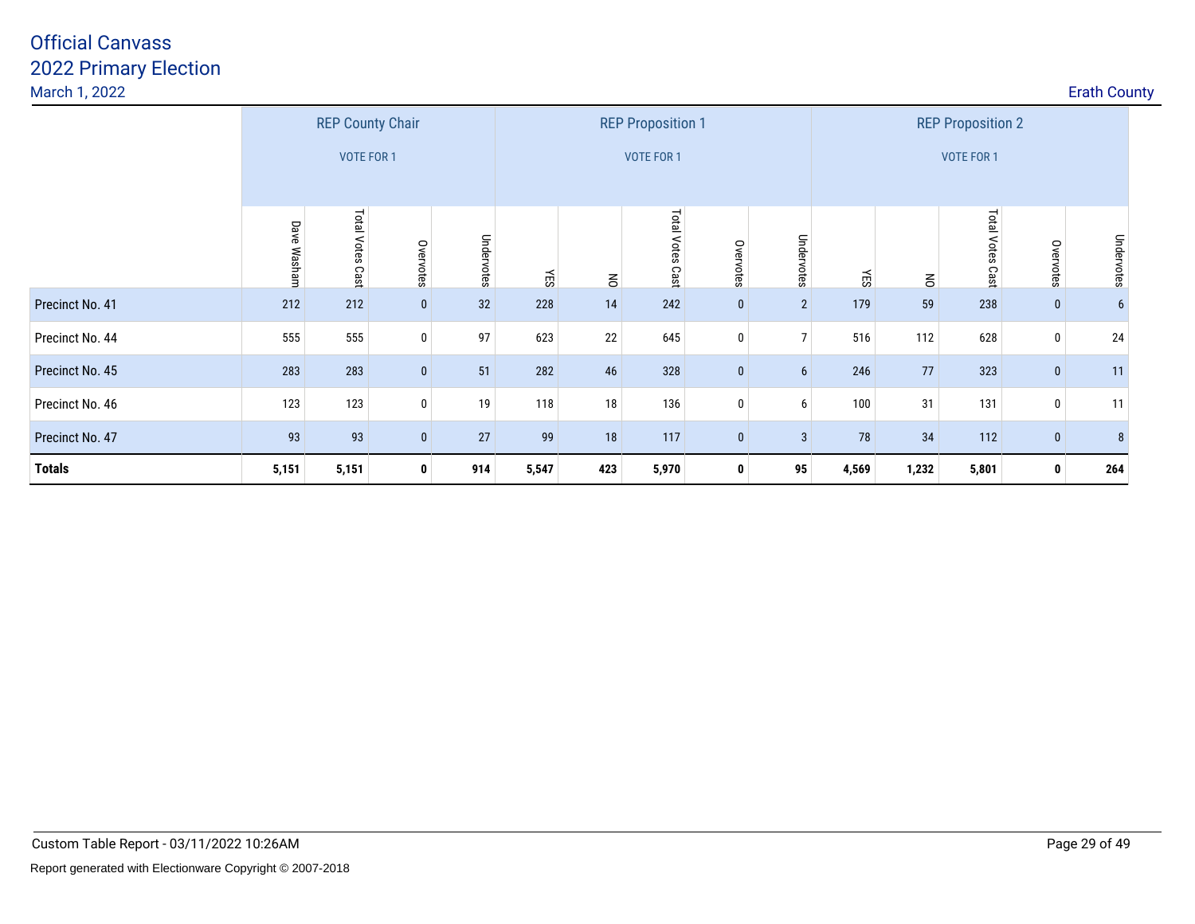# Official Canvass
## 2022 Primary Election

March 1, 2022

Erath County

| | REP County Chair VOTE FOR 1 | | | | REP Proposition 1 VOTE FOR 1 | | | | | REP Proposition 2 VOTE FOR 1 | | | | |
|---|---|---|---|---|---|---|---|---|---|---|---|---|---|---|
| | Dave Washam | Total Votes Cast | Overvotes | Undervotes | YES | NO | Total Votes Cast | Overvotes | Undervotes | YES | NO | Total Votes Cast | Overvotes | Undervotes |
| Precinct No. 41 | 212 | 212 | 0 | 32 | 228 | 14 | 242 | 0 | 2 | 179 | 59 | 238 | 0 | 6 |
| Precinct No. 44 | 555 | 555 | 0 | 97 | 623 | 22 | 645 | 0 | 7 | 516 | 112 | 628 | 0 | 24 |
| Precinct No. 45 | 283 | 283 | 0 | 51 | 282 | 46 | 328 | 0 | 6 | 246 | 77 | 323 | 0 | 11 |
| Precinct No. 46 | 123 | 123 | 0 | 19 | 118 | 18 | 136 | 0 | 6 | 100 | 31 | 131 | 0 | 11 |
| Precinct No. 47 | 93 | 93 | 0 | 27 | 99 | 18 | 117 | 0 | 3 | 78 | 34 | 112 | 0 | 8 |
| **Totals** | **5,151** | **5,151** | **0** | **914** | **5,547** | **423** | **5,970** | **0** | **95** | **4,569** | **1,232** | **5,801** | **0** | **264** |

Custom Table Report - 03/11/2022 10:26AM

Report generated with Electionware Copyright © 2007-2018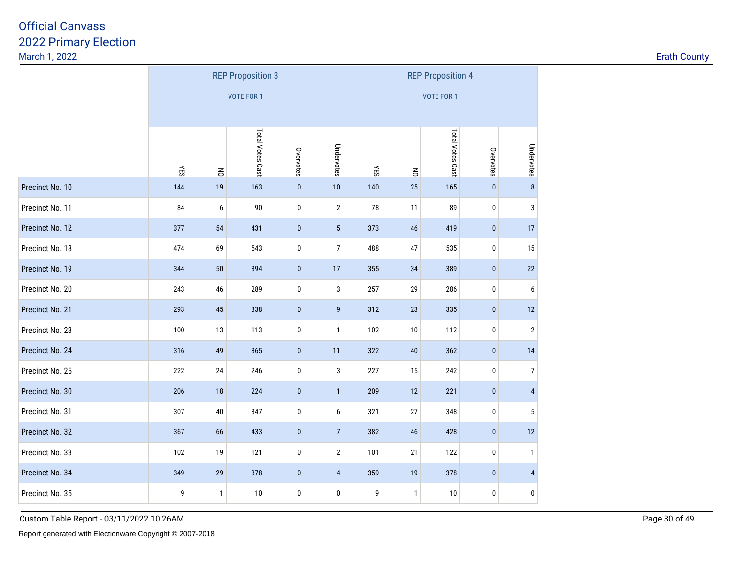# Official Canvass
## 2022 Primary Election
March 1, 2022

Erath County

| | REP Proposition 3 VOTE FOR 1 | | | | | REP Proposition 4 VOTE FOR 1 | | | | |
|---|---|---|---|---|---|---|---|---|---|---|
| | YES | NO | Total Votes Cast | Overvotes | Undervotes | YES | NO | Total Votes Cast | Overvotes | Undervotes |
| Precinct No. 10 | 144 | 19 | 163 | 0 | 10 | 140 | 25 | 165 | 0 | 8 |
| Precinct No. 11 | 84 | 6 | 90 | 0 | 2 | 78 | 11 | 89 | 0 | 3 |
| Precinct No. 12 | 377 | 54 | 431 | 0 | 5 | 373 | 46 | 419 | 0 | 17 |
| Precinct No. 18 | 474 | 69 | 543 | 0 | 7 | 488 | 47 | 535 | 0 | 15 |
| Precinct No. 19 | 344 | 50 | 394 | 0 | 17 | 355 | 34 | 389 | 0 | 22 |
| Precinct No. 20 | 243 | 46 | 289 | 0 | 3 | 257 | 29 | 286 | 0 | 6 |
| Precinct No. 21 | 293 | 45 | 338 | 0 | 9 | 312 | 23 | 335 | 0 | 12 |
| Precinct No. 23 | 100 | 13 | 113 | 0 | 1 | 102 | 10 | 112 | 0 | 2 |
| Precinct No. 24 | 316 | 49 | 365 | 0 | 11 | 322 | 40 | 362 | 0 | 14 |
| Precinct No. 25 | 222 | 24 | 246 | 0 | 3 | 227 | 15 | 242 | 0 | 7 |
| Precinct No. 30 | 206 | 18 | 224 | 0 | 1 | 209 | 12 | 221 | 0 | 4 |
| Precinct No. 31 | 307 | 40 | 347 | 0 | 6 | 321 | 27 | 348 | 0 | 5 |
| Precinct No. 32 | 367 | 66 | 433 | 0 | 7 | 382 | 46 | 428 | 0 | 12 |
| Precinct No. 33 | 102 | 19 | 121 | 0 | 2 | 101 | 21 | 122 | 0 | 1 |
| Precinct No. 34 | 349 | 29 | 378 | 0 | 4 | 359 | 19 | 378 | 0 | 4 |
| Precinct No. 35 | 9 | 1 | 10 | 0 | 0 | 9 | 1 | 10 | 0 | 0 |

Custom Table Report - 03/11/2022 10:26AM

Report generated with Electionware Copyright © 2007-2018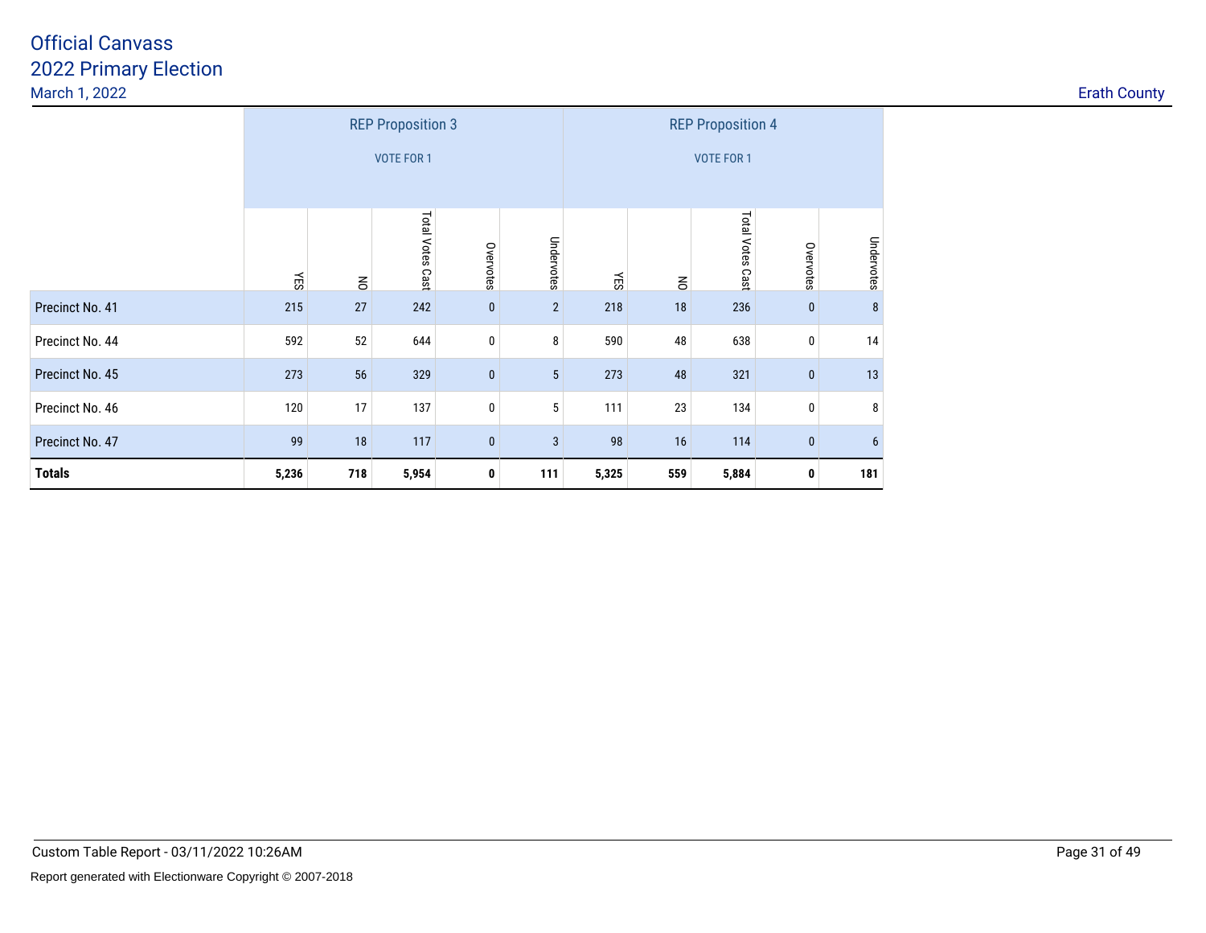# Official Canvass
## 2022 Primary Election
March 1, 2022

Erath County

| | REP Proposition 3 VOTE FOR 1 | | | | | REP Proposition 4 VOTE FOR 1 | | | | |
|---|---|---|---|---|---|---|---|---|---|---|
| | YES | NO | Total Votes Cast | Overvotes | Undervotes | YES | NO | Total Votes Cast | Overvotes | Undervotes |
| Precinct No. 41 | 215 | 27 | 242 | 0 | 2 | 218 | 18 | 236 | 0 | 8 |
| Precinct No. 44 | 592 | 52 | 644 | 0 | 8 | 590 | 48 | 638 | 0 | 14 |
| Precinct No. 45 | 273 | 56 | 329 | 0 | 5 | 273 | 48 | 321 | 0 | 13 |
| Precinct No. 46 | 120 | 17 | 137 | 0 | 5 | 111 | 23 | 134 | 0 | 8 |
| Precinct No. 47 | 99 | 18 | 117 | 0 | 3 | 98 | 16 | 114 | 0 | 6 |
| **Totals** | **5,236** | **718** | **5,954** | **0** | **111** | **5,325** | **559** | **5,884** | **0** | **181** |

Custom Table Report - 03/11/2022 10:26AM

Report generated with Electionware Copyright © 2007-2018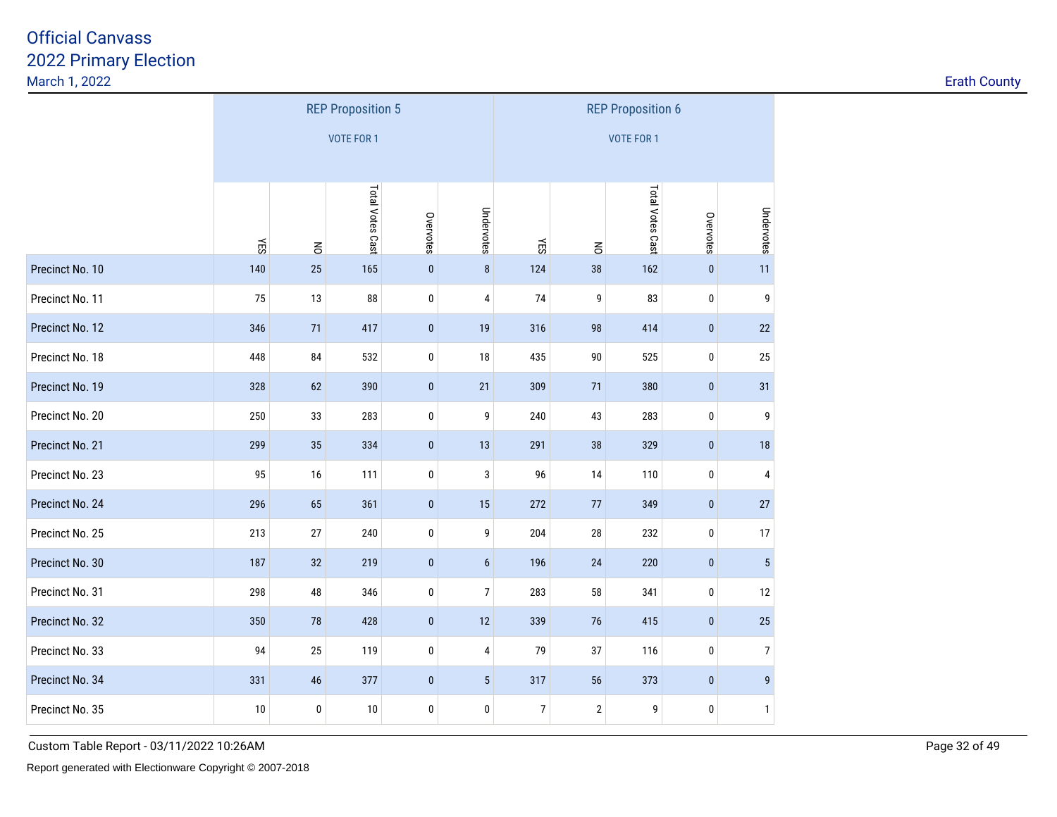# Official Canvass
## 2022 Primary Election
March 1, 2022

Erath County

| | REP Proposition 5 VOTE FOR 1 | | | | | REP Proposition 6 VOTE FOR 1 | | | | |
|---|---|---|---|---|---|---|---|---|---|---|
| | YES | NO | Total Votes Cast | Overvotes | Undervotes | YES | NO | Total Votes Cast | Overvotes | Undervotes |
| Precinct No. 10 | 140 | 25 | 165 | 0 | 8 | 124 | 38 | 162 | 0 | 11 |
| Precinct No. 11 | 75 | 13 | 88 | 0 | 4 | 74 | 9 | 83 | 0 | 9 |
| Precinct No. 12 | 346 | 71 | 417 | 0 | 19 | 316 | 98 | 414 | 0 | 22 |
| Precinct No. 18 | 448 | 84 | 532 | 0 | 18 | 435 | 90 | 525 | 0 | 25 |
| Precinct No. 19 | 328 | 62 | 390 | 0 | 21 | 309 | 71 | 380 | 0 | 31 |
| Precinct No. 20 | 250 | 33 | 283 | 0 | 9 | 240 | 43 | 283 | 0 | 9 |
| Precinct No. 21 | 299 | 35 | 334 | 0 | 13 | 291 | 38 | 329 | 0 | 18 |
| Precinct No. 23 | 95 | 16 | 111 | 0 | 3 | 96 | 14 | 110 | 0 | 4 |
| Precinct No. 24 | 296 | 65 | 361 | 0 | 15 | 272 | 77 | 349 | 0 | 27 |
| Precinct No. 25 | 213 | 27 | 240 | 0 | 9 | 204 | 28 | 232 | 0 | 17 |
| Precinct No. 30 | 187 | 32 | 219 | 0 | 6 | 196 | 24 | 220 | 0 | 5 |
| Precinct No. 31 | 298 | 48 | 346 | 0 | 7 | 283 | 58 | 341 | 0 | 12 |
| Precinct No. 32 | 350 | 78 | 428 | 0 | 12 | 339 | 76 | 415 | 0 | 25 |
| Precinct No. 33 | 94 | 25 | 119 | 0 | 4 | 79 | 37 | 116 | 0 | 7 |
| Precinct No. 34 | 331 | 46 | 377 | 0 | 5 | 317 | 56 | 373 | 0 | 9 |
| Precinct No. 35 | 10 | 0 | 10 | 0 | 0 | 7 | 2 | 9 | 0 | 1 |

Custom Table Report - 03/11/2022 10:26AM

Report generated with Electionware Copyright © 2007-2018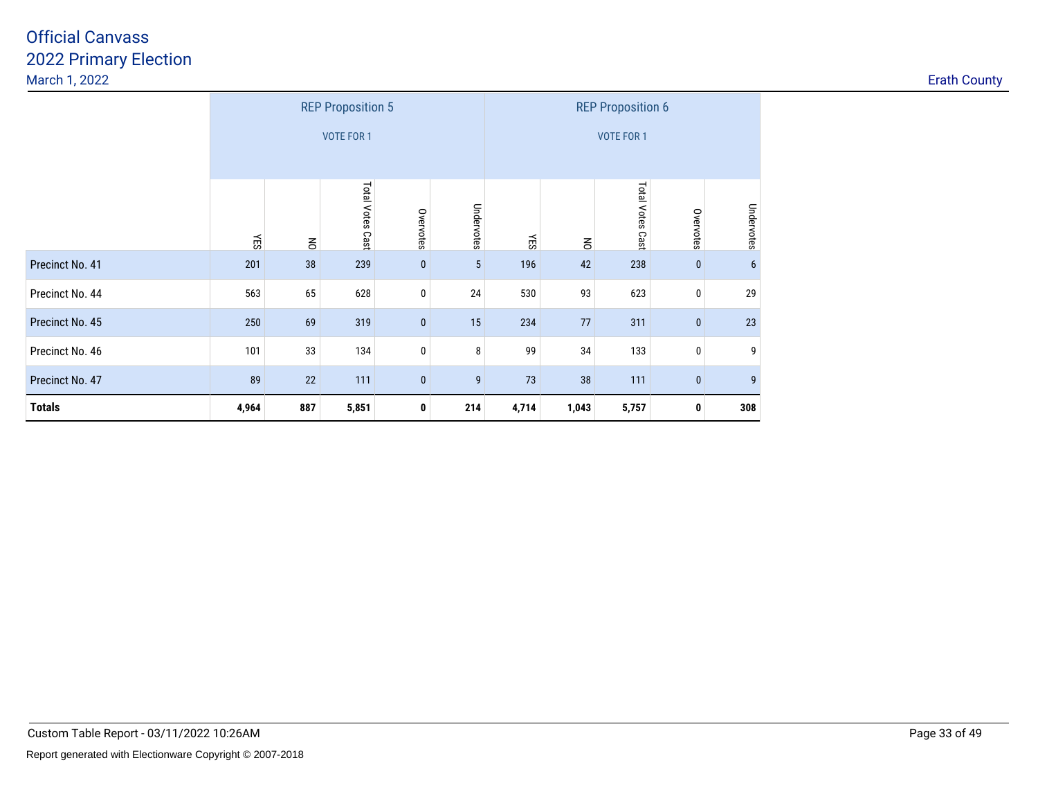# Official Canvass
## 2022 Primary Election
March 1, 2022

Erath County

| | REP Proposition 5 VOTE FOR 1 | | | | | REP Proposition 6 VOTE FOR 1 | | | | |
|---|---|---|---|---|---|---|---|---|---|---|
| | YES | NO | Total Votes Cast | Overvotes | Undervotes | YES | NO | Total Votes Cast | Overvotes | Undervotes |
| Precinct No. 41 | 201 | 38 | 239 | 0 | 5 | 196 | 42 | 238 | 0 | 6 |
| Precinct No. 44 | 563 | 65 | 628 | 0 | 24 | 530 | 93 | 623 | 0 | 29 |
| Precinct No. 45 | 250 | 69 | 319 | 0 | 15 | 234 | 77 | 311 | 0 | 23 |
| Precinct No. 46 | 101 | 33 | 134 | 0 | 8 | 99 | 34 | 133 | 0 | 9 |
| Precinct No. 47 | 89 | 22 | 111 | 0 | 9 | 73 | 38 | 111 | 0 | 9 |
| **Totals** | **4,964** | **887** | **5,851** | **0** | **214** | **4,714** | **1,043** | **5,757** | **0** | **308** |

Custom Table Report - 03/11/2022 10:26AM

Report generated with Electionware Copyright © 2007-2018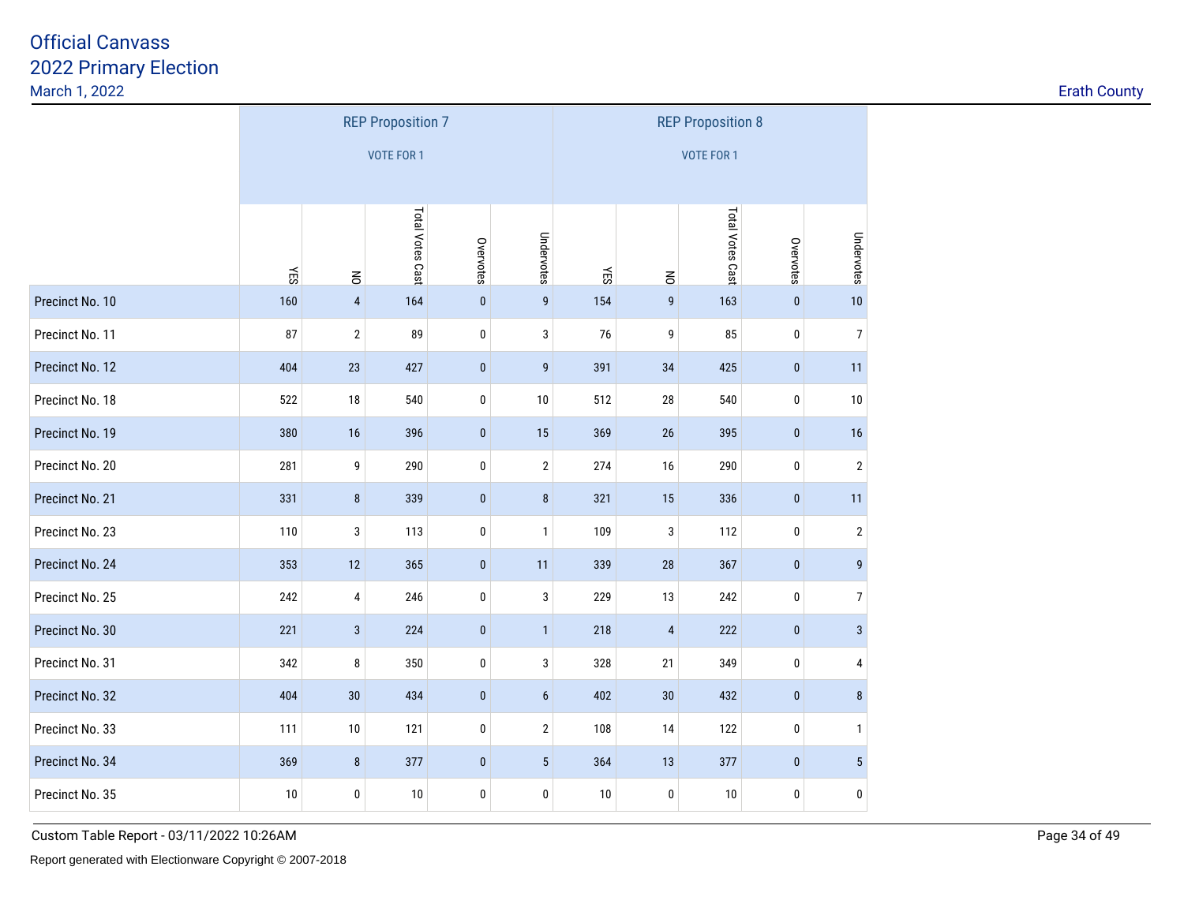# Official Canvass
## 2022 Primary Election
March 1, 2022

Erath County

| | REP Proposition 7 VOTE FOR 1 | | | | | REP Proposition 8 VOTE FOR 1 | | | | |
|---|---|---|---|---|---|---|---|---|---|---|
| | YES | NO | Total Votes Cast | Overvotes | Undervotes | YES | NO | Total Votes Cast | Overvotes | Undervotes |
| Precinct No. 10 | 160 | 4 | 164 | 0 | 9 | 154 | 9 | 163 | 0 | 10 |
| Precinct No. 11 | 87 | 2 | 89 | 0 | 3 | 76 | 9 | 85 | 0 | 7 |
| Precinct No. 12 | 404 | 23 | 427 | 0 | 9 | 391 | 34 | 425 | 0 | 11 |
| Precinct No. 18 | 522 | 18 | 540 | 0 | 10 | 512 | 28 | 540 | 0 | 10 |
| Precinct No. 19 | 380 | 16 | 396 | 0 | 15 | 369 | 26 | 395 | 0 | 16 |
| Precinct No. 20 | 281 | 9 | 290 | 0 | 2 | 274 | 16 | 290 | 0 | 2 |
| Precinct No. 21 | 331 | 8 | 339 | 0 | 8 | 321 | 15 | 336 | 0 | 11 |
| Precinct No. 23 | 110 | 3 | 113 | 0 | 1 | 109 | 3 | 112 | 0 | 2 |
| Precinct No. 24 | 353 | 12 | 365 | 0 | 11 | 339 | 28 | 367 | 0 | 9 |
| Precinct No. 25 | 242 | 4 | 246 | 0 | 3 | 229 | 13 | 242 | 0 | 7 |
| Precinct No. 30 | 221 | 3 | 224 | 0 | 1 | 218 | 4 | 222 | 0 | 3 |
| Precinct No. 31 | 342 | 8 | 350 | 0 | 3 | 328 | 21 | 349 | 0 | 4 |
| Precinct No. 32 | 404 | 30 | 434 | 0 | 6 | 402 | 30 | 432 | 0 | 8 |
| Precinct No. 33 | 111 | 10 | 121 | 0 | 2 | 108 | 14 | 122 | 0 | 1 |
| Precinct No. 34 | 369 | 8 | 377 | 0 | 5 | 364 | 13 | 377 | 0 | 5 |
| Precinct No. 35 | 10 | 0 | 10 | 0 | 0 | 10 | 0 | 10 | 0 | 0 |

Custom Table Report - 03/11/2022 10:26AM

Report generated with Electionware Copyright © 2007-2018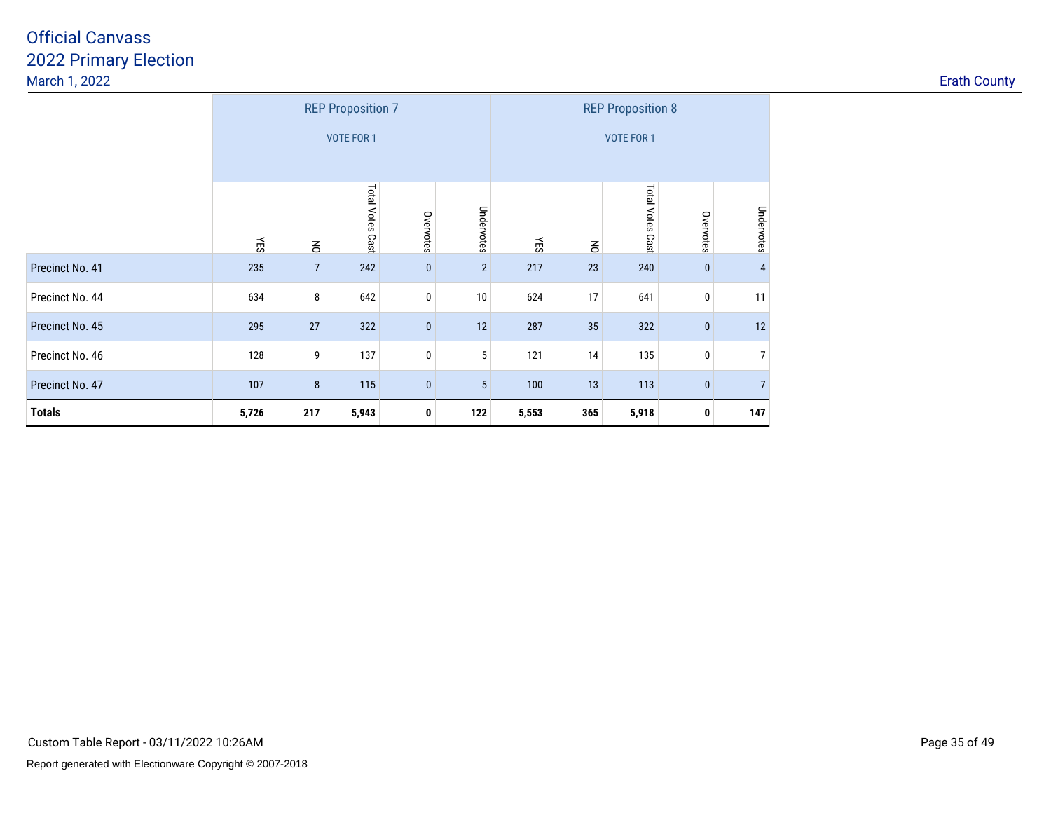# Official Canvass
## 2022 Primary Election
March 1, 2022

Erath County

| | REP Proposition 7 VOTE FOR 1 | | | | | REP Proposition 8 VOTE FOR 1 | | | | |
|---|---|---|---|---|---|---|---|---|---|---|
| | YES | NO | Total Votes Cast | Overvotes | Undervotes | YES | NO | Total Votes Cast | Overvotes | Undervotes |
| Precinct No. 41 | 235 | 7 | 242 | 0 | 2 | 217 | 23 | 240 | 0 | 4 |
| Precinct No. 44 | 634 | 8 | 642 | 0 | 10 | 624 | 17 | 641 | 0 | 11 |
| Precinct No. 45 | 295 | 27 | 322 | 0 | 12 | 287 | 35 | 322 | 0 | 12 |
| Precinct No. 46 | 128 | 9 | 137 | 0 | 5 | 121 | 14 | 135 | 0 | 7 |
| Precinct No. 47 | 107 | 8 | 115 | 0 | 5 | 100 | 13 | 113 | 0 | 7 |
| **Totals** | **5,726** | **217** | **5,943** | **0** | **122** | **5,553** | **365** | **5,918** | **0** | **147** |

Custom Table Report - 03/11/2022 10:26AM

Report generated with Electionware Copyright © 2007-2018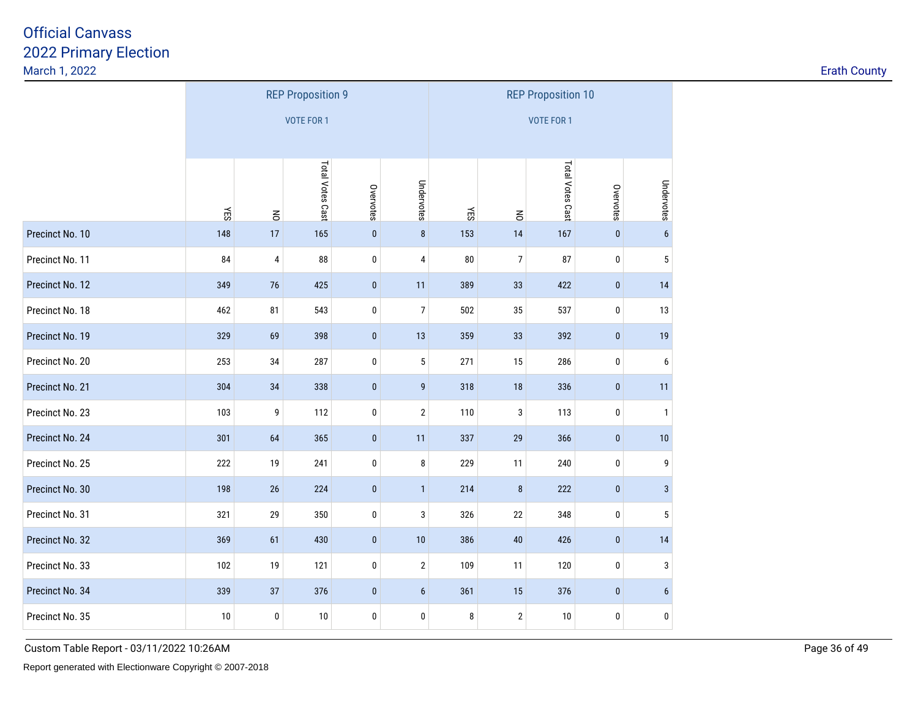# Official Canvass

## 2022 Primary Election

March 1, 2022

Erath County

| | REP Proposition 9 VOTE FOR 1 | | | | | REP Proposition 10 VOTE FOR 1 | | | | |
|---|---|---|---|---|---|---|---|---|---|---|
| | YES | NO | Total Votes Cast | Overvotes | Undervotes | YES | NO | Total Votes Cast | Overvotes | Undervotes |
| Precinct No. 10 | 148 | 17 | 165 | 0 | 8 | 153 | 14 | 167 | 0 | 6 |
| Precinct No. 11 | 84 | 4 | 88 | 0 | 4 | 80 | 7 | 87 | 0 | 5 |
| Precinct No. 12 | 349 | 76 | 425 | 0 | 11 | 389 | 33 | 422 | 0 | 14 |
| Precinct No. 18 | 462 | 81 | 543 | 0 | 7 | 502 | 35 | 537 | 0 | 13 |
| Precinct No. 19 | 329 | 69 | 398 | 0 | 13 | 359 | 33 | 392 | 0 | 19 |
| Precinct No. 20 | 253 | 34 | 287 | 0 | 5 | 271 | 15 | 286 | 0 | 6 |
| Precinct No. 21 | 304 | 34 | 338 | 0 | 9 | 318 | 18 | 336 | 0 | 11 |
| Precinct No. 23 | 103 | 9 | 112 | 0 | 2 | 110 | 3 | 113 | 0 | 1 |
| Precinct No. 24 | 301 | 64 | 365 | 0 | 11 | 337 | 29 | 366 | 0 | 10 |
| Precinct No. 25 | 222 | 19 | 241 | 0 | 8 | 229 | 11 | 240 | 0 | 9 |
| Precinct No. 30 | 198 | 26 | 224 | 0 | 1 | 214 | 8 | 222 | 0 | 3 |
| Precinct No. 31 | 321 | 29 | 350 | 0 | 3 | 326 | 22 | 348 | 0 | 5 |
| Precinct No. 32 | 369 | 61 | 430 | 0 | 10 | 386 | 40 | 426 | 0 | 14 |
| Precinct No. 33 | 102 | 19 | 121 | 0 | 2 | 109 | 11 | 120 | 0 | 3 |
| Precinct No. 34 | 339 | 37 | 376 | 0 | 6 | 361 | 15 | 376 | 0 | 6 |
| Precinct No. 35 | 10 | 0 | 10 | 0 | 0 | 8 | 2 | 10 | 0 | 0 |

Custom Table Report - 03/11/2022 10:26AM

Report generated with Electionware Copyright © 2007-2018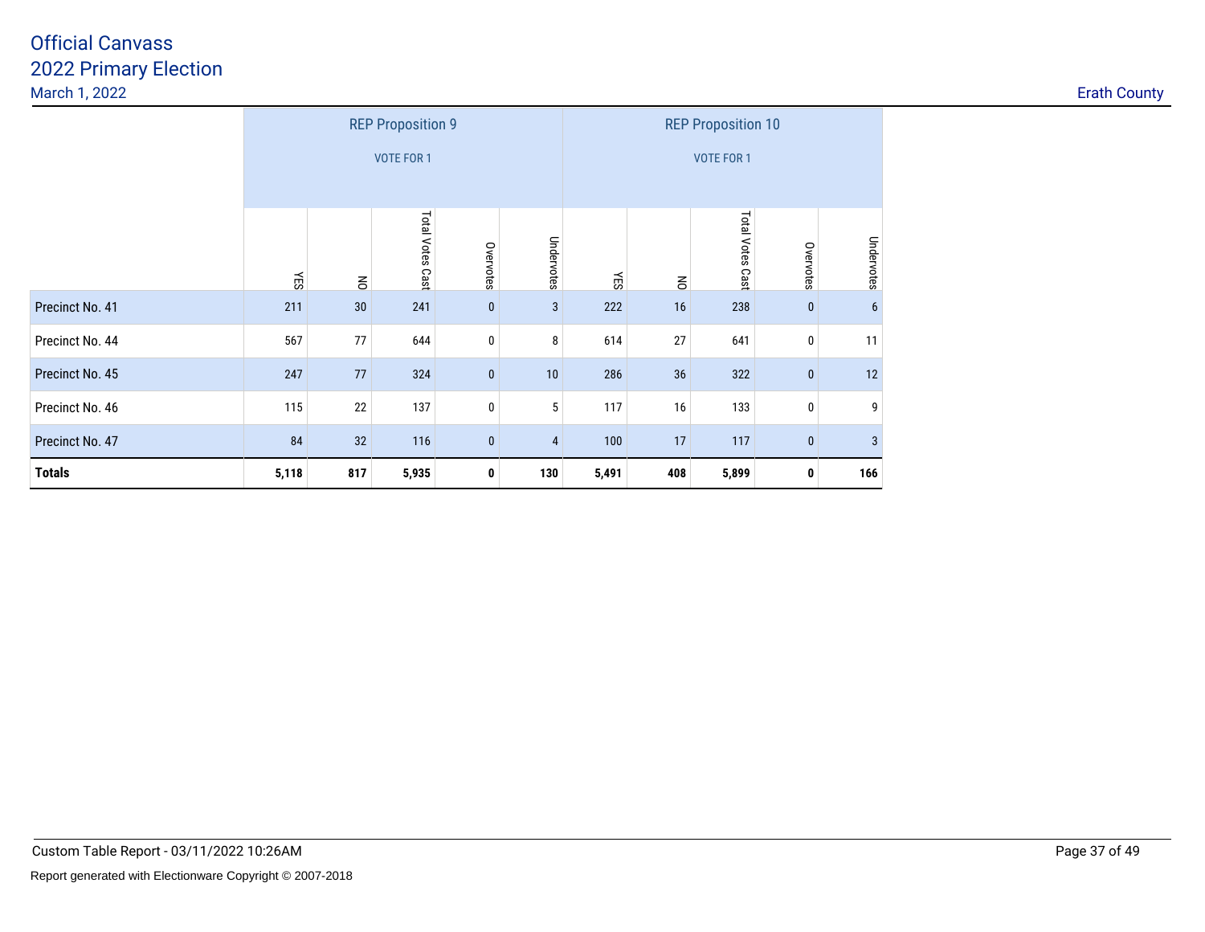# Official Canvass
## 2022 Primary Election
March 1, 2022

Erath County

| | REP Proposition 9 VOTE FOR 1 | | | | | REP Proposition 10 VOTE FOR 1 | | | | |
|---|---|---|---|---|---|---|---|---|---|---|
| | YES | NO | Total Votes Cast | Overvotes | Undervotes | YES | NO | Total Votes Cast | Overvotes | Undervotes |
| Precinct No. 41 | 211 | 30 | 241 | 0 | 3 | 222 | 16 | 238 | 0 | 6 |
| Precinct No. 44 | 567 | 77 | 644 | 0 | 8 | 614 | 27 | 641 | 0 | 11 |
| Precinct No. 45 | 247 | 77 | 324 | 0 | 10 | 286 | 36 | 322 | 0 | 12 |
| Precinct No. 46 | 115 | 22 | 137 | 0 | 5 | 117 | 16 | 133 | 0 | 9 |
| Precinct No. 47 | 84 | 32 | 116 | 0 | 4 | 100 | 17 | 117 | 0 | 3 |
| **Totals** | **5,118** | **817** | **5,935** | **0** | **130** | **5,491** | **408** | **5,899** | **0** | **166** |

Custom Table Report - 03/11/2022 10:26AM

Report generated with Electionware Copyright © 2007-2018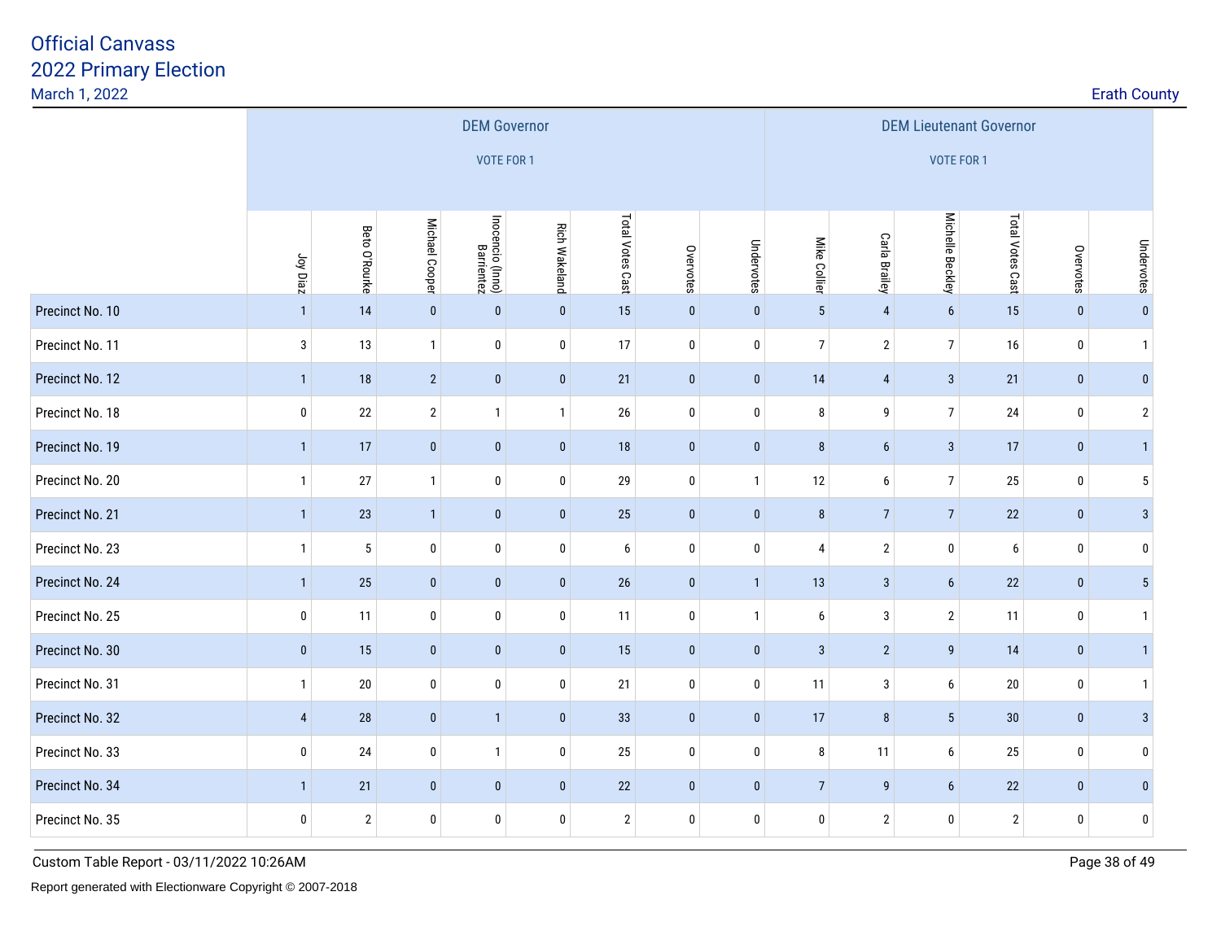# Official Canvass
## 2022 Primary Election
March 1, 2022

Erath County

| | DEM Governor VOTE FOR 1 | | | | | | | | DEM Lieutenant Governor VOTE FOR 1 | | | | | |
|---|---|---|---|---|---|---|---|---|---|---|---|---|---|---|
| | Joy Diaz | Beto O'Rourke | Michael Cooper | Inocencio (Inno) Barrientez | Rich Wakeland | Total Votes Cast | Overvotes | Undervotes | Mike Collier | Carla Brailey | Michelle Beckley | Total Votes Cast | Overvotes | Undervotes |
| Precinct No. 10 | 1 | 14 | 0 | 0 | 0 | 15 | 0 | 0 | 5 | 4 | 6 | 15 | 0 | 0 |
| Precinct No. 11 | 3 | 13 | 1 | 0 | 0 | 17 | 0 | 0 | 7 | 2 | 7 | 16 | 0 | 1 |
| Precinct No. 12 | 1 | 18 | 2 | 0 | 0 | 21 | 0 | 0 | 14 | 4 | 3 | 21 | 0 | 0 |
| Precinct No. 18 | 0 | 22 | 2 | 1 | 1 | 26 | 0 | 0 | 8 | 9 | 7 | 24 | 0 | 2 |
| Precinct No. 19 | 1 | 17 | 0 | 0 | 0 | 18 | 0 | 0 | 8 | 6 | 3 | 17 | 0 | 1 |
| Precinct No. 20 | 1 | 27 | 1 | 0 | 0 | 29 | 0 | 1 | 12 | 6 | 7 | 25 | 0 | 5 |
| Precinct No. 21 | 1 | 23 | 1 | 0 | 0 | 25 | 0 | 0 | 8 | 7 | 7 | 22 | 0 | 3 |
| Precinct No. 23 | 1 | 5 | 0 | 0 | 0 | 6 | 0 | 0 | 4 | 2 | 0 | 6 | 0 | 0 |
| Precinct No. 24 | 1 | 25 | 0 | 0 | 0 | 26 | 0 | 1 | 13 | 3 | 6 | 22 | 0 | 5 |
| Precinct No. 25 | 0 | 11 | 0 | 0 | 0 | 11 | 0 | 1 | 6 | 3 | 2 | 11 | 0 | 1 |
| Precinct No. 30 | 0 | 15 | 0 | 0 | 0 | 15 | 0 | 0 | 3 | 2 | 9 | 14 | 0 | 1 |
| Precinct No. 31 | 1 | 20 | 0 | 0 | 0 | 21 | 0 | 0 | 11 | 3 | 6 | 20 | 0 | 1 |
| Precinct No. 32 | 4 | 28 | 0 | 1 | 0 | 33 | 0 | 0 | 17 | 8 | 5 | 30 | 0 | 3 |
| Precinct No. 33 | 0 | 24 | 0 | 1 | 0 | 25 | 0 | 0 | 8 | 11 | 6 | 25 | 0 | 0 |
| Precinct No. 34 | 1 | 21 | 0 | 0 | 0 | 22 | 0 | 0 | 7 | 9 | 6 | 22 | 0 | 0 |
| Precinct No. 35 | 0 | 2 | 0 | 0 | 0 | 2 | 0 | 0 | 0 | 2 | 0 | 2 | 0 | 0 |

Custom Table Report - 03/11/2022 10:26AM

Report generated with Electionware Copyright © 2007-2018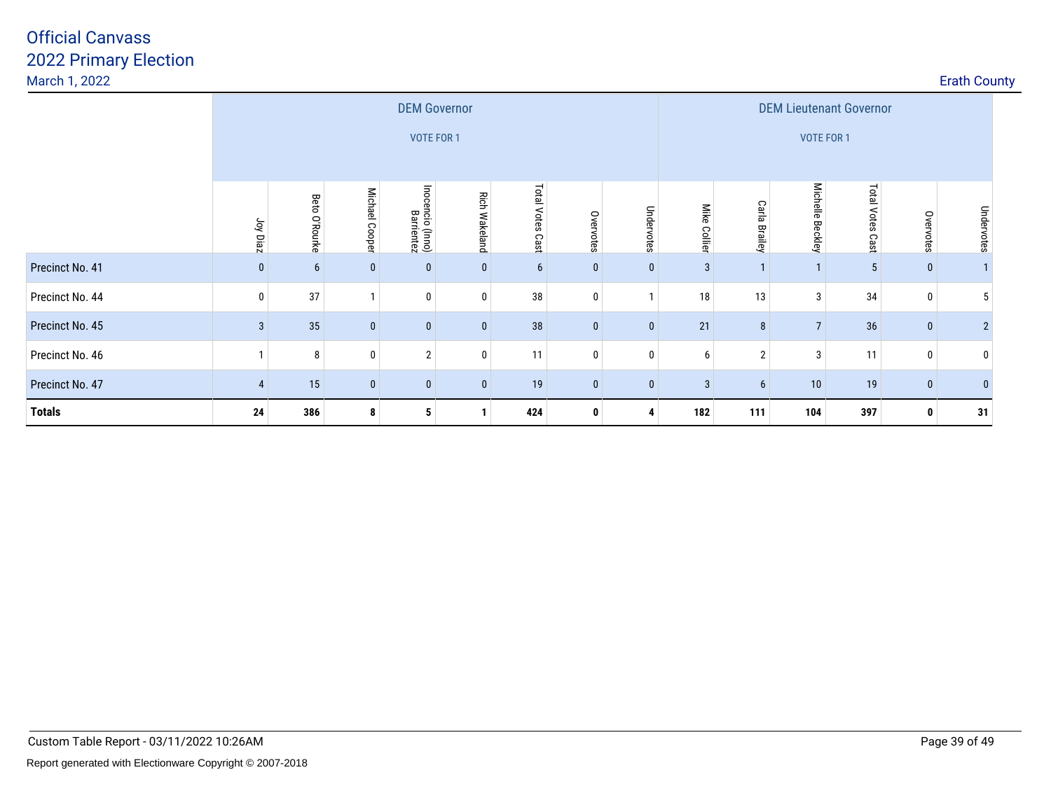# Official Canvass
## 2022 Primary Election
March 1, 2022

Erath County

| | DEM Governor VOTE FOR 1 | | | | | | | | DEM Lieutenant Governor VOTE FOR 1 | | | | | |
|---|---|---|---|---|---|---|---|---|---|---|---|---|---|---|
| | Joy Diaz | Beto O'Rourke | Michael Cooper | Inocencio (Inno) Barrientez | Rich Wakeland | Total Votes Cast | Overvotes | Undervotes | Mike Collier | Carla Brailey | Michelle Beckley | Total Votes Cast | Overvotes | Undervotes |
| Precinct No. 41 | 0 | 6 | 0 | 0 | 0 | 6 | 0 | 0 | 3 | 1 | 1 | 5 | 0 | 1 |
| Precinct No. 44 | 0 | 37 | 1 | 0 | 0 | 38 | 0 | 1 | 18 | 13 | 3 | 34 | 0 | 5 |
| Precinct No. 45 | 3 | 35 | 0 | 0 | 0 | 38 | 0 | 0 | 21 | 8 | 7 | 36 | 0 | 2 |
| Precinct No. 46 | 1 | 8 | 0 | 2 | 0 | 11 | 0 | 0 | 6 | 2 | 3 | 11 | 0 | 0 |
| Precinct No. 47 | 4 | 15 | 0 | 0 | 0 | 19 | 0 | 0 | 3 | 6 | 10 | 19 | 0 | 0 |
| **Totals** | **24** | **386** | **8** | **5** | **1** | **424** | **0** | **4** | **182** | **111** | **104** | **397** | **0** | **31** |

Custom Table Report - 03/11/2022 10:26AM

Report generated with Electionware Copyright © 2007-2018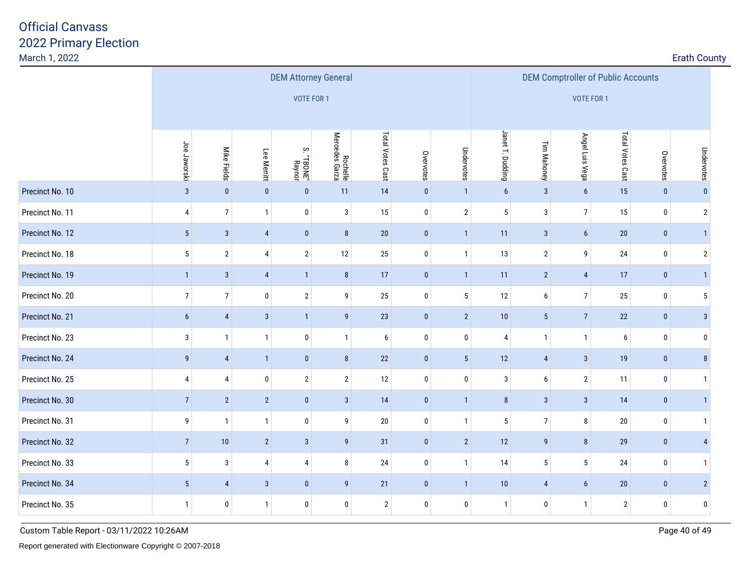# Official Canvass
# 2022 Primary Election

March 1, 2022

Erath County

| | DEM Attorney General VOTE FOR 1 | | | | | | | | DEM Comptroller of Public Accounts VOTE FOR 1 | | | | | |
|---|---|---|---|---|---|---|---|---|---|---|---|---|---|---|
| | Joe Jaworski | Mike Fields | Lee Merritt | S. "TBONE" Raynor | Rochelle Mercedes Garza | Total Votes Cast | Overvotes | Undervotes | Janet T. Dudding | Tim Mahoney | Angel Luis Vega | Total Votes Cast | Overvotes | Undervotes |
| Precinct No. 10 | 3 | 0 | 0 | 0 | 11 | 14 | 0 | 1 | 6 | 3 | 6 | 15 | 0 | 0 |
| Precinct No. 11 | 4 | 7 | 1 | 0 | 3 | 15 | 0 | 2 | 5 | 3 | 7 | 15 | 0 | 2 |
| Precinct No. 12 | 5 | 3 | 4 | 0 | 8 | 20 | 0 | 1 | 11 | 3 | 6 | 20 | 0 | 1 |
| Precinct No. 18 | 5 | 2 | 4 | 2 | 12 | 25 | 0 | 1 | 13 | 2 | 9 | 24 | 0 | 2 |
| Precinct No. 19 | 1 | 3 | 4 | 1 | 8 | 17 | 0 | 1 | 11 | 2 | 4 | 17 | 0 | 1 |
| Precinct No. 20 | 7 | 7 | 0 | 2 | 9 | 25 | 0 | 5 | 12 | 6 | 7 | 25 | 0 | 5 |
| Precinct No. 21 | 6 | 4 | 3 | 1 | 9 | 23 | 0 | 2 | 10 | 5 | 7 | 22 | 0 | 3 |
| Precinct No. 23 | 3 | 1 | 1 | 0 | 1 | 6 | 0 | 0 | 4 | 1 | 1 | 6 | 0 | 0 |
| Precinct No. 24 | 9 | 4 | 1 | 0 | 8 | 22 | 0 | 5 | 12 | 4 | 3 | 19 | 0 | 8 |
| Precinct No. 25 | 4 | 4 | 0 | 2 | 2 | 12 | 0 | 0 | 3 | 6 | 2 | 11 | 0 | 1 |
| Precinct No. 30 | 7 | 2 | 2 | 0 | 3 | 14 | 0 | 1 | 8 | 3 | 3 | 14 | 0 | 1 |
| Precinct No. 31 | 9 | 1 | 1 | 0 | 9 | 20 | 0 | 1 | 5 | 7 | 8 | 20 | 0 | 1 |
| Precinct No. 32 | 7 | 10 | 2 | 3 | 9 | 31 | 0 | 2 | 12 | 9 | 8 | 29 | 0 | 4 |
| Precinct No. 33 | 5 | 3 | 4 | 4 | 8 | 24 | 0 | 1 | 14 | 5 | 5 | 24 | 0 | 1 |
| Precinct No. 34 | 5 | 4 | 3 | 0 | 9 | 21 | 0 | 1 | 10 | 4 | 6 | 20 | 0 | 2 |
| Precinct No. 35 | 1 | 0 | 1 | 0 | 0 | 2 | 0 | 0 | 1 | 0 | 1 | 2 | 0 | 0 |

Custom Table Report - 03/11/2022 10:26AM

Report generated with Electionware Copyright © 2007-2018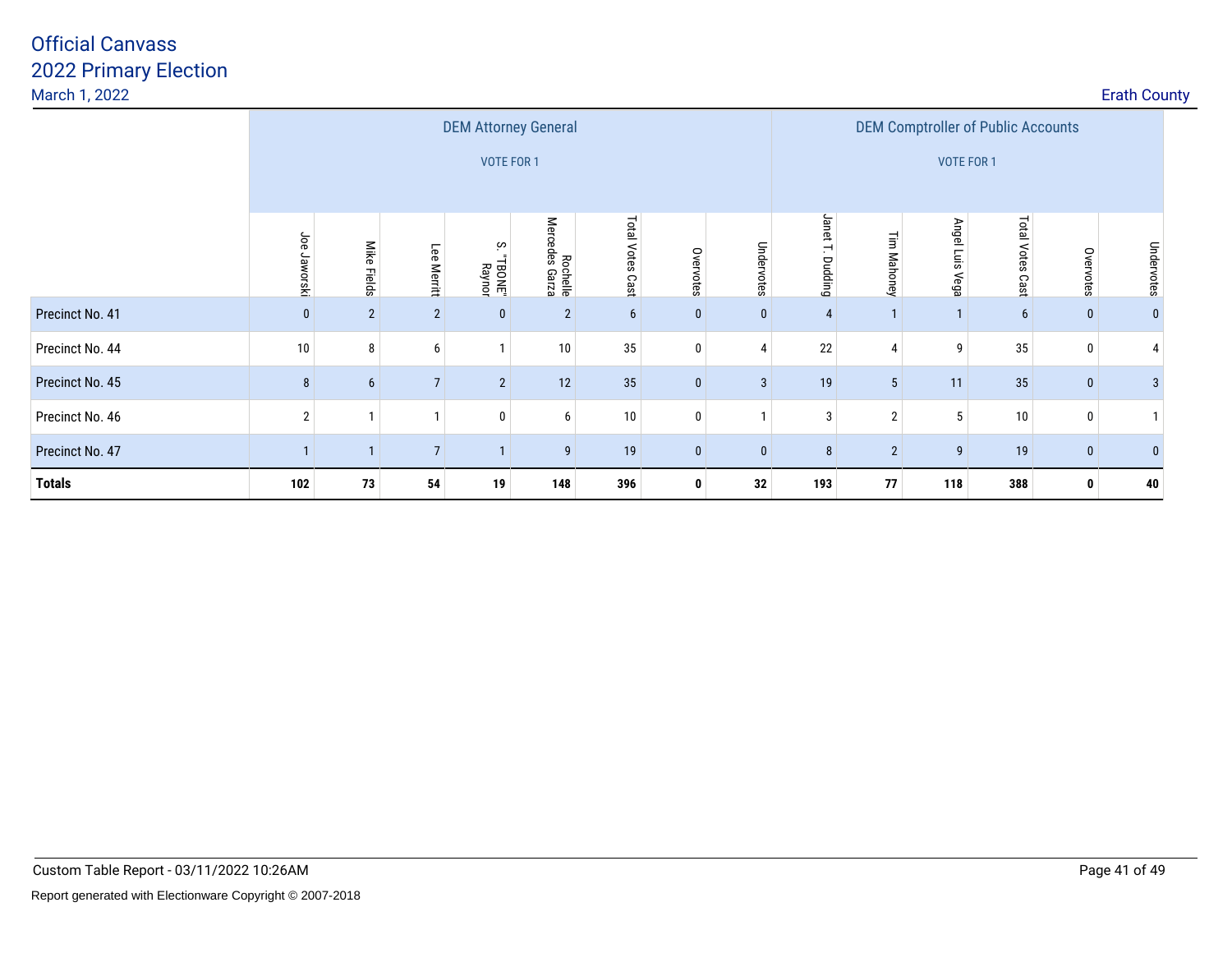# Official Canvass
## 2022 Primary Election
March 1, 2022

Erath County

| | DEM Attorney General VOTE FOR 1 | | | | | | | | DEM Comptroller of Public Accounts VOTE FOR 1 | | | | | |
|---|---|---|---|---|---|---|---|---|---|---|---|---|---|---|
| | Joe Jaworski | Mike Fields | Lee Merritt | S. "TBONE" Raynor | Rochelle Mercedes Garza | Total Votes Cast | Overvotes | Undervotes | Janet T. Dudding | Tim Mahoney | Angel Luis Vega | Total Votes Cast | Overvotes | Undervotes |
| Precinct No. 41 | 0 | 2 | 2 | 0 | 2 | 6 | 0 | 0 | 4 | 1 | 1 | 6 | 0 | 0 |
| Precinct No. 44 | 10 | 8 | 6 | 1 | 10 | 35 | 0 | 4 | 22 | 4 | 9 | 35 | 0 | 4 |
| Precinct No. 45 | 8 | 6 | 7 | 2 | 12 | 35 | 0 | 3 | 19 | 5 | 11 | 35 | 0 | 3 |
| Precinct No. 46 | 2 | 1 | 1 | 0 | 6 | 10 | 0 | 1 | 3 | 2 | 5 | 10 | 0 | 1 |
| Precinct No. 47 | 1 | 1 | 7 | 1 | 9 | 19 | 0 | 0 | 8 | 2 | 9 | 19 | 0 | 0 |
| **Totals** | **102** | **73** | **54** | **19** | **148** | **396** | **0** | **32** | **193** | **77** | **118** | **388** | **0** | **40** |

Custom Table Report - 03/11/2022 10:26AM

Report generated with Electionware Copyright © 2007-2018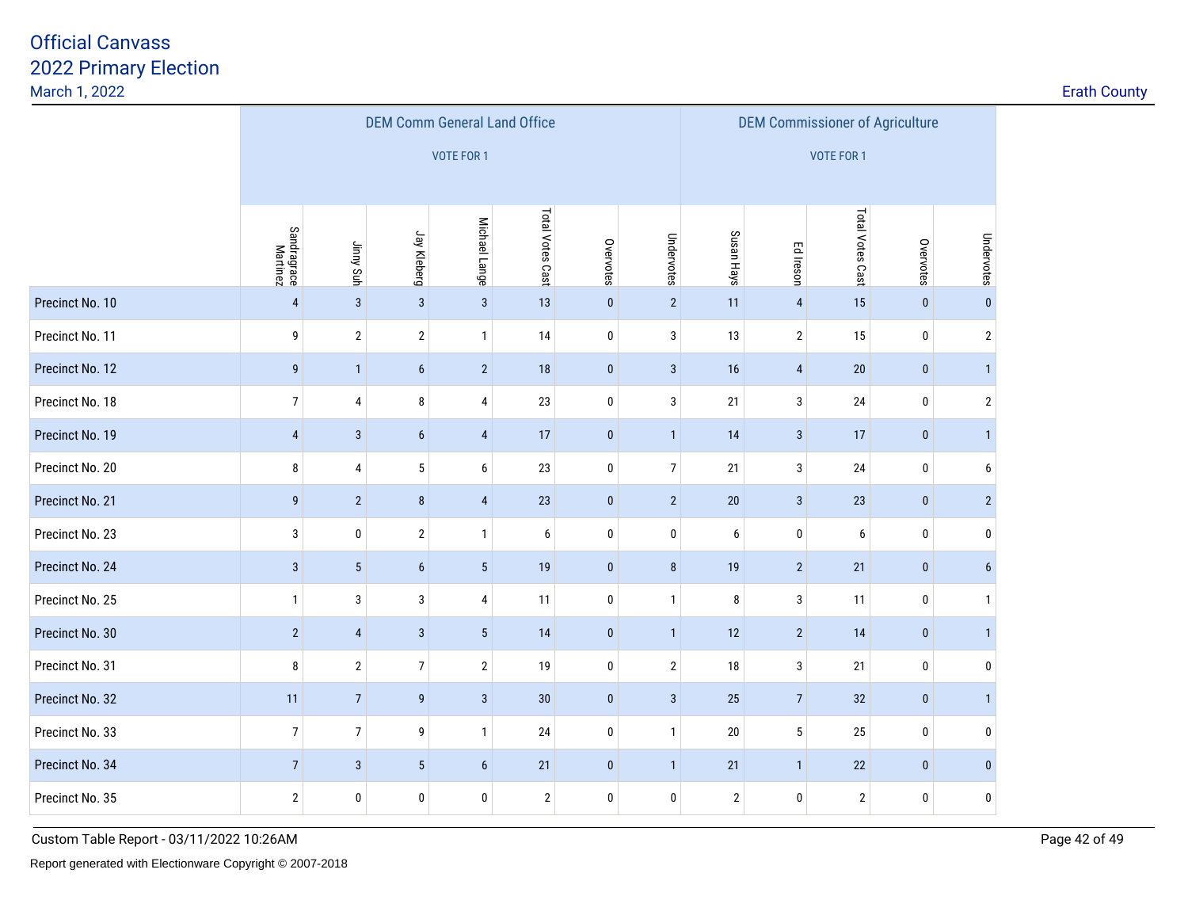# Official Canvass
## 2022 Primary Election
March 1, 2022

Erath County

| | DEM Comm General Land Office VOTE FOR 1 | | | | | | | DEM Commissioner of Agriculture VOTE FOR 1 | | | | |
|---|---|---|---|---|---|---|---|---|---|---|---|---|
| | Sandragrace Martinez | Jinny Suh | Jay Kleberg | Michael Lange | Total Votes Cast | Overvotes | Undervotes | Susan Hays | Ed Ireson | Total Votes Cast | Overvotes | Undervotes |
| Precinct No. 10 | 4 | 3 | 3 | 3 | 13 | 0 | 2 | 11 | 4 | 15 | 0 | 0 |
| Precinct No. 11 | 9 | 2 | 2 | 1 | 14 | 0 | 3 | 13 | 2 | 15 | 0 | 2 |
| Precinct No. 12 | 9 | 1 | 6 | 2 | 18 | 0 | 3 | 16 | 4 | 20 | 0 | 1 |
| Precinct No. 18 | 7 | 4 | 8 | 4 | 23 | 0 | 3 | 21 | 3 | 24 | 0 | 2 |
| Precinct No. 19 | 4 | 3 | 6 | 4 | 17 | 0 | 1 | 14 | 3 | 17 | 0 | 1 |
| Precinct No. 20 | 8 | 4 | 5 | 6 | 23 | 0 | 7 | 21 | 3 | 24 | 0 | 6 |
| Precinct No. 21 | 9 | 2 | 8 | 4 | 23 | 0 | 2 | 20 | 3 | 23 | 0 | 2 |
| Precinct No. 23 | 3 | 0 | 2 | 1 | 6 | 0 | 0 | 6 | 0 | 6 | 0 | 0 |
| Precinct No. 24 | 3 | 5 | 6 | 5 | 19 | 0 | 8 | 19 | 2 | 21 | 0 | 6 |
| Precinct No. 25 | 1 | 3 | 3 | 4 | 11 | 0 | 1 | 8 | 3 | 11 | 0 | 1 |
| Precinct No. 30 | 2 | 4 | 3 | 5 | 14 | 0 | 1 | 12 | 2 | 14 | 0 | 1 |
| Precinct No. 31 | 8 | 2 | 7 | 2 | 19 | 0 | 2 | 18 | 3 | 21 | 0 | 0 |
| Precinct No. 32 | 11 | 7 | 9 | 3 | 30 | 0 | 3 | 25 | 7 | 32 | 0 | 1 |
| Precinct No. 33 | 7 | 7 | 9 | 1 | 24 | 0 | 1 | 20 | 5 | 25 | 0 | 0 |
| Precinct No. 34 | 7 | 3 | 5 | 6 | 21 | 0 | 1 | 21 | 1 | 22 | 0 | 0 |
| Precinct No. 35 | 2 | 0 | 0 | 0 | 2 | 0 | 0 | 2 | 0 | 2 | 0 | 0 |

Custom Table Report - 03/11/2022 10:26AM

Report generated with Electionware Copyright © 2007-2018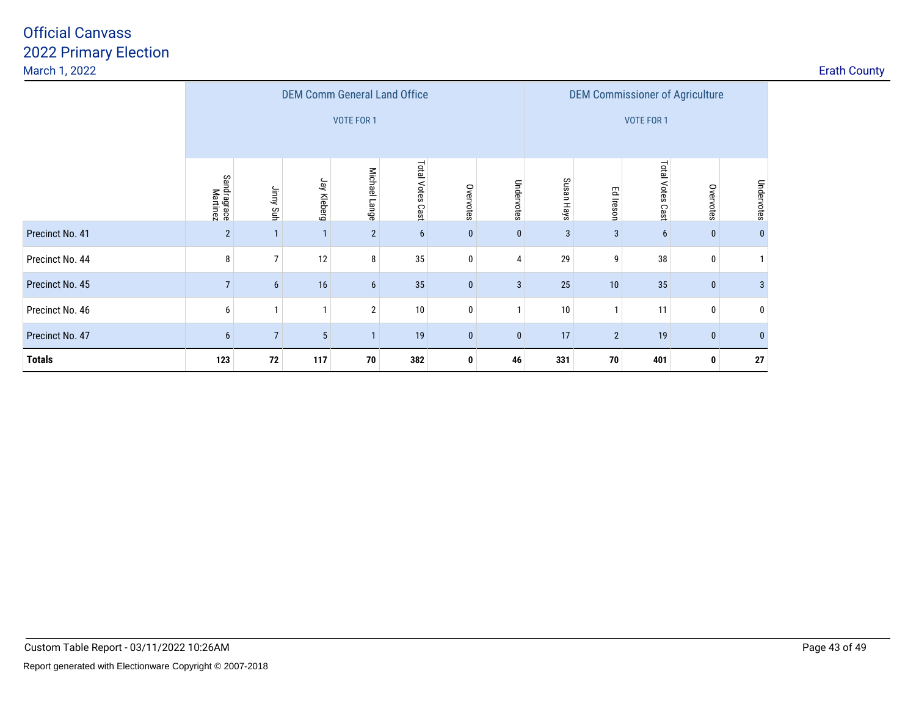# Official Canvass
## 2022 Primary Election
March 1, 2022

Erath County

| | DEM Comm General Land Office VOTE FOR 1 | | | | | | | DEM Commissioner of Agriculture VOTE FOR 1 | | | | |
|---|---|---|---|---|---|---|---|---|---|---|---|---|
| | Sandragrace Martinez | Jinny Suh | Jay Kleberg | Michael Lange | Total Votes Cast | Overvotes | Undervotes | Susan Hays | Ed Ireson | Total Votes Cast | Overvotes | Undervotes |
| Precinct No. 41 | 2 | 1 | 1 | 2 | 6 | 0 | 0 | 3 | 3 | 6 | 0 | 0 |
| Precinct No. 44 | 8 | 7 | 12 | 8 | 35 | 0 | 4 | 29 | 9 | 38 | 0 | 1 |
| Precinct No. 45 | 7 | 6 | 16 | 6 | 35 | 0 | 3 | 25 | 10 | 35 | 0 | 3 |
| Precinct No. 46 | 6 | 1 | 1 | 2 | 10 | 0 | 1 | 10 | 1 | 11 | 0 | 0 |
| Precinct No. 47 | 6 | 7 | 5 | 1 | 19 | 0 | 0 | 17 | 2 | 19 | 0 | 0 |
| **Totals** | **123** | **72** | **117** | **70** | **382** | **0** | **46** | **331** | **70** | **401** | **0** | **27** |

Custom Table Report - 03/11/2022 10:26AM

Report generated with Electionware Copyright © 2007-2018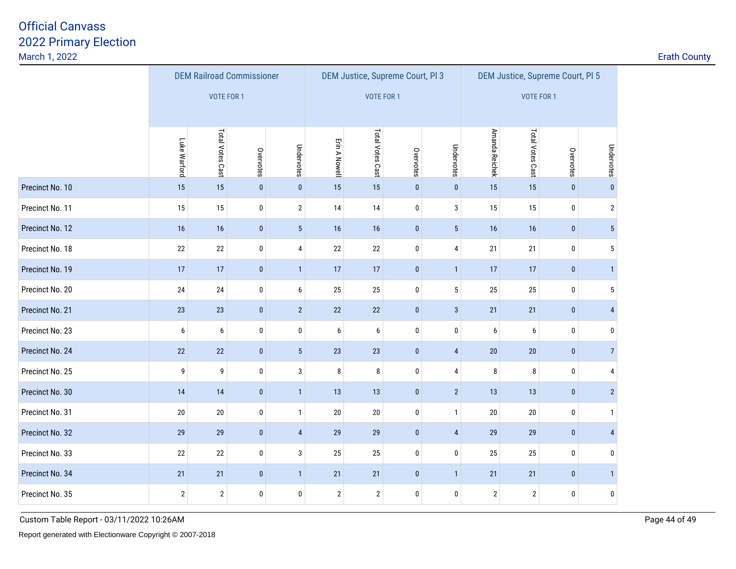# Official Canvass
## 2022 Primary Election
March 1, 2022

Erath County

| | DEM Railroad Commissioner VOTE FOR 1 | | | | DEM Justice, Supreme Court, Pl 3 VOTE FOR 1 | | | | DEM Justice, Supreme Court, Pl 5 VOTE FOR 1 | | | |
|---|---|---|---|---|---|---|---|---|---|---|---|---|
| | Luke Warford | Total Votes Cast | Overvotes | Undervotes | Erin A Nowell | Total Votes Cast | Overvotes | Undervotes | Amanda Reichek | Total Votes Cast | Overvotes | Undervotes |
| Precinct No. 10 | 15 | 15 | 0 | 0 | 15 | 15 | 0 | 0 | 15 | 15 | 0 | 0 |
| Precinct No. 11 | 15 | 15 | 0 | 2 | 14 | 14 | 0 | 3 | 15 | 15 | 0 | 2 |
| Precinct No. 12 | 16 | 16 | 0 | 5 | 16 | 16 | 0 | 5 | 16 | 16 | 0 | 5 |
| Precinct No. 18 | 22 | 22 | 0 | 4 | 22 | 22 | 0 | 4 | 21 | 21 | 0 | 5 |
| Precinct No. 19 | 17 | 17 | 0 | 1 | 17 | 17 | 0 | 1 | 17 | 17 | 0 | 1 |
| Precinct No. 20 | 24 | 24 | 0 | 6 | 25 | 25 | 0 | 5 | 25 | 25 | 0 | 5 |
| Precinct No. 21 | 23 | 23 | 0 | 2 | 22 | 22 | 0 | 3 | 21 | 21 | 0 | 4 |
| Precinct No. 23 | 6 | 6 | 0 | 0 | 6 | 6 | 0 | 0 | 6 | 6 | 0 | 0 |
| Precinct No. 24 | 22 | 22 | 0 | 5 | 23 | 23 | 0 | 4 | 20 | 20 | 0 | 7 |
| Precinct No. 25 | 9 | 9 | 0 | 3 | 8 | 8 | 0 | 4 | 8 | 8 | 0 | 4 |
| Precinct No. 30 | 14 | 14 | 0 | 1 | 13 | 13 | 0 | 2 | 13 | 13 | 0 | 2 |
| Precinct No. 31 | 20 | 20 | 0 | 1 | 20 | 20 | 0 | 1 | 20 | 20 | 0 | 1 |
| Precinct No. 32 | 29 | 29 | 0 | 4 | 29 | 29 | 0 | 4 | 29 | 29 | 0 | 4 |
| Precinct No. 33 | 22 | 22 | 0 | 3 | 25 | 25 | 0 | 0 | 25 | 25 | 0 | 0 |
| Precinct No. 34 | 21 | 21 | 0 | 1 | 21 | 21 | 0 | 1 | 21 | 21 | 0 | 1 |
| Precinct No. 35 | 2 | 2 | 0 | 0 | 2 | 2 | 0 | 0 | 2 | 2 | 0 | 0 |

Custom Table Report - 03/11/2022 10:26AM

Report generated with Electionware Copyright © 2007-2018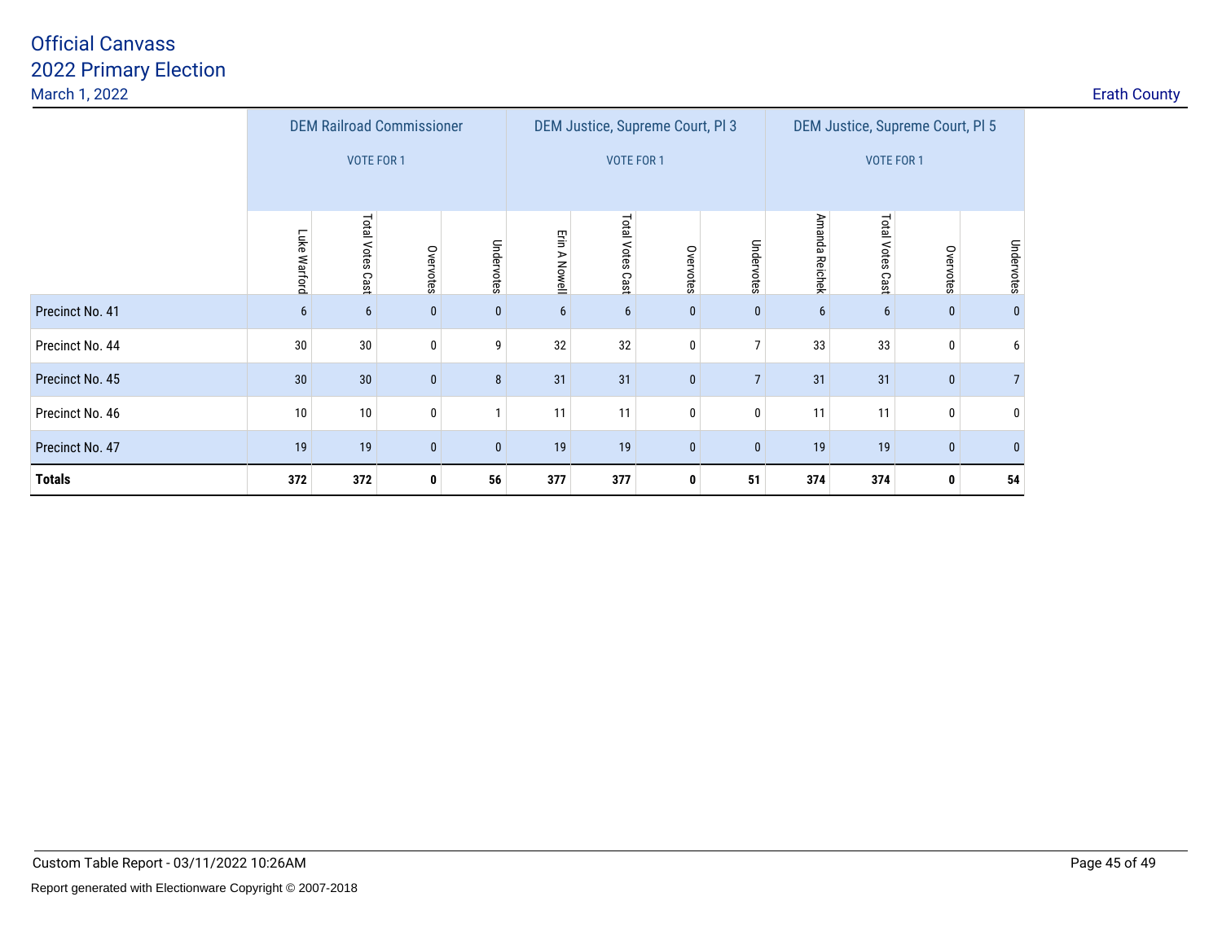# Official Canvass
## 2022 Primary Election

March 1, 2022

Erath County

| | DEM Railroad Commissioner VOTE FOR 1 | | | | DEM Justice, Supreme Court, Pl 3 VOTE FOR 1 | | | | DEM Justice, Supreme Court, Pl 5 VOTE FOR 1 | | | |
|---|---|---|---|---|---|---|---|---|---|---|---|---|
| | Luke Warford | Total Votes Cast | Overvotes | Undervotes | Erin A Nowell | Total Votes Cast | Overvotes | Undervotes | Amanda Reichek | Total Votes Cast | Overvotes | Undervotes |
| Precinct No. 41 | 6 | 6 | 0 | 0 | 6 | 6 | 0 | 0 | 6 | 6 | 0 | 0 |
| Precinct No. 44 | 30 | 30 | 0 | 9 | 32 | 32 | 0 | 7 | 33 | 33 | 0 | 6 |
| Precinct No. 45 | 30 | 30 | 0 | 8 | 31 | 31 | 0 | 7 | 31 | 31 | 0 | 7 |
| Precinct No. 46 | 10 | 10 | 0 | 1 | 11 | 11 | 0 | 0 | 11 | 11 | 0 | 0 |
| Precinct No. 47 | 19 | 19 | 0 | 0 | 19 | 19 | 0 | 0 | 19 | 19 | 0 | 0 |
| **Totals** | **372** | **372** | **0** | **56** | **377** | **377** | **0** | **51** | **374** | **374** | **0** | **54** |

Custom Table Report - 03/11/2022 10:26AM

Report generated with Electionware Copyright © 2007-2018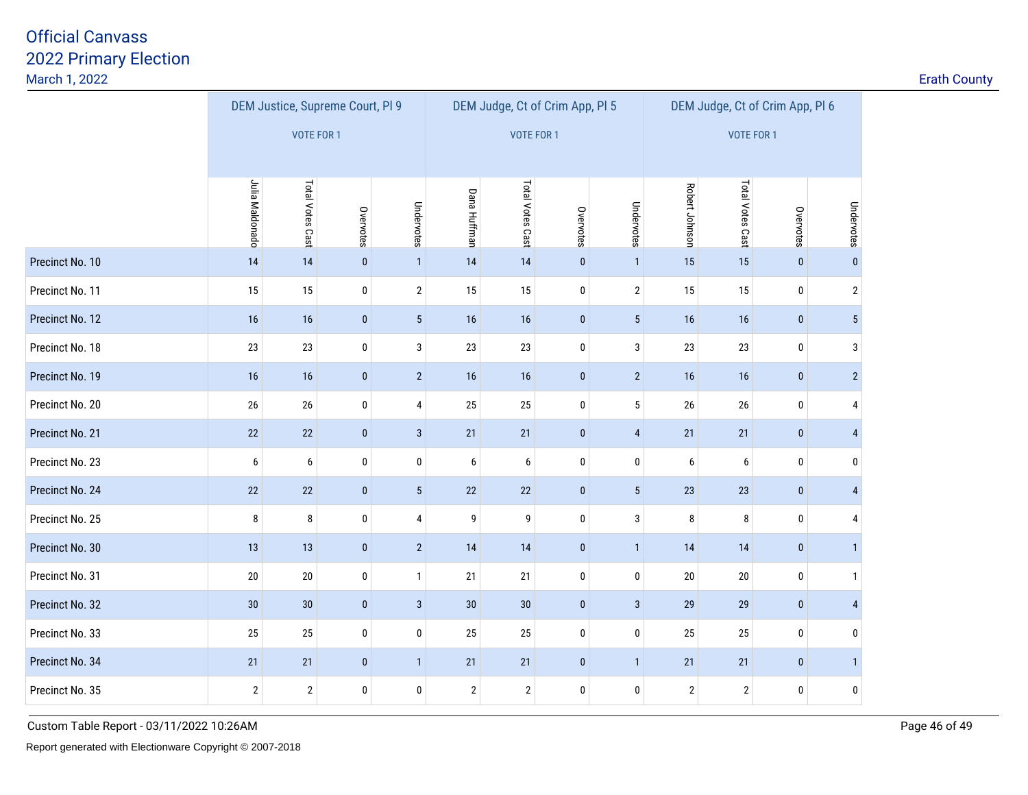# Official Canvass

## 2022 Primary Election

March 1, 2022

Erath County

| | DEM Justice, Supreme Court, Pl 9 VOTE FOR 1 | | | | DEM Judge, Ct of Crim App, Pl 5 VOTE FOR 1 | | | | DEM Judge, Ct of Crim App, Pl 6 VOTE FOR 1 | | | |
|---|---|---|---|---|---|---|---|---|---|---|---|---|
| | Julia Maldonado | Total Votes Cast | Overvotes | Undervotes | Dana Huffman | Total Votes Cast | Overvotes | Undervotes | Robert Johnson | Total Votes Cast | Overvotes | Undervotes |
| Precinct No. 10 | 14 | 14 | 0 | 1 | 14 | 14 | 0 | 1 | 15 | 15 | 0 | 0 |
| Precinct No. 11 | 15 | 15 | 0 | 2 | 15 | 15 | 0 | 2 | 15 | 15 | 0 | 2 |
| Precinct No. 12 | 16 | 16 | 0 | 5 | 16 | 16 | 0 | 5 | 16 | 16 | 0 | 5 |
| Precinct No. 18 | 23 | 23 | 0 | 3 | 23 | 23 | 0 | 3 | 23 | 23 | 0 | 3 |
| Precinct No. 19 | 16 | 16 | 0 | 2 | 16 | 16 | 0 | 2 | 16 | 16 | 0 | 2 |
| Precinct No. 20 | 26 | 26 | 0 | 4 | 25 | 25 | 0 | 5 | 26 | 26 | 0 | 4 |
| Precinct No. 21 | 22 | 22 | 0 | 3 | 21 | 21 | 0 | 4 | 21 | 21 | 0 | 4 |
| Precinct No. 23 | 6 | 6 | 0 | 0 | 6 | 6 | 0 | 0 | 6 | 6 | 0 | 0 |
| Precinct No. 24 | 22 | 22 | 0 | 5 | 22 | 22 | 0 | 5 | 23 | 23 | 0 | 4 |
| Precinct No. 25 | 8 | 8 | 0 | 4 | 9 | 9 | 0 | 3 | 8 | 8 | 0 | 4 |
| Precinct No. 30 | 13 | 13 | 0 | 2 | 14 | 14 | 0 | 1 | 14 | 14 | 0 | 1 |
| Precinct No. 31 | 20 | 20 | 0 | 1 | 21 | 21 | 0 | 0 | 20 | 20 | 0 | 1 |
| Precinct No. 32 | 30 | 30 | 0 | 3 | 30 | 30 | 0 | 3 | 29 | 29 | 0 | 4 |
| Precinct No. 33 | 25 | 25 | 0 | 0 | 25 | 25 | 0 | 0 | 25 | 25 | 0 | 0 |
| Precinct No. 34 | 21 | 21 | 0 | 1 | 21 | 21 | 0 | 1 | 21 | 21 | 0 | 1 |
| Precinct No. 35 | 2 | 2 | 0 | 0 | 2 | 2 | 0 | 0 | 2 | 2 | 0 | 0 |

Custom Table Report - 03/11/2022 10:26AM

Report generated with Electionware Copyright © 2007-2018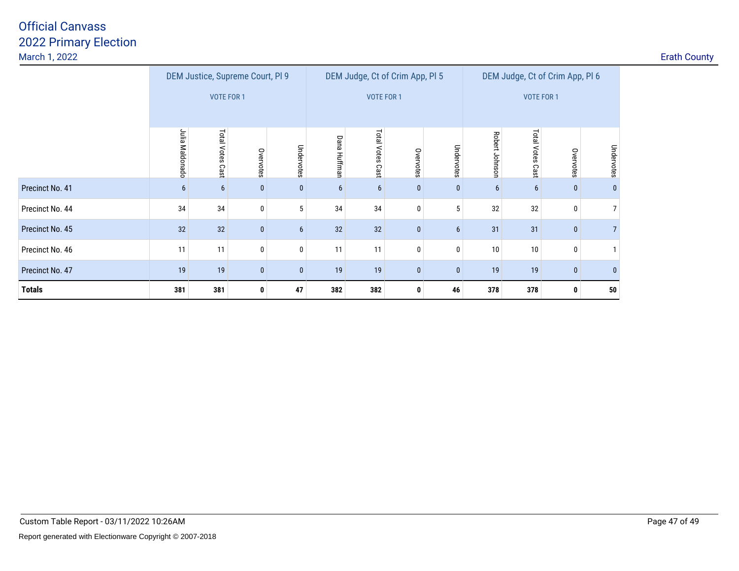# Official Canvass
## 2022 Primary Election
March 1, 2022

Erath County

| | DEM Justice, Supreme Court, Pl 9 VOTE FOR 1 | | | | DEM Judge, Ct of Crim App, Pl 5 VOTE FOR 1 | | | | DEM Judge, Ct of Crim App, Pl 6 VOTE FOR 1 | | | |
|---|---|---|---|---|---|---|---|---|---|---|---|---|
| | Julia Maldonado | Total Votes Cast | Overvotes | Undervotes | Dana Huffman | Total Votes Cast | Overvotes | Undervotes | Robert Johnson | Total Votes Cast | Overvotes | Undervotes |
| Precinct No. 41 | 6 | 6 | 0 | 0 | 6 | 6 | 0 | 0 | 6 | 6 | 0 | 0 |
| Precinct No. 44 | 34 | 34 | 0 | 5 | 34 | 34 | 0 | 5 | 32 | 32 | 0 | 7 |
| Precinct No. 45 | 32 | 32 | 0 | 6 | 32 | 32 | 0 | 6 | 31 | 31 | 0 | 7 |
| Precinct No. 46 | 11 | 11 | 0 | 0 | 11 | 11 | 0 | 0 | 10 | 10 | 0 | 1 |
| Precinct No. 47 | 19 | 19 | 0 | 0 | 19 | 19 | 0 | 0 | 19 | 19 | 0 | 0 |
| **Totals** | **381** | **381** | **0** | **47** | **382** | **382** | **0** | **46** | **378** | **378** | **0** | **50** |

Custom Table Report - 03/11/2022 10:26AM

Report generated with Electionware Copyright © 2007-2018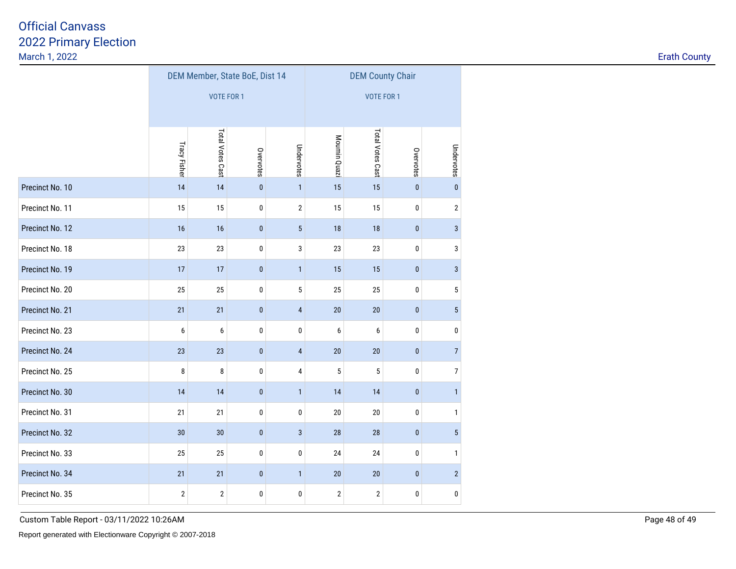# Official Canvass
## 2022 Primary Election
March 1, 2022

Erath County

| | DEM Member, State BoE, Dist 14 VOTE FOR 1 | | | | DEM County Chair VOTE FOR 1 | | | |
|---|---|---|---|---|---|---|---|---|
| | Tracy Fisher | Total Votes Cast | Overvotes | Undervotes | Mournin Quazi | Total Votes Cast | Overvotes | Undervotes |
| Precinct No. 10 | 14 | 14 | 0 | 1 | 15 | 15 | 0 | 0 |
| Precinct No. 11 | 15 | 15 | 0 | 2 | 15 | 15 | 0 | 2 |
| Precinct No. 12 | 16 | 16 | 0 | 5 | 18 | 18 | 0 | 3 |
| Precinct No. 18 | 23 | 23 | 0 | 3 | 23 | 23 | 0 | 3 |
| Precinct No. 19 | 17 | 17 | 0 | 1 | 15 | 15 | 0 | 3 |
| Precinct No. 20 | 25 | 25 | 0 | 5 | 25 | 25 | 0 | 5 |
| Precinct No. 21 | 21 | 21 | 0 | 4 | 20 | 20 | 0 | 5 |
| Precinct No. 23 | 6 | 6 | 0 | 0 | 6 | 6 | 0 | 0 |
| Precinct No. 24 | 23 | 23 | 0 | 4 | 20 | 20 | 0 | 7 |
| Precinct No. 25 | 8 | 8 | 0 | 4 | 5 | 5 | 0 | 7 |
| Precinct No. 30 | 14 | 14 | 0 | 1 | 14 | 14 | 0 | 1 |
| Precinct No. 31 | 21 | 21 | 0 | 0 | 20 | 20 | 0 | 1 |
| Precinct No. 32 | 30 | 30 | 0 | 3 | 28 | 28 | 0 | 5 |
| Precinct No. 33 | 25 | 25 | 0 | 0 | 24 | 24 | 0 | 1 |
| Precinct No. 34 | 21 | 21 | 0 | 1 | 20 | 20 | 0 | 2 |
| Precinct No. 35 | 2 | 2 | 0 | 0 | 2 | 2 | 0 | 0 |

Custom Table Report - 03/11/2022 10:26AM

Report generated with Electionware Copyright © 2007-2018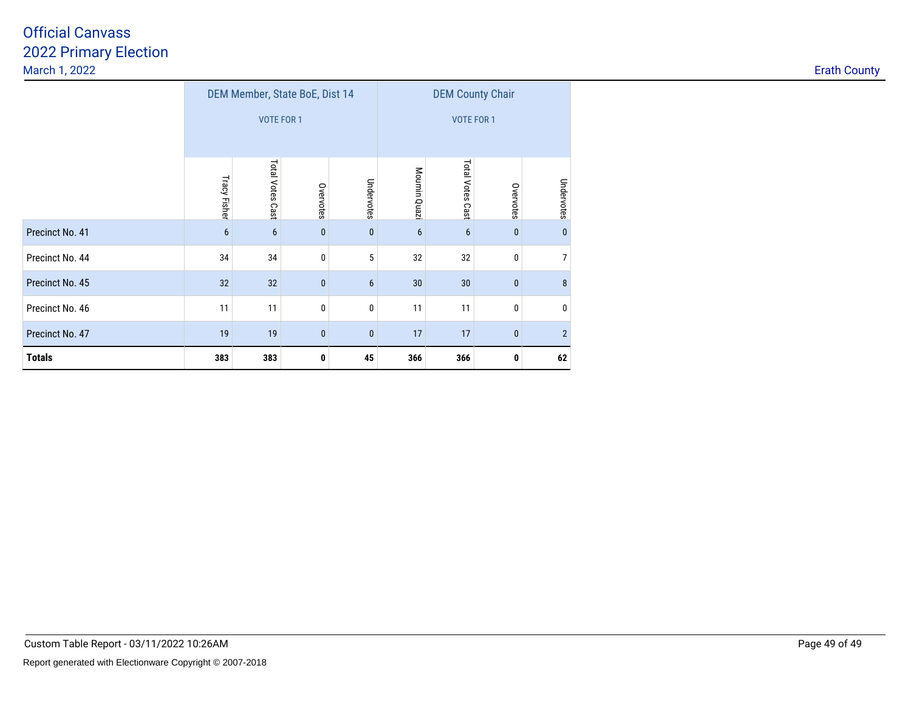# Official Canvass
## 2022 Primary Election
March 1, 2022

Erath County

| | DEM Member, State BoE, Dist 14 VOTE FOR 1 | | | | DEM County Chair VOTE FOR 1 | | | |
|---|---|---|---|---|---|---|---|---|
| | Tracy Fisher | Total Votes Cast | Overvotes | Undervotes | Mournin Quazi | Total Votes Cast | Overvotes | Undervotes |
| Precinct No. 41 | 6 | 6 | 0 | 0 | 6 | 6 | 0 | 0 |
| Precinct No. 44 | 34 | 34 | 0 | 5 | 32 | 32 | 0 | 7 |
| Precinct No. 45 | 32 | 32 | 0 | 6 | 30 | 30 | 0 | 8 |
| Precinct No. 46 | 11 | 11 | 0 | 0 | 11 | 11 | 0 | 0 |
| Precinct No. 47 | 19 | 19 | 0 | 0 | 17 | 17 | 0 | 2 |
| **Totals** | **383** | **383** | **0** | **45** | **366** | **366** | **0** | **62** |

Custom Table Report - 03/11/2022 10:26AM

Report generated with Electionware Copyright © 2007-2018